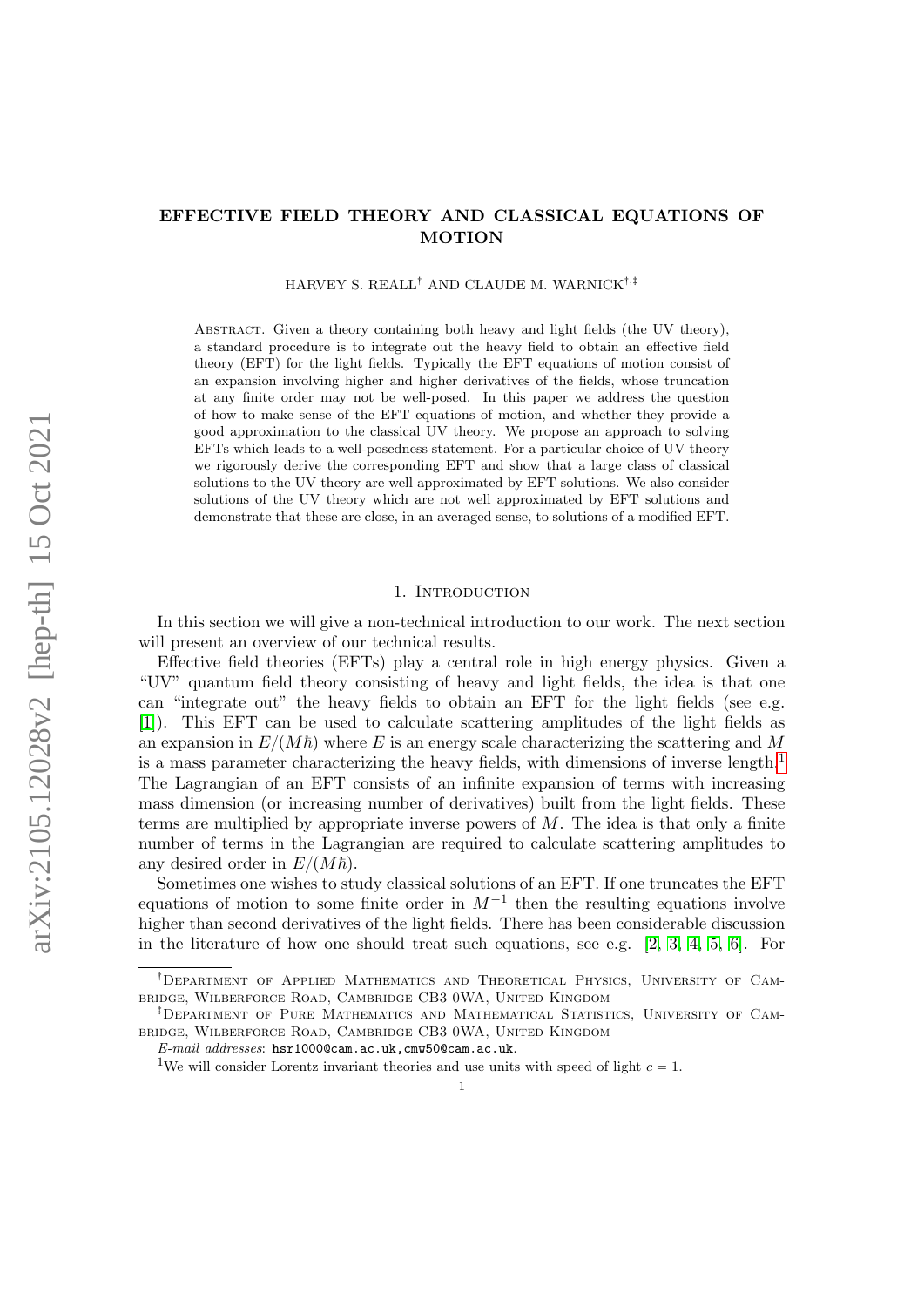# EFFECTIVE FIELD THEORY AND CLASSICAL EQUATIONS OF MOTION

HARVEY S. REALL[†] AND CLAUDE M. WARNICK[†,‡]

Abstract. Given a theory containing both heavy and light fields (the UV theory), a standard procedure is to integrate out the heavy field to obtain an effective field theory (EFT) for the light fields. Typically the EFT equations of motion consist of an expansion involving higher and higher derivatives of the fields, whose truncation at any finite order may not be well-posed. In this paper we address the question of how to make sense of the EFT equations of motion, and whether they provide a good approximation to the classical UV theory. We propose an approach to solving EFTs which leads to a well-posedness statement. For a particular choice of UV theory we rigorously derive the corresponding EFT and show that a large class of classical solutions to the UV theory are well approximated by EFT solutions. We also consider solutions of the UV theory which are not well approximated by EFT solutions and demonstrate that these are close, in an averaged sense, to solutions of a modified EFT.

## 1. Introduction

In this section we will give a non-technical introduction to our work. The next section will present an overview of our technical results.

Effective field theories (EFTs) play a central role in high energy physics. Given a "UV" quantum field theory consisting of heavy and light fields, the idea is that one can "integrate out" the heavy fields to obtain an EFT for the light fields (see e.g. [1]). This EFT can be used to calculate scattering amplitudes of the light fields as an expansion in $E/(M\hbar)$ where $E$ is an energy scale characterizing the scattering and $M$ is a mass parameter characterizing the heavy fields, with dimensions of inverse length.[1] The Lagrangian of an EFT consists of an infinite expansion of terms with increasing mass dimension (or increasing number of derivatives) built from the light fields. These terms are multiplied by appropriate inverse powers of $M$. The idea is that only a finite number of terms in the Lagrangian are required to calculate scattering amplitudes to any desired order in $E/(M\hbar)$.

Sometimes one wishes to study classical solutions of an EFT. If one truncates the EFT equations of motion to some finite order in $M^{-1}$ then the resulting equations involve higher than second derivatives of the light fields. There has been considerable discussion in the literature of how one should treat such equations, see e.g. [2, 3, 4, 5, 6]. For

---

[†]Department of Applied Mathematics and Theoretical Physics, University of Cambridge, Wilberforce Road, Cambridge CB3 0WA, United Kingdom

[‡]Department of Pure Mathematics and Mathematical Statistics, University of Cambridge, Wilberforce Road, Cambridge CB3 0WA, United Kingdom

*E-mail addresses*: hsr1000@cam.ac.uk,cmw50@cam.ac.uk.

[1]We will consider Lorentz invariant theories and use units with speed of light $c = 1$.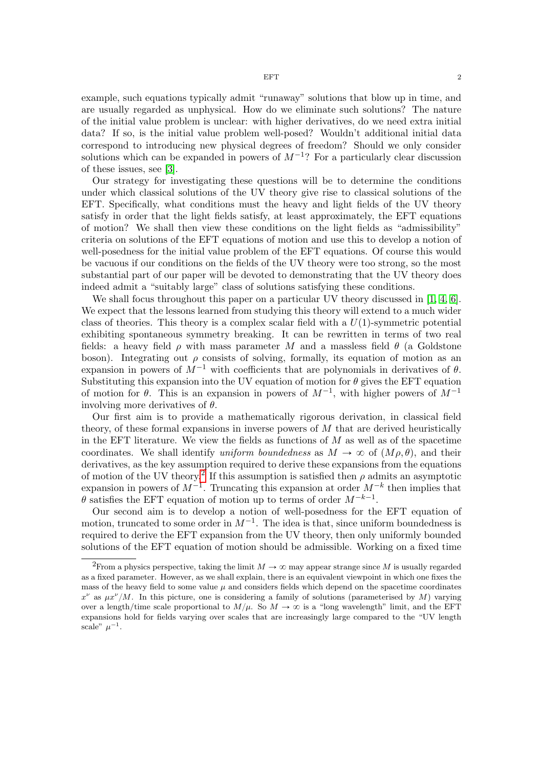example, such equations typically admit "runaway" solutions that blow up in time, and are usually regarded as unphysical. How do we eliminate such solutions? The nature of the initial value problem is unclear: with higher derivatives, do we need extra initial data? If so, is the initial value problem well-posed? Wouldn't additional initial data correspond to introducing new physical degrees of freedom? Should we only consider solutions which can be expanded in powers of $M^{-1}$? For a particularly clear discussion of these issues, see [3].

Our strategy for investigating these questions will be to determine the conditions under which classical solutions of the UV theory give rise to classical solutions of the EFT. Specifically, what conditions must the heavy and light fields of the UV theory satisfy in order that the light fields satisfy, at least approximately, the EFT equations of motion? We shall then view these conditions on the light fields as "admissibility" criteria on solutions of the EFT equations of motion and use this to develop a notion of well-posedness for the initial value problem of the EFT equations. Of course this would be vacuous if our conditions on the fields of the UV theory were too strong, so the most substantial part of our paper will be devoted to demonstrating that the UV theory does indeed admit a "suitably large" class of solutions satisfying these conditions.

We shall focus throughout this paper on a particular UV theory discussed in [1, 4, 6]. We expect that the lessons learned from studying this theory will extend to a much wider class of theories. This theory is a complex scalar field with a $U(1)$-symmetric potential exhibiting spontaneous symmetry breaking. It can be rewritten in terms of two real fields: a heavy field $\rho$ with mass parameter $M$ and a massless field $\theta$ (a Goldstone boson). Integrating out $\rho$ consists of solving, formally, its equation of motion as an expansion in powers of $M^{-1}$ with coefficients that are polynomials in derivatives of $\theta$. Substituting this expansion into the UV equation of motion for $\theta$ gives the EFT equation of motion for $\theta$. This is an expansion in powers of $M^{-1}$, with higher powers of $M^{-1}$ involving more derivatives of $\theta$.

Our first aim is to provide a mathematically rigorous derivation, in classical field theory, of these formal expansions in inverse powers of $M$ that are derived heuristically in the EFT literature. We view the fields as functions of $M$ as well as of the spacetime coordinates. We shall identify *uniform boundedness* as $M \to \infty$ of $(M\rho, \theta)$, and their derivatives, as the key assumption required to derive these expansions from the equations of motion of the UV theory.[2] If this assumption is satisfied then $\rho$ admits an asymptotic expansion in powers of $M^{-1}$. Truncating this expansion at order $M^{-k}$ then implies that $\theta$ satisfies the EFT equation of motion up to terms of order $M^{-k-1}$.

Our second aim is to develop a notion of well-posedness for the EFT equation of motion, truncated to some order in $M^{-1}$. The idea is that, since uniform boundedness is required to derive the EFT expansion from the UV theory, then only uniformly bounded solutions of the EFT equation of motion should be admissible. Working on a fixed time

[2] From a physics perspective, taking the limit $M \to \infty$ may appear strange since $M$ is usually regarded as a fixed parameter. However, as we shall explain, there is an equivalent viewpoint in which one fixes the mass of the heavy field to some value $\mu$ and considers fields which depend on the spacetime coordinates $x^\nu$ as $\mu x^\nu / M$. In this picture, one is considering a family of solutions (parameterised by $M$) varying over a length/time scale proportional to $M/\mu$. So $M \to \infty$ is a "long wavelength" limit, and the EFT expansions hold for fields varying over scales that are increasingly large compared to the "UV length scale" $\mu^{-1}$.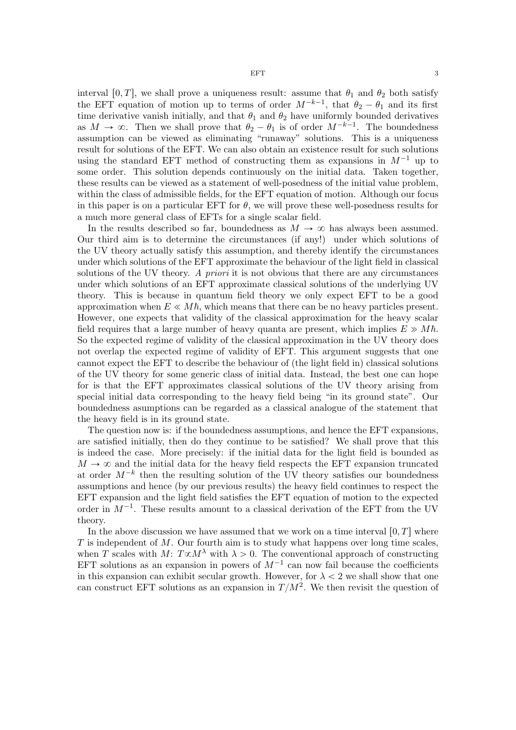interval $[0,T]$, we shall prove a uniqueness result: assume that $\theta_1$ and $\theta_2$ both satisfy the EFT equation of motion up to terms of order $M^{-k-1}$, that $\theta_2 - \theta_1$ and its first time derivative vanish initially, and that $\theta_1$ and $\theta_2$ have uniformly bounded derivatives as $M \to \infty$. Then we shall prove that $\theta_2 - \theta_1$ is of order $M^{-k-1}$. The boundedness assumption can be viewed as eliminating "runaway" solutions. This is a uniqueness result for solutions of the EFT. We can also obtain an existence result for such solutions using the standard EFT method of constructing them as expansions in $M^{-1}$ up to some order. This solution depends continuously on the initial data. Taken together, these results can be viewed as a statement of well-posedness of the initial value problem, within the class of admissible fields, for the EFT equation of motion. Although our focus in this paper is on a particular EFT for $\theta$, we will prove these well-posedness results for a much more general class of EFTs for a single scalar field.

In the results described so far, boundedness as $M \to \infty$ has always been assumed. Our third aim is to determine the circumstances (if any!) under which solutions of the UV theory actually satisfy this assumption, and thereby identify the circumstances under which solutions of the EFT approximate the behaviour of the light field in classical solutions of the UV theory. *A priori* it is not obvious that there are any circumstances under which solutions of an EFT approximate classical solutions of the underlying UV theory. This is because in quantum field theory we only expect EFT to be a good approximation when $E \ll M\hbar$, which means that there can be no heavy particles present. However, one expects that validity of the classical approximation for the heavy scalar field requires that a large number of heavy quanta are present, which implies $E \gg M\hbar$. So the expected regime of validity of the classical approximation in the UV theory does not overlap the expected regime of validity of EFT. This argument suggests that one cannot expect the EFT to describe the behaviour of (the light field in) classical solutions of the UV theory for some generic class of initial data. Instead, the best one can hope for is that the EFT approximates classical solutions of the UV theory arising from special initial data corresponding to the heavy field being "in its ground state". Our boundedness asumptions can be regarded as a classical analogue of the statement that the heavy field is in its ground state.

The question now is: if the boundedness assumptions, and hence the EFT expansions, are satisfied initially, then do they continue to be satisfied? We shall prove that this is indeed the case. More precisely: if the initial data for the light field is bounded as $M \to \infty$ and the initial data for the heavy field respects the EFT expansion truncated at order $M^{-k}$ then the resulting solution of the UV theory satisfies our boundedness assumptions and hence (by our previous results) the heavy field continues to respect the EFT expansion and the light field satisfies the EFT equation of motion to the expected order in $M^{-1}$. These results amount to a classical derivation of the EFT from the UV theory.

In the above discussion we have assumed that we work on a time interval $[0,T]$ where $T$ is independent of $M$. Our fourth aim is to study what happens over long time scales, when $T$ scales with $M$: $T \propto M^{\lambda}$ with $\lambda > 0$. The conventional approach of constructing EFT solutions as an expansion in powers of $M^{-1}$ can now fail because the coefficients in this expansion can exhibit secular growth. However, for $\lambda < 2$ we shall show that one can construct EFT solutions as an expansion in $T/M^2$. We then revisit the question of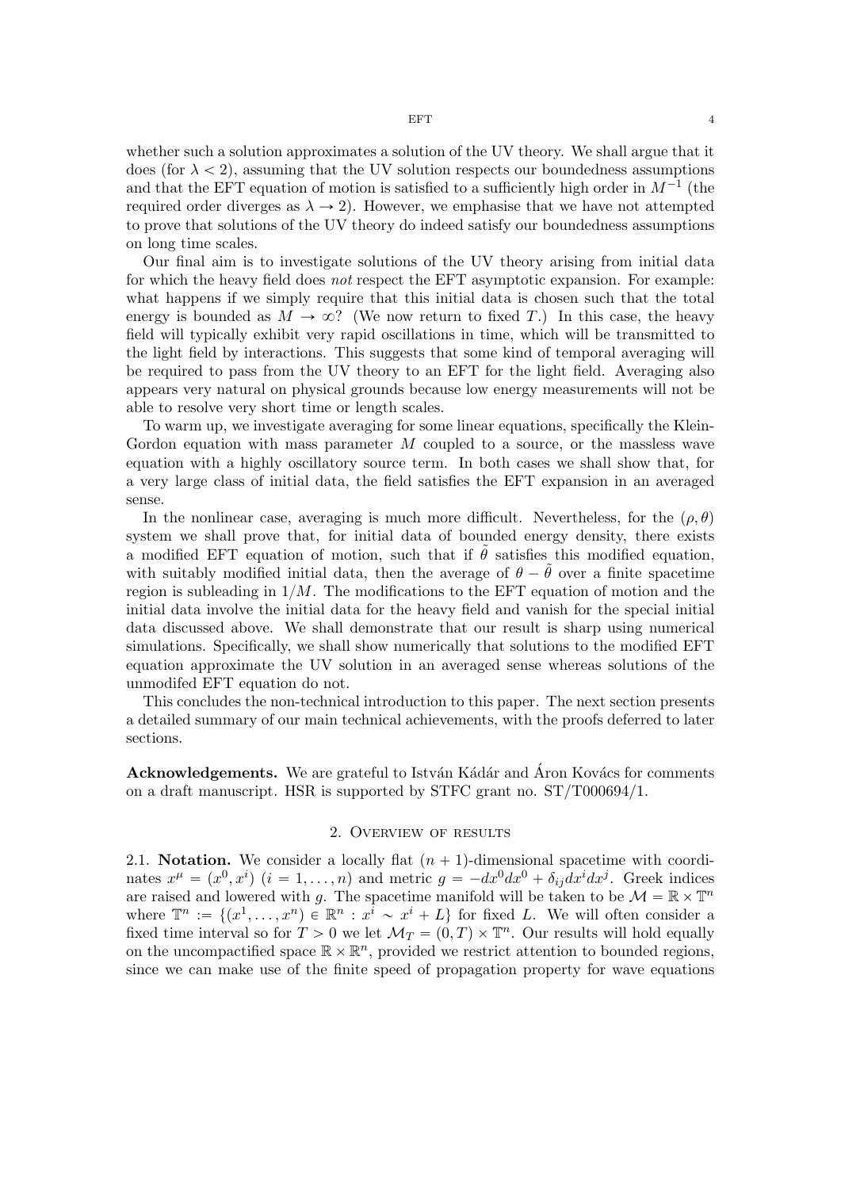whether such a solution approximates a solution of the UV theory. We shall argue that it does (for $\lambda < 2$), assuming that the UV solution respects our boundedness assumptions and that the EFT equation of motion is satisfied to a sufficiently high order in $M^{-1}$ (the required order diverges as $\lambda \to 2$). However, we emphasise that we have not attempted to prove that solutions of the UV theory do indeed satisfy our boundedness assumptions on long time scales.

Our final aim is to investigate solutions of the UV theory arising from initial data for which the heavy field does *not* respect the EFT asymptotic expansion. For example: what happens if we simply require that this initial data is chosen such that the total energy is bounded as $M \to \infty$? (We now return to fixed $T$.) In this case, the heavy field will typically exhibit very rapid oscillations in time, which will be transmitted to the light field by interactions. This suggests that some kind of temporal averaging will be required to pass from the UV theory to an EFT for the light field. Averaging also appears very natural on physical grounds because low energy measurements will not be able to resolve very short time or length scales.

To warm up, we investigate averaging for some linear equations, specifically the Klein-Gordon equation with mass parameter $M$ coupled to a source, or the massless wave equation with a highly oscillatory source term. In both cases we shall show that, for a very large class of initial data, the field satisfies the EFT expansion in an averaged sense.

In the nonlinear case, averaging is much more difficult. Nevertheless, for the $(\rho, \theta)$ system we shall prove that, for initial data of bounded energy density, there exists a modified EFT equation of motion, such that if $\tilde{\theta}$ satisfies this modified equation, with suitably modified initial data, then the average of $\theta - \tilde{\theta}$ over a finite spacetime region is subleading in $1/M$. The modifications to the EFT equation of motion and the initial data involve the initial data for the heavy field and vanish for the special initial data discussed above. We shall demonstrate that our result is sharp using numerical simulations. Specifically, we shall show numerically that solutions to the modified EFT equation approximate the UV solution in an averaged sense whereas solutions of the unmodifed EFT equation do not.

This concludes the non-technical introduction to this paper. The next section presents a detailed summary of our main technical achievements, with the proofs deferred to later sections.

**Acknowledgements.** We are grateful to István Kádár and Áron Kovács for comments on a draft manuscript. HSR is supported by STFC grant no. ST/T000694/1.

## 2. Overview of results

2.1. **Notation.** We consider a locally flat $(n+1)$-dimensional spacetime with coordinates $x^\mu = (x^0, x^i)$ $(i = 1, \ldots, n)$ and metric $g = -dx^0 dx^0 + \delta_{ij} dx^i dx^j$. Greek indices are raised and lowered with $g$. The spacetime manifold will be taken to be $\mathcal{M} = \mathbb{R} \times \mathbb{T}^n$ where $\mathbb{T}^n := \{(x^1, \ldots, x^n) \in \mathbb{R}^n : x^i \sim x^i + L\}$ for fixed $L$. We will often consider a fixed time interval so for $T > 0$ we let $\mathcal{M}_T = (0, T) \times \mathbb{T}^n$. Our results will hold equally on the uncompactified space $\mathbb{R} \times \mathbb{R}^n$, provided we restrict attention to bounded regions, since we can make use of the finite speed of propagation property for wave equations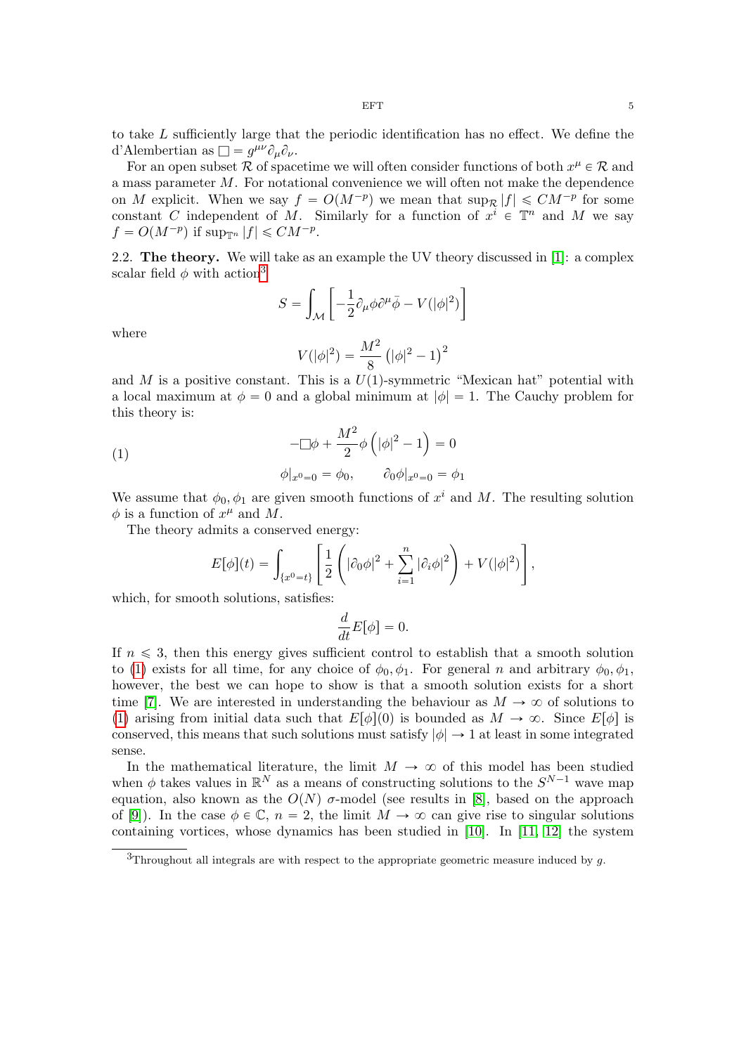to take $L$ sufficiently large that the periodic identification has no effect. We define the d'Alembertian as $\square = g^{\mu\nu}\partial_\mu\partial_\nu$.

For an open subset $\mathcal{R}$ of spacetime we will often consider functions of both $x^\mu \in \mathcal{R}$ and a mass parameter $M$. For notational convenience we will often not make the dependence on $M$ explicit. When we say $f = O(M^{-p})$ we mean that $\sup_{\mathcal{R}} |f| \leqslant CM^{-p}$ for some constant $C$ independent of $M$. Similarly for a function of $x^i \in \mathbb{T}^n$ and $M$ we say $f = O(M^{-p})$ if $\sup_{\mathbb{T}^n} |f| \leqslant CM^{-p}$.

2.2. **The theory.** We will take as an example the UV theory discussed in [1]: a complex scalar field $\phi$ with action[3]

$$S = \int_{\mathcal{M}} \left[ -\frac{1}{2}\partial_\mu \phi \partial^\mu \bar{\phi} - V(|\phi|^2) \right]$$

where

$$V(|\phi|^2) = \frac{M^2}{8}\left(|\phi|^2 - 1\right)^2$$

and $M$ is a positive constant. This is a $U(1)$-symmetric "Mexican hat" potential with a local maximum at $\phi = 0$ and a global minimum at $|\phi| = 1$. The Cauchy problem for this theory is:

$$-\square\phi + \frac{M^2}{2}\phi\left(|\phi|^2 - 1\right) = 0 \tag{1}$$

$$\phi|_{x^0=0} = \phi_0, \qquad \partial_0\phi|_{x^0=0} = \phi_1$$

We assume that $\phi_0, \phi_1$ are given smooth functions of $x^i$ and $M$. The resulting solution $\phi$ is a function of $x^\mu$ and $M$.

The theory admits a conserved energy:

$$E[\phi](t) = \int_{\{x^0=t\}} \left[ \frac{1}{2}\left( |\partial_0\phi|^2 + \sum_{i=1}^n |\partial_i\phi|^2 \right) + V(|\phi|^2) \right],$$

which, for smooth solutions, satisfies:

$$\frac{d}{dt}E[\phi] = 0.$$

If $n \leqslant 3$, then this energy gives sufficient control to establish that a smooth solution to (1) exists for all time, for any choice of $\phi_0, \phi_1$. For general $n$ and arbitrary $\phi_0, \phi_1$, however, the best we can hope to show is that a smooth solution exists for a short time [7]. We are interested in understanding the behaviour as $M \to \infty$ of solutions to (1) arising from initial data such that $E[\phi](0)$ is bounded as $M \to \infty$. Since $E[\phi]$ is conserved, this means that such solutions must satisfy $|\phi| \to 1$ at least in some integrated sense.

In the mathematical literature, the limit $M \to \infty$ of this model has been studied when $\phi$ takes values in $\mathbb{R}^N$ as a means of constructing solutions to the $S^{N-1}$ wave map equation, also known as the $O(N)$ $\sigma$-model (see results in [8], based on the approach of [9]). In the case $\phi \in \mathbb{C}$, $n = 2$, the limit $M \to \infty$ can give rise to singular solutions containing vortices, whose dynamics has been studied in [10]. In [11, 12] the system

[3] Throughout all integrals are with respect to the appropriate geometric measure induced by $g$.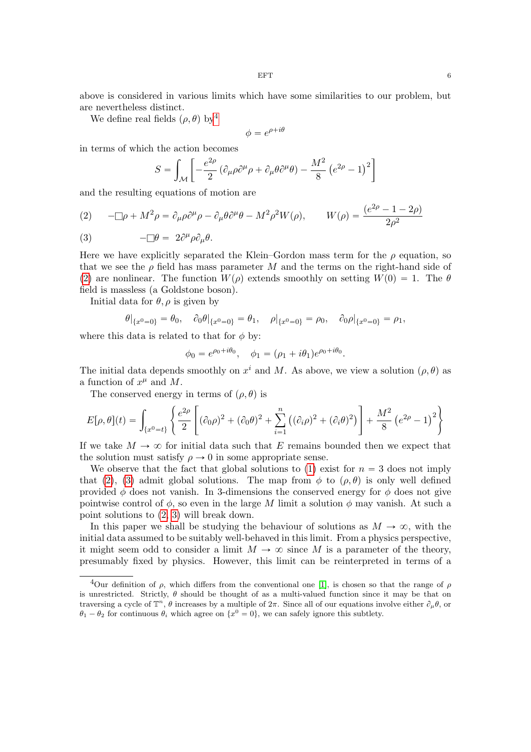above is considered in various limits which have some similarities to our problem, but are nevertheless distinct.

We define real fields $(\rho, \theta)$ by[4]

$$\phi = e^{\rho + i\theta}$$

in terms of which the action becomes

$$S = \int_{\mathcal{M}} \left[ -\frac{e^{2\rho}}{2} \left( \partial_\mu \rho \partial^\mu \rho + \partial_\mu \theta \partial^\mu \theta \right) - \frac{M^2}{8} \left( e^{2\rho} - 1 \right)^2 \right]$$

and the resulting equations of motion are

$$-\Box \rho + M^2 \rho = \partial_\mu \rho \partial^\mu \rho - \partial_\mu \theta \partial^\mu \theta - M^2 \rho^2 W(\rho), \qquad W(\rho) = \frac{(e^{2\rho} - 1 - 2\rho)}{2\rho^2} \tag{2}$$

$$-\Box \theta = 2 \partial^\mu \rho \partial_\mu \theta. \tag{3}$$

Here we have explicitly separated the Klein–Gordon mass term for the $\rho$ equation, so that we see the $\rho$ field has mass parameter $M$ and the terms on the right-hand side of (2) are nonlinear. The function $W(\rho)$ extends smoothly on setting $W(0) = 1$. The $\theta$ field is massless (a Goldstone boson).

Initial data for $\theta, \rho$ is given by

$$\theta|_{\{x^0=0\}} = \theta_0, \quad \partial_0 \theta|_{\{x^0=0\}} = \theta_1, \quad \rho|_{\{x^0=0\}} = \rho_0, \quad \partial_0 \rho|_{\{x^0=0\}} = \rho_1,$$

where this data is related to that for $\phi$ by:

$$\phi_0 = e^{\rho_0 + i\theta_0}, \quad \phi_1 = (\rho_1 + i\theta_1) e^{\rho_0 + i\theta_0}.$$

The initial data depends smoothly on $x^i$ and $M$. As above, we view a solution $(\rho, \theta)$ as a function of $x^\mu$ and $M$.

The conserved energy in terms of $(\rho, \theta)$ is

$$E[\rho, \theta](t) = \int_{\{x^0=t\}} \left\{ \frac{e^{2\rho}}{2} \left[ (\partial_0 \rho)^2 + (\partial_0 \theta)^2 + \sum_{i=1}^{n} \left( (\partial_i \rho)^2 + (\partial_i \theta)^2 \right) \right] + \frac{M^2}{8} \left( e^{2\rho} - 1 \right)^2 \right\}$$

If we take $M \to \infty$ for initial data such that $E$ remains bounded then we expect that the solution must satisfy $\rho \to 0$ in some appropriate sense.

We observe that the fact that global solutions to (1) exist for $n = 3$ does not imply that (2), (3) admit global solutions. The map from $\phi$ to $(\rho, \theta)$ is only well defined provided $\phi$ does not vanish. In 3-dimensions the conserved energy for $\phi$ does not give pointwise control of $\phi$, so even in the large $M$ limit a solution $\phi$ may vanish. At such a point solutions to (2, 3) will break down.

In this paper we shall be studying the behaviour of solutions as $M \to \infty$, with the initial data assumed to be suitably well-behaved in this limit. From a physics perspective, it might seem odd to consider a limit $M \to \infty$ since $M$ is a parameter of the theory, presumably fixed by physics. However, this limit can be reinterpreted in terms of a

---

[4] Our definition of $\rho$, which differs from the conventional one [1], is chosen so that the range of $\rho$ is unrestricted. Strictly, $\theta$ should be thought of as a multi-valued function since it may be that on traversing a cycle of $\mathbb{T}^n$, $\theta$ increases by a multiple of $2\pi$. Since all of our equations involve either $\partial_\mu \theta$, or $\theta_1 - \theta_2$ for continuous $\theta_i$ which agree on $\{x^0 = 0\}$, we can safely ignore this subtlety.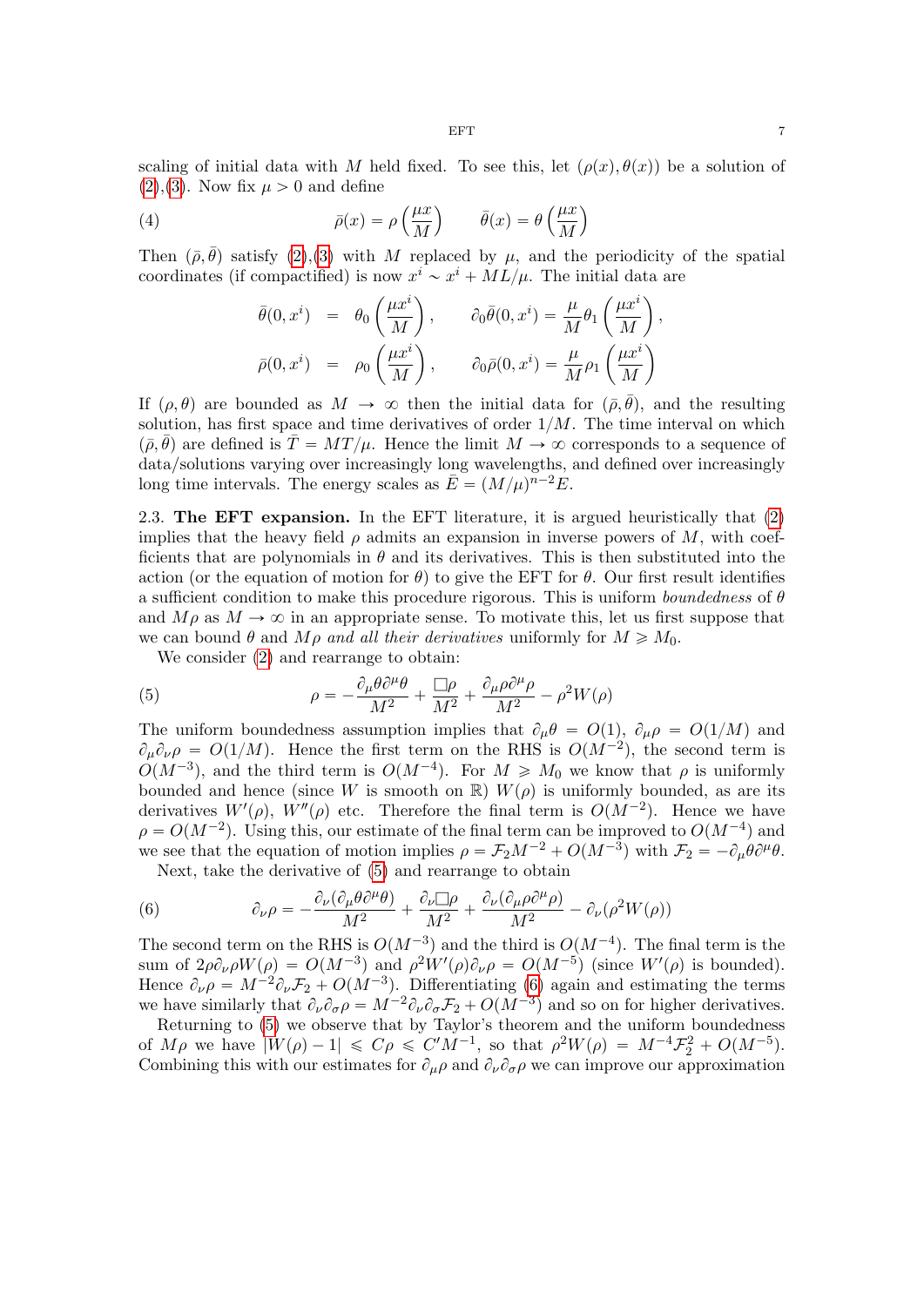scaling of initial data with $M$ held fixed. To see this, let $(\rho(x), \theta(x))$ be a solution of (2),(3). Now fix $\mu > 0$ and define

$$\bar{\rho}(x) = \rho\left(\frac{\mu x}{M}\right) \qquad \bar{\theta}(x) = \theta\left(\frac{\mu x}{M}\right) \tag{4}$$

Then $(\bar{\rho}, \bar{\theta})$ satisfy (2),(3) with $M$ replaced by $\mu$, and the periodicity of the spatial coordinates (if compactified) is now $x^i \sim x^i + ML/\mu$. The initial data are

$$\begin{aligned}
\bar{\theta}(0, x^i) &= \theta_0\left(\frac{\mu x^i}{M}\right), \qquad \partial_0\bar{\theta}(0, x^i) = \frac{\mu}{M}\theta_1\left(\frac{\mu x^i}{M}\right), \\
\bar{\rho}(0, x^i) &= \rho_0\left(\frac{\mu x^i}{M}\right), \qquad \partial_0\bar{\rho}(0, x^i) = \frac{\mu}{M}\rho_1\left(\frac{\mu x^i}{M}\right)
\end{aligned}$$

If $(\rho, \theta)$ are bounded as $M \to \infty$ then the initial data for $(\bar{\rho}, \bar{\theta})$, and the resulting solution, has first space and time derivatives of order $1/M$. The time interval on which $(\bar{\rho}, \bar{\theta})$ are defined is $\bar{T} = MT/\mu$. Hence the limit $M \to \infty$ corresponds to a sequence of data/solutions varying over increasingly long wavelengths, and defined over increasingly long time intervals. The energy scales as $\bar{E} = (M/\mu)^{n-2}E$.

**2.3. The EFT expansion.** In the EFT literature, it is argued heuristically that (2) implies that the heavy field $\rho$ admits an expansion in inverse powers of $M$, with coefficients that are polynomials in $\theta$ and its derivatives. This is then substituted into the action (or the equation of motion for $\theta$) to give the EFT for $\theta$. Our first result identifies a sufficient condition to make this procedure rigorous. This is uniform *boundedness* of $\theta$ and $M\rho$ as $M \to \infty$ in an appropriate sense. To motivate this, let us first suppose that we can bound $\theta$ and $M\rho$ *and all their derivatives* uniformly for $M \geqslant M_0$.

We consider (2) and rearrange to obtain:

$$\rho = -\frac{\partial_\mu\theta\partial^\mu\theta}{M^2} + \frac{\Box\rho}{M^2} + \frac{\partial_\mu\rho\partial^\mu\rho}{M^2} - \rho^2 W(\rho) \tag{5}$$

The uniform boundedness assumption implies that $\partial_\mu\theta = O(1)$, $\partial_\mu\rho = O(1/M)$ and $\partial_\mu\partial_\nu\rho = O(1/M)$. Hence the first term on the RHS is $O(M^{-2})$, the second term is $O(M^{-3})$, and the third term is $O(M^{-4})$. For $M \geqslant M_0$ we know that $\rho$ is uniformly bounded and hence (since $W$ is smooth on $\mathbb{R}$) $W(\rho)$ is uniformly bounded, as are its derivatives $W'(\rho)$, $W''(\rho)$ etc. Therefore the final term is $O(M^{-2})$. Hence we have $\rho = O(M^{-2})$. Using this, our estimate of the final term can be improved to $O(M^{-4})$ and we see that the equation of motion implies $\rho = \mathcal{F}_2 M^{-2} + O(M^{-3})$ with $\mathcal{F}_2 = -\partial_\mu\theta\partial^\mu\theta$.

Next, take the derivative of (5) and rearrange to obtain

$$\partial_\nu\rho = -\frac{\partial_\nu(\partial_\mu\theta\partial^\mu\theta)}{M^2} + \frac{\partial_\nu\Box\rho}{M^2} + \frac{\partial_\nu(\partial_\mu\rho\partial^\mu\rho)}{M^2} - \partial_\nu(\rho^2 W(\rho)) \tag{6}$$

The second term on the RHS is $O(M^{-3})$ and the third is $O(M^{-4})$. The final term is the sum of $2\rho\partial_\nu\rho W(\rho) = O(M^{-3})$ and $\rho^2 W'(\rho)\partial_\nu\rho = O(M^{-5})$ (since $W'(\rho)$ is bounded). Hence $\partial_\nu\rho = M^{-2}\partial_\nu\mathcal{F}_2 + O(M^{-3})$. Differentiating (6) again and estimating the terms we have similarly that $\partial_\nu\partial_\sigma\rho = M^{-2}\partial_\nu\partial_\sigma\mathcal{F}_2 + O(M^{-3})$ and so on for higher derivatives.

Returning to (5) we observe that by Taylor's theorem and the uniform boundedness of $M\rho$ we have $|W(\rho) - 1| \leqslant C\rho \leqslant C'M^{-1}$, so that $\rho^2 W(\rho) = M^{-4}\mathcal{F}_2^2 + O(M^{-5})$. Combining this with our estimates for $\partial_\mu\rho$ and $\partial_\nu\partial_\sigma\rho$ we can improve our approximation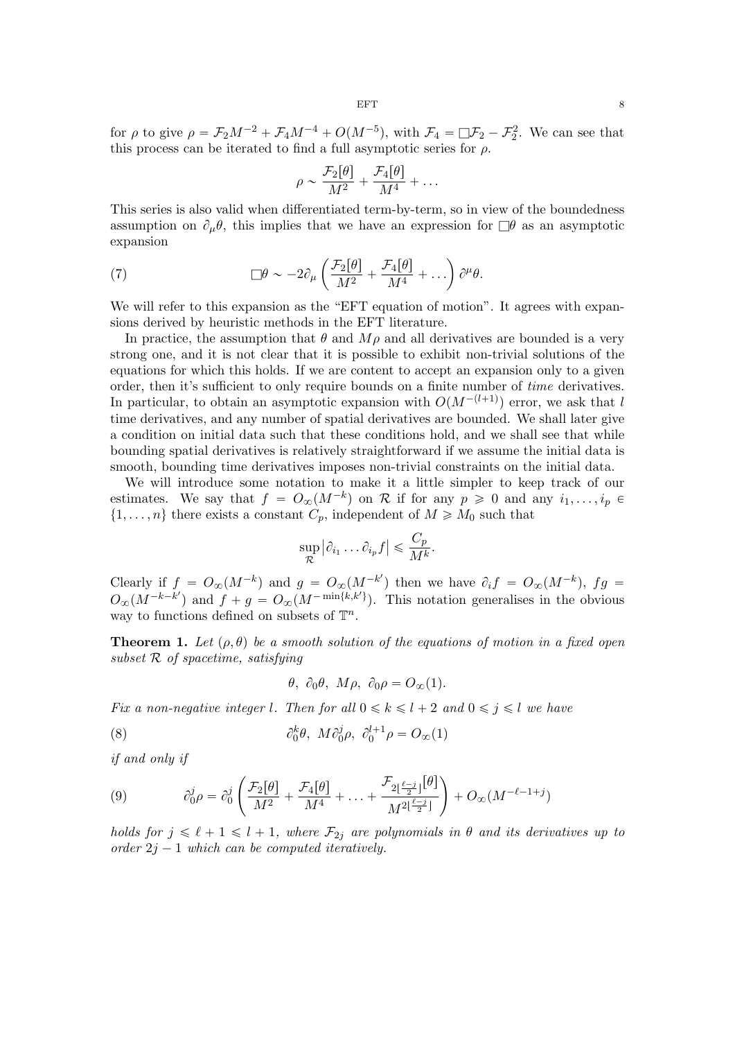for $\rho$ to give $\rho = \mathcal{F}_2 M^{-2} + \mathcal{F}_4 M^{-4} + O(M^{-5})$, with $\mathcal{F}_4 = \Box \mathcal{F}_2 - \mathcal{F}_2^2$. We can see that this process can be iterated to find a full asymptotic series for $\rho$.

$$\rho \sim \frac{\mathcal{F}_2[\theta]}{M^2} + \frac{\mathcal{F}_4[\theta]}{M^4} + \dots$$

This series is also valid when differentiated term-by-term, so in view of the boundedness assumption on $\partial_\mu \theta$, this implies that we have an expression for $\Box\theta$ as an asymptotic expansion

$$\Box\theta \sim -2\partial_\mu \left( \frac{\mathcal{F}_2[\theta]}{M^2} + \frac{\mathcal{F}_4[\theta]}{M^4} + \dots \right) \partial^\mu \theta. \tag{7}$$

We will refer to this expansion as the "EFT equation of motion". It agrees with expansions derived by heuristic methods in the EFT literature.

In practice, the assumption that $\theta$ and $M\rho$ and all derivatives are bounded is a very strong one, and it is not clear that it is possible to exhibit non-trivial solutions of the equations for which this holds. If we are content to accept an expansion only to a given order, then it's sufficient to only require bounds on a finite number of *time* derivatives. In particular, to obtain an asymptotic expansion with $O(M^{-(l+1)})$ error, we ask that $l$ time derivatives, and any number of spatial derivatives are bounded. We shall later give a condition on initial data such that these conditions hold, and we shall see that while bounding spatial derivatives is relatively straightforward if we assume the initial data is smooth, bounding time derivatives imposes non-trivial constraints on the initial data.

We will introduce some notation to make it a little simpler to keep track of our estimates. We say that $f = O_\infty(M^{-k})$ on $\mathcal{R}$ if for any $p \geqslant 0$ and any $i_1, \dots, i_p \in \{1, \dots, n\}$ there exists a constant $C_p$, independent of $M \geqslant M_0$ such that

$$\sup_{\mathcal{R}} \left| \partial_{i_1} \dots \partial_{i_p} f \right| \leqslant \frac{C_p}{M^k}.$$

Clearly if $f = O_\infty(M^{-k})$ and $g = O_\infty(M^{-k'})$ then we have $\partial_i f = O_\infty(M^{-k})$, $fg = O_\infty(M^{-k-k'})$ and $f + g = O_\infty(M^{-\min\{k,k'\}})$. This notation generalises in the obvious way to functions defined on subsets of $\mathbb{T}^n$.

**Theorem 1.** *Let $(\rho, \theta)$ be a smooth solution of the equations of motion in a fixed open subset $\mathcal{R}$ of spacetime, satisfying*

$$\theta,\ \partial_0\theta,\ M\rho,\ \partial_0\rho = O_\infty(1).$$

*Fix a non-negative integer $l$. Then for all $0 \leqslant k \leqslant l+2$ and $0 \leqslant j \leqslant l$ we have*

$$\partial_0^k\theta,\ M\partial_0^j\rho,\ \partial_0^{l+1}\rho = O_\infty(1) \tag{8}$$

*if and only if*

$$\partial_0^j \rho = \partial_0^j \left( \frac{\mathcal{F}_2[\theta]}{M^2} + \frac{\mathcal{F}_4[\theta]}{M^4} + \dots + \frac{\mathcal{F}_{2\lfloor \frac{\ell-j}{2} \rfloor}[\theta]}{M^{2\lfloor \frac{\ell-j}{2} \rfloor}} \right) + O_\infty(M^{-\ell-1+j}) \tag{9}$$

*holds for $j \leqslant \ell + 1 \leqslant l + 1$, where $\mathcal{F}_{2j}$ are polynomials in $\theta$ and its derivatives up to order $2j - 1$ which can be computed iteratively.*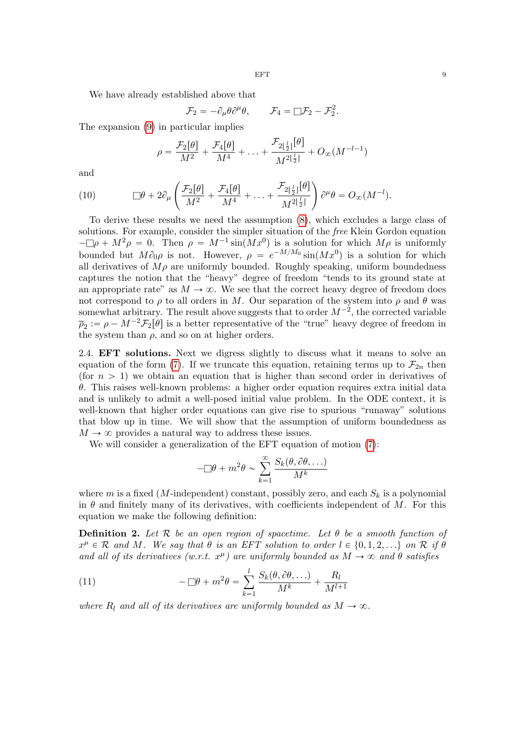We have already established above that

$$\mathcal{F}_2 = -\partial_\mu \theta \partial^\mu \theta, \qquad \mathcal{F}_4 = \Box \mathcal{F}_2 - \mathcal{F}_2^2.$$

The expansion (9) in particular implies

$$\rho = \frac{\mathcal{F}_2[\theta]}{M^2} + \frac{\mathcal{F}_4[\theta]}{M^4} + \ldots + \frac{\mathcal{F}_{2\lfloor \frac{l}{2} \rfloor}[\theta]}{M^{2\lfloor \frac{l}{2} \rfloor}} + O_\infty(M^{-l-1})$$

and

$$\Box\theta + 2\partial_\mu \left( \frac{\mathcal{F}_2[\theta]}{M^2} + \frac{\mathcal{F}_4[\theta]}{M^4} + \ldots + \frac{\mathcal{F}_{2\lfloor \frac{l}{2} \rfloor}[\theta]}{M^{2\lfloor \frac{l}{2} \rfloor}} \right) \partial^\mu \theta = O_\infty(M^{-l}). \tag{10}$$

To derive these results we need the assumption (8), which excludes a large class of solutions. For example, consider the simpler situation of the *free* Klein Gordon equation $-\Box\rho + M^2\rho = 0$. Then $\rho = M^{-1}\sin(Mx^0)$ is a solution for which $M\rho$ is uniformly bounded but $M\partial_0\rho$ is not. However, $\rho = e^{-M/M_0}\sin(Mx^0)$ is a solution for which all derivatives of $M\rho$ are uniformly bounded. Roughly speaking, uniform boundedness captures the notion that the "heavy" degree of freedom "tends to its ground state at an appropriate rate" as $M \to \infty$. We see that the correct heavy degree of freedom does not correspond to $\rho$ to all orders in $M$. Our separation of the system into $\rho$ and $\theta$ was somewhat arbitrary. The result above suggests that to order $M^{-2}$, the corrected variable $\overline{\rho}_2 := \rho - M^{-2}\mathcal{F}_2[\theta]$ is a better representative of the "true" heavy degree of freedom in the system than $\rho$, and so on at higher orders.

**2.4. EFT solutions.** Next we digress slightly to discuss what it means to solve an equation of the form (7). If we truncate this equation, retaining terms up to $\mathcal{F}_{2n}$ then (for $n > 1$) we obtain an equation that is higher than second order in derivatives of $\theta$. This raises well-known problems: a higher order equation requires extra initial data and is unlikely to admit a well-posed initial value problem. In the ODE context, it is well-known that higher order equations can give rise to spurious "runaway" solutions that blow up in time. We will show that the assumption of uniform boundedness as $M \to \infty$ provides a natural way to address these issues.

We will consider a generalization of the EFT equation of motion (7):

$$-\Box\theta + m^2\theta \sim \sum_{k=1}^{\infty} \frac{S_k(\theta, \partial\theta, \ldots)}{M^k}$$

where $m$ is a fixed ($M$-independent) constant, possibly zero, and each $S_k$ is a polynomial in $\theta$ and finitely many of its derivatives, with coefficients independent of $M$. For this equation we make the following definition:

**Definition 2.** *Let $\mathcal{R}$ be an open region of spacetime. Let $\theta$ be a smooth function of $x^\mu \in \mathcal{R}$ and $M$. We say that $\theta$ is an EFT solution to order $l \in \{0, 1, 2, \ldots\}$ on $\mathcal{R}$ if $\theta$ and all of its derivatives (w.r.t. $x^\mu$) are uniformly bounded as $M \to \infty$ and $\theta$ satisfies*

$$-\Box\theta + m^2\theta = \sum_{k=1}^{l} \frac{S_k(\theta, \partial\theta, \ldots)}{M^k} + \frac{R_l}{M^{l+1}} \tag{11}$$

*where $R_l$ and all of its derivatives are uniformly bounded as $M \to \infty$.*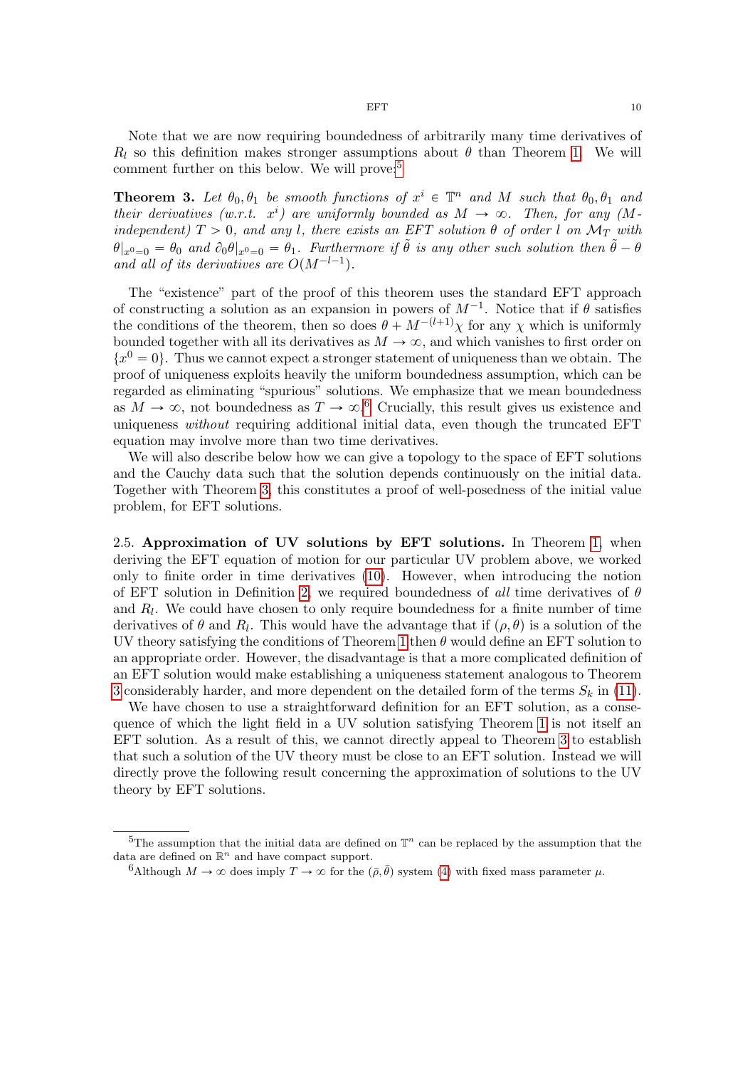Note that we are now requiring boundedness of arbitrarily many time derivatives of $R_l$ so this definition makes stronger assumptions about $\theta$ than Theorem 1. We will comment further on this below. We will prove:[5]

**Theorem 3.** *Let $\theta_0, \theta_1$ be smooth functions of $x^i \in \mathbb{T}^n$ and $M$ such that $\theta_0, \theta_1$ and their derivatives (w.r.t. $x^i$) are uniformly bounded as $M \to \infty$. Then, for any ($M$-independent) $T > 0$, and any $l$, there exists an EFT solution $\theta$ of order $l$ on $\mathcal{M}_T$ with $\theta|_{x^0=0} = \theta_0$ and $\partial_0\theta|_{x^0=0} = \theta_1$. Furthermore if $\tilde{\theta}$ is any other such solution then $\tilde{\theta} - \theta$ and all of its derivatives are $O(M^{-l-1})$.*

The "existence" part of the proof of this theorem uses the standard EFT approach of constructing a solution as an expansion in powers of $M^{-1}$. Notice that if $\theta$ satisfies the conditions of the theorem, then so does $\theta + M^{-(l+1)}\chi$ for any $\chi$ which is uniformly bounded together with all its derivatives as $M \to \infty$, and which vanishes to first order on $\{x^0 = 0\}$. Thus we cannot expect a stronger statement of uniqueness than we obtain. The proof of uniqueness exploits heavily the uniform boundedness assumption, which can be regarded as eliminating "spurious" solutions. We emphasize that we mean boundedness as $M \to \infty$, not boundedness as $T \to \infty$.[6] Crucially, this result gives us existence and uniqueness *without* requiring additional initial data, even though the truncated EFT equation may involve more than two time derivatives.

We will also describe below how we can give a topology to the space of EFT solutions and the Cauchy data such that the solution depends continuously on the initial data. Together with Theorem 3, this constitutes a proof of well-posedness of the initial value problem, for EFT solutions.

2.5. **Approximation of UV solutions by EFT solutions.** In Theorem 1, when deriving the EFT equation of motion for our particular UV problem above, we worked only to finite order in time derivatives (10). However, when introducing the notion of EFT solution in Definition 2, we required boundedness of *all* time derivatives of $\theta$ and $R_l$. We could have chosen to only require boundedness for a finite number of time derivatives of $\theta$ and $R_l$. This would have the advantage that if $(\rho, \theta)$ is a solution of the UV theory satisfying the conditions of Theorem 1 then $\theta$ would define an EFT solution to an appropriate order. However, the disadvantage is that a more complicated definition of an EFT solution would make establishing a uniqueness statement analogous to Theorem 3 considerably harder, and more dependent on the detailed form of the terms $S_k$ in (11).

We have chosen to use a straightforward definition for an EFT solution, as a consequence of which the light field in a UV solution satisfying Theorem 1 is not itself an EFT solution. As a result of this, we cannot directly appeal to Theorem 3 to establish that such a solution of the UV theory must be close to an EFT solution. Instead we will directly prove the following result concerning the approximation of solutions to the UV theory by EFT solutions.

---

[5] The assumption that the initial data are defined on $\mathbb{T}^n$ can be replaced by the assumption that the data are defined on $\mathbb{R}^n$ and have compact support.

[6] Although $M \to \infty$ does imply $T \to \infty$ for the $(\bar{\rho}, \bar{\theta})$ system (4) with fixed mass parameter $\mu$.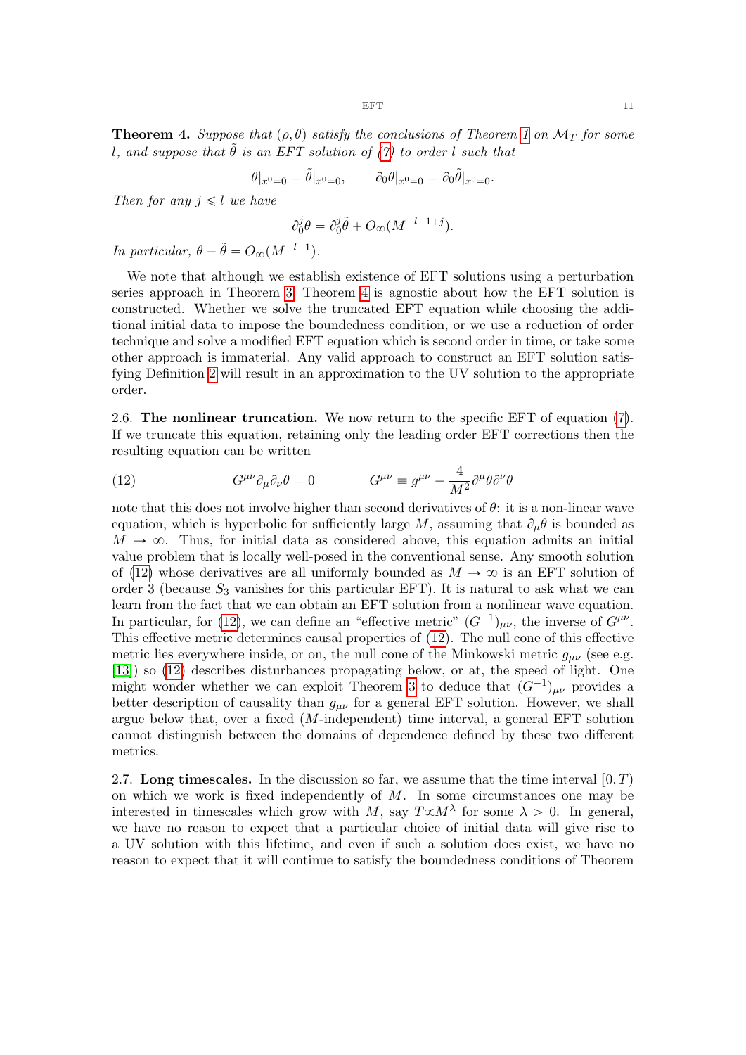**Theorem 4.** *Suppose that $(\rho, \theta)$ satisfy the conclusions of Theorem 1 on $\mathcal{M}_T$ for some $l$, and suppose that $\tilde{\theta}$ is an EFT solution of (7) to order $l$ such that*

$$\theta|_{x^0=0} = \tilde{\theta}|_{x^0=0}, \qquad \partial_0\theta|_{x^0=0} = \partial_0\tilde{\theta}|_{x^0=0}.$$

*Then for any $j \leqslant l$ we have*

$$\partial_0^j\theta = \partial_0^j\tilde{\theta} + O_\infty(M^{-l-1+j}).$$

*In particular, $\theta - \tilde{\theta} = O_\infty(M^{-l-1})$.*

We note that although we establish existence of EFT solutions using a perturbation series approach in Theorem 3, Theorem 4 is agnostic about how the EFT solution is constructed. Whether we solve the truncated EFT equation while choosing the additional initial data to impose the boundedness condition, or we use a reduction of order technique and solve a modified EFT equation which is second order in time, or take some other approach is immaterial. Any valid approach to construct an EFT solution satisfying Definition 2 will result in an approximation to the UV solution to the appropriate order.

2.6. **The nonlinear truncation.** We now return to the specific EFT of equation (7). If we truncate this equation, retaining only the leading order EFT corrections then the resulting equation can be written

$$G^{\mu\nu}\partial_\mu\partial_\nu\theta = 0 \qquad\qquad G^{\mu\nu} \equiv g^{\mu\nu} - \frac{4}{M^2}\partial^\mu\theta\partial^\nu\theta \tag{12}$$

note that this does not involve higher than second derivatives of $\theta$: it is a non-linear wave equation, which is hyperbolic for sufficiently large $M$, assuming that $\partial_\mu\theta$ is bounded as $M \to \infty$. Thus, for initial data as considered above, this equation admits an initial value problem that is locally well-posed in the conventional sense. Any smooth solution of (12) whose derivatives are all uniformly bounded as $M \to \infty$ is an EFT solution of order 3 (because $S_3$ vanishes for this particular EFT). It is natural to ask what we can learn from the fact that we can obtain an EFT solution from a nonlinear wave equation. In particular, for (12), we can define an "effective metric" $(G^{-1})_{\mu\nu}$, the inverse of $G^{\mu\nu}$. This effective metric determines causal properties of (12). The null cone of this effective metric lies everywhere inside, or on, the null cone of the Minkowski metric $g_{\mu\nu}$ (see e.g. [13]) so (12) describes disturbances propagating below, or at, the speed of light. One might wonder whether we can exploit Theorem 3 to deduce that $(G^{-1})_{\mu\nu}$ provides a better description of causality than $g_{\mu\nu}$ for a general EFT solution. However, we shall argue below that, over a fixed ($M$-independent) time interval, a general EFT solution cannot distinguish between the domains of dependence defined by these two different metrics.

2.7. **Long timescales.** In the discussion so far, we assume that the time interval $[0, T)$ on which we work is fixed independently of $M$. In some circumstances one may be interested in timescales which grow with $M$, say $T \propto M^\lambda$ for some $\lambda > 0$. In general, we have no reason to expect that a particular choice of initial data will give rise to a UV solution with this lifetime, and even if such a solution does exist, we have no reason to expect that it will continue to satisfy the boundedness conditions of Theorem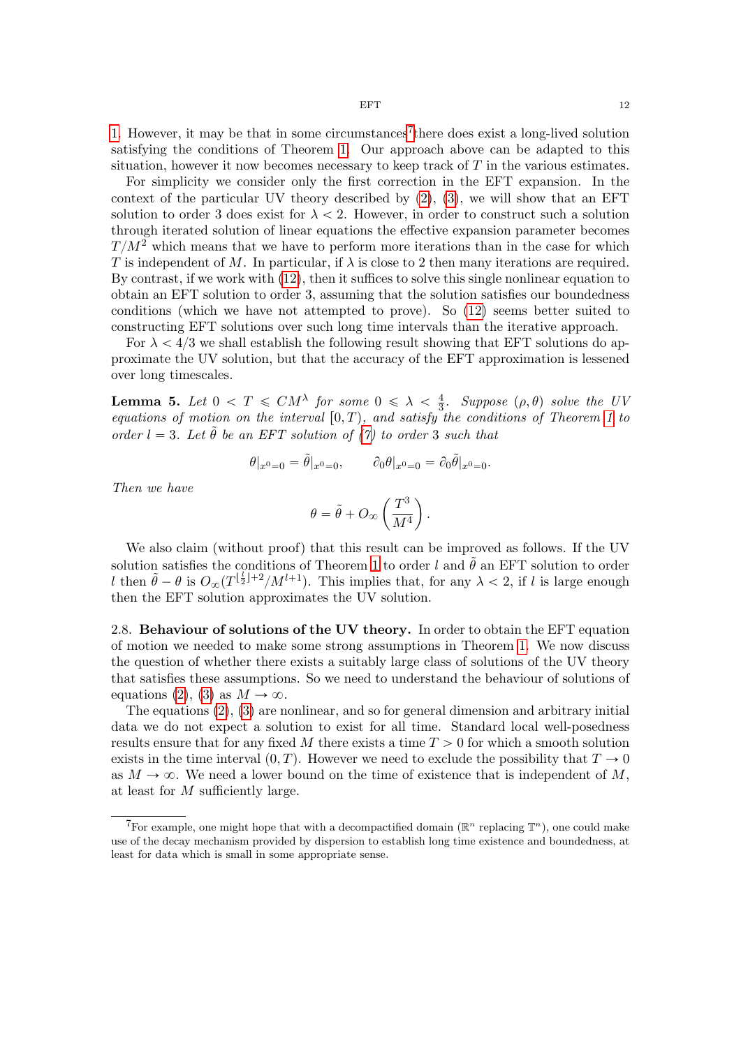1. However, it may be that in some circumstances[7] there does exist a long-lived solution satisfying the conditions of Theorem 1. Our approach above can be adapted to this situation, however it now becomes necessary to keep track of $T$ in the various estimates.

For simplicity we consider only the first correction in the EFT expansion. In the context of the particular UV theory described by (2), (3), we will show that an EFT solution to order 3 does exist for $\lambda < 2$. However, in order to construct such a solution through iterated solution of linear equations the effective expansion parameter becomes $T/M^2$ which means that we have to perform more iterations than in the case for which $T$ is independent of $M$. In particular, if $\lambda$ is close to 2 then many iterations are required. By contrast, if we work with (12), then it suffices to solve this single nonlinear equation to obtain an EFT solution to order 3, assuming that the solution satisfies our boundedness conditions (which we have not attempted to prove). So (12) seems better suited to constructing EFT solutions over such long time intervals than the iterative approach.

For $\lambda < 4/3$ we shall establish the following result showing that EFT solutions do approximate the UV solution, but that the accuracy of the EFT approximation is lessened over long timescales.

**Lemma 5.** *Let $0 < T \leqslant CM^\lambda$ for some $0 \leqslant \lambda < \frac{4}{3}$. Suppose $(\rho, \theta)$ solve the UV equations of motion on the interval $[0, T)$, and satisfy the conditions of Theorem 1 to order $l = 3$. Let $\tilde{\theta}$ be an EFT solution of (7) to order 3 such that*

$$\theta|_{x^0=0} = \tilde{\theta}|_{x^0=0}, \qquad \partial_0\theta|_{x^0=0} = \partial_0\tilde{\theta}|_{x^0=0}.$$

*Then we have*

$$\theta = \tilde{\theta} + O_\infty\left(\frac{T^3}{M^4}\right).$$

We also claim (without proof) that this result can be improved as follows. If the UV solution satisfies the conditions of Theorem 1 to order $l$ and $\tilde{\theta}$ an EFT solution to order $l$ then $\tilde{\theta} - \theta$ is $O_\infty(T^{\lfloor \frac{l}{2} \rfloor + 2}/M^{l+1})$. This implies that, for any $\lambda < 2$, if $l$ is large enough then the EFT solution approximates the UV solution.

## 2.8. Behaviour of solutions of the UV theory.

In order to obtain the EFT equation of motion we needed to make some strong assumptions in Theorem 1. We now discuss the question of whether there exists a suitably large class of solutions of the UV theory that satisfies these assumptions. So we need to understand the behaviour of solutions of equations (2), (3) as $M \to \infty$.

The equations (2), (3) are nonlinear, and so for general dimension and arbitrary initial data we do not expect a solution to exist for all time. Standard local well-posedness results ensure that for any fixed $M$ there exists a time $T > 0$ for which a smooth solution exists in the time interval $(0, T)$. However we need to exclude the possibility that $T \to 0$ as $M \to \infty$. We need a lower bound on the time of existence that is independent of $M$, at least for $M$ sufficiently large.

[7] For example, one might hope that with a decompactified domain ($\mathbb{R}^n$ replacing $\mathbb{T}^n$), one could make use of the decay mechanism provided by dispersion to establish long time existence and boundedness, at least for data which is small in some appropriate sense.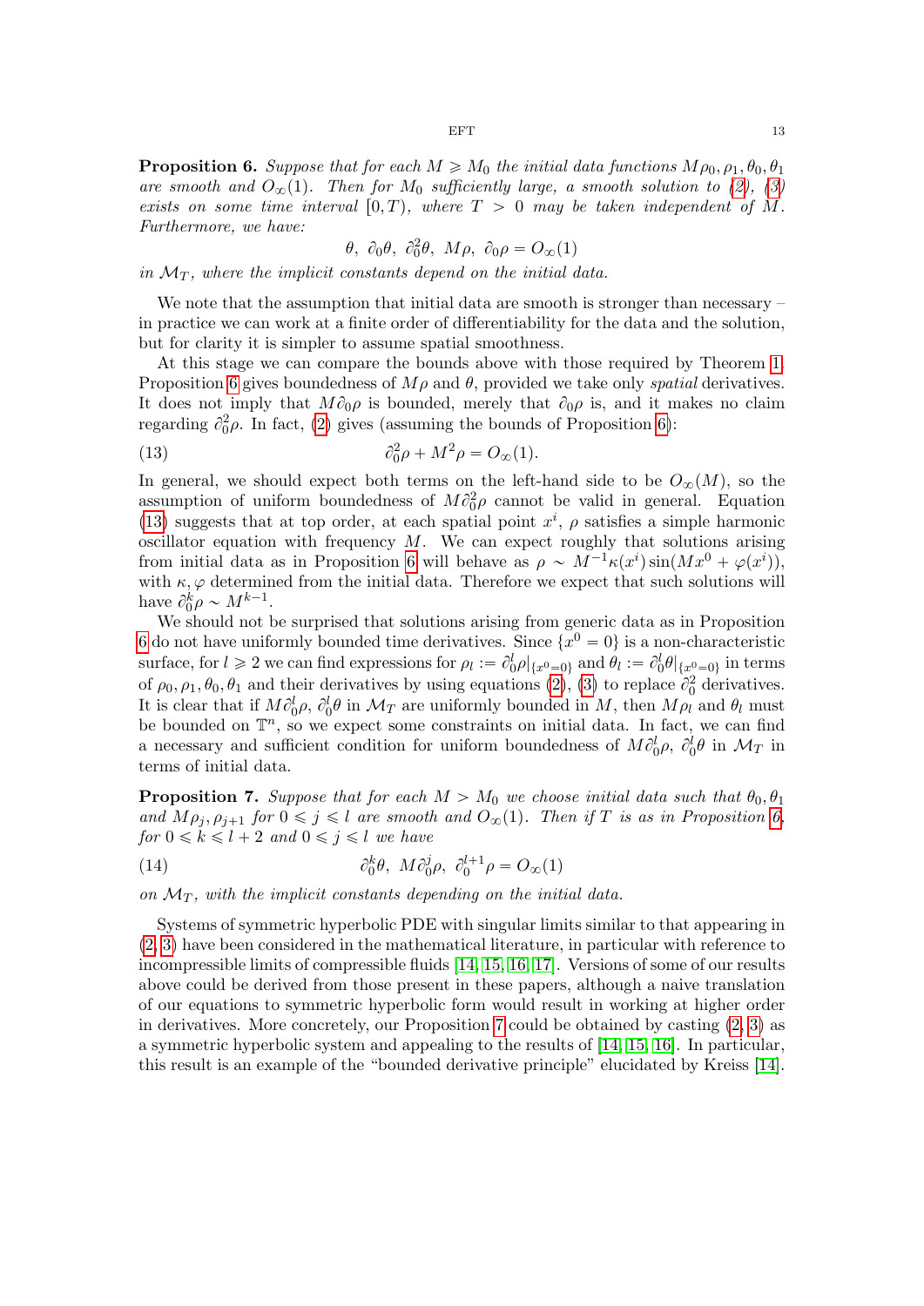**Proposition 6.** *Suppose that for each $M \geqslant M_0$ the initial data functions $M\rho_0, \rho_1, \theta_0, \theta_1$ are smooth and $O_\infty(1)$. Then for $M_0$ sufficiently large, a smooth solution to (2), (3) exists on some time interval $[0, T)$, where $T > 0$ may be taken independent of $M$. Furthermore, we have:*

$$\theta,\ \partial_0\theta,\ \partial_0^2\theta,\ M\rho,\ \partial_0\rho = O_\infty(1)$$

*in $\mathcal{M}_T$, where the implicit constants depend on the initial data.*

We note that the assumption that initial data are smooth is stronger than necessary – in practice we can work at a finite order of differentiability for the data and the solution, but for clarity it is simpler to assume spatial smoothness.

At this stage we can compare the bounds above with those required by Theorem 1. Proposition 6 gives boundedness of $M\rho$ and $\theta$, provided we take only *spatial* derivatives. It does not imply that $M\partial_0\rho$ is bounded, merely that $\partial_0\rho$ is, and it makes no claim regarding $\partial_0^2\rho$. In fact, (2) gives (assuming the bounds of Proposition 6):

$$\partial_0^2\rho + M^2\rho = O_\infty(1). \tag{13}$$

In general, we should expect both terms on the left-hand side to be $O_\infty(M)$, so the assumption of uniform boundedness of $M\partial_0^2\rho$ cannot be valid in general. Equation (13) suggests that at top order, at each spatial point $x^i$, $\rho$ satisfies a simple harmonic oscillator equation with frequency $M$. We can expect roughly that solutions arising from initial data as in Proposition 6 will behave as $\rho \sim M^{-1}\kappa(x^i)\sin(Mx^0 + \varphi(x^i))$, with $\kappa, \varphi$ determined from the initial data. Therefore we expect that such solutions will have $\partial_0^k\rho \sim M^{k-1}$.

We should not be surprised that solutions arising from generic data as in Proposition 6 do not have uniformly bounded time derivatives. Since $\{x^0 = 0\}$ is a non-characteristic surface, for $l \geqslant 2$ we can find expressions for $\rho_l := \partial_0^l\rho|_{\{x^0=0\}}$ and $\theta_l := \partial_0^l\theta|_{\{x^0=0\}}$ in terms of $\rho_0, \rho_1, \theta_0, \theta_1$ and their derivatives by using equations (2), (3) to replace $\partial_0^2$ derivatives. It is clear that if $M\partial_0^l\rho$, $\partial_0^l\theta$ in $\mathcal{M}_T$ are uniformly bounded in $M$, then $M\rho_l$ and $\theta_l$ must be bounded on $\mathbb{T}^n$, so we expect some constraints on initial data. In fact, we can find a necessary and sufficient condition for uniform boundedness of $M\partial_0^l\rho$, $\partial_0^l\theta$ in $\mathcal{M}_T$ in terms of initial data.

**Proposition 7.** *Suppose that for each $M > M_0$ we choose initial data such that $\theta_0, \theta_1$ and $M\rho_j, \rho_{j+1}$ for $0 \leqslant j \leqslant l$ are smooth and $O_\infty(1)$. Then if $T$ is as in Proposition 6, for $0 \leqslant k \leqslant l+2$ and $0 \leqslant j \leqslant l$ we have*

$$\partial_0^k\theta,\ M\partial_0^j\rho,\ \partial_0^{l+1}\rho = O_\infty(1) \tag{14}$$

*on $\mathcal{M}_T$, with the implicit constants depending on the initial data.*

Systems of symmetric hyperbolic PDE with singular limits similar to that appearing in (2, 3) have been considered in the mathematical literature, in particular with reference to incompressible limits of compressible fluids [14, 15, 16, 17]. Versions of some of our results above could be derived from those present in these papers, although a naive translation of our equations to symmetric hyperbolic form would result in working at higher order in derivatives. More concretely, our Proposition 7 could be obtained by casting (2, 3) as a symmetric hyperbolic system and appealing to the results of [14, 15, 16]. In particular, this result is an example of the "bounded derivative principle" elucidated by Kreiss [14].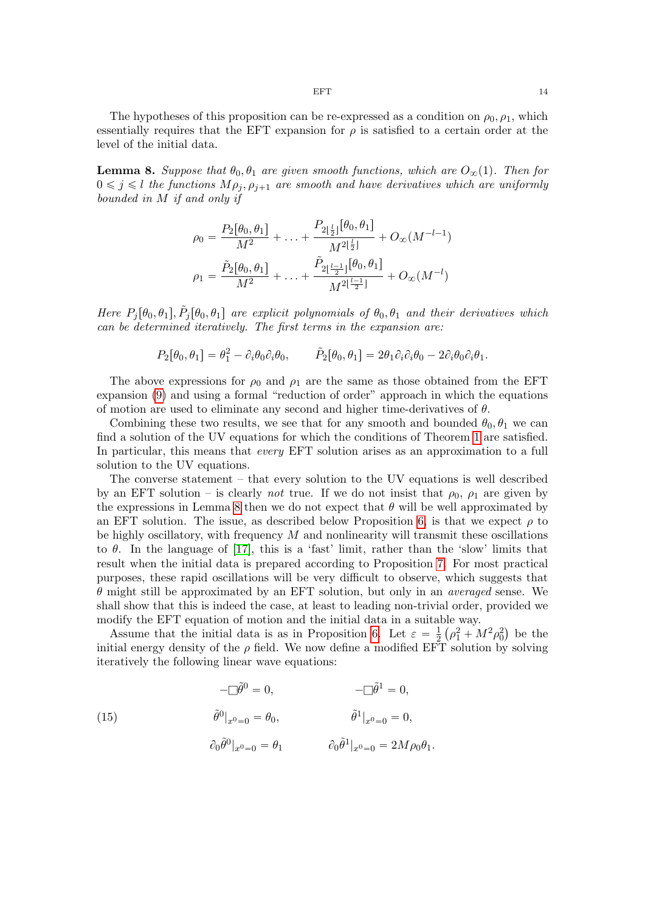The hypotheses of this proposition can be re-expressed as a condition on $\rho_0, \rho_1$, which essentially requires that the EFT expansion for $\rho$ is satisfied to a certain order at the level of the initial data.

**Lemma 8.** *Suppose that $\theta_0, \theta_1$ are given smooth functions, which are $O_\infty(1)$. Then for $0 \leqslant j \leqslant l$ the functions $M\rho_j, \rho_{j+1}$ are smooth and have derivatives which are uniformly bounded in $M$ if and only if*

$$\rho_0 = \frac{P_2[\theta_0, \theta_1]}{M^2} + \ldots + \frac{P_{2\lfloor \frac{l}{2} \rfloor}[\theta_0, \theta_1]}{M^{2\lfloor \frac{l}{2} \rfloor}} + O_\infty(M^{-l-1})$$

$$\rho_1 = \frac{\tilde{P}_2[\theta_0, \theta_1]}{M^2} + \ldots + \frac{\tilde{P}_{2\lfloor \frac{l-1}{2} \rfloor}[\theta_0, \theta_1]}{M^{2\lfloor \frac{l-1}{2} \rfloor}} + O_\infty(M^{-l})$$

*Here $P_j[\theta_0, \theta_1], \tilde{P}_j[\theta_0, \theta_1]$ are explicit polynomials of $\theta_0, \theta_1$ and their derivatives which can be determined iteratively. The first terms in the expansion are:*

$$P_2[\theta_0, \theta_1] = \theta_1^2 - \partial_i \theta_0 \partial_i \theta_0, \qquad \tilde{P}_2[\theta_0, \theta_1] = 2\theta_1 \partial_i \partial_i \theta_0 - 2\partial_i \theta_0 \partial_i \theta_1.$$

The above expressions for $\rho_0$ and $\rho_1$ are the same as those obtained from the EFT expansion (9) and using a formal "reduction of order" approach in which the equations of motion are used to eliminate any second and higher time-derivatives of $\theta$.

Combining these two results, we see that for any smooth and bounded $\theta_0, \theta_1$ we can find a solution of the UV equations for which the conditions of Theorem 1 are satisfied. In particular, this means that *every* EFT solution arises as an approximation to a full solution to the UV equations.

The converse statement – that every solution to the UV equations is well described by an EFT solution – is clearly *not* true. If we do not insist that $\rho_0$, $\rho_1$ are given by the expressions in Lemma 8 then we do not expect that $\theta$ will be well approximated by an EFT solution. The issue, as described below Proposition 6, is that we expect $\rho$ to be highly oscillatory, with frequency $M$ and nonlinearity will transmit these oscillations to $\theta$. In the language of [17], this is a 'fast' limit, rather than the 'slow' limits that result when the initial data is prepared according to Proposition 7. For most practical purposes, these rapid oscillations will be very difficult to observe, which suggests that $\theta$ might still be approximated by an EFT solution, but only in an *averaged* sense. We shall show that this is indeed the case, at least to leading non-trivial order, provided we modify the EFT equation of motion and the initial data in a suitable way.

Assume that the initial data is as in Proposition 6. Let $\varepsilon = \frac{1}{2}\left(\rho_1^2 + M^2 \rho_0^2\right)$ be the initial energy density of the $\rho$ field. We now define a modified EFT solution by solving iteratively the following linear wave equations:

$$\begin{aligned}
-\Box \tilde{\theta}^0 &= 0, & \qquad -\Box \tilde{\theta}^1 &= 0, \\
\tilde{\theta}^0|_{x^0=0} &= \theta_0, & \qquad \tilde{\theta}^1|_{x^0=0} &= 0, \\
\partial_0 \tilde{\theta}^0|_{x^0=0} &= \theta_1 & \qquad \partial_0 \tilde{\theta}^1|_{x^0=0} &= 2M\rho_0 \theta_1.
\end{aligned} \tag{15}$$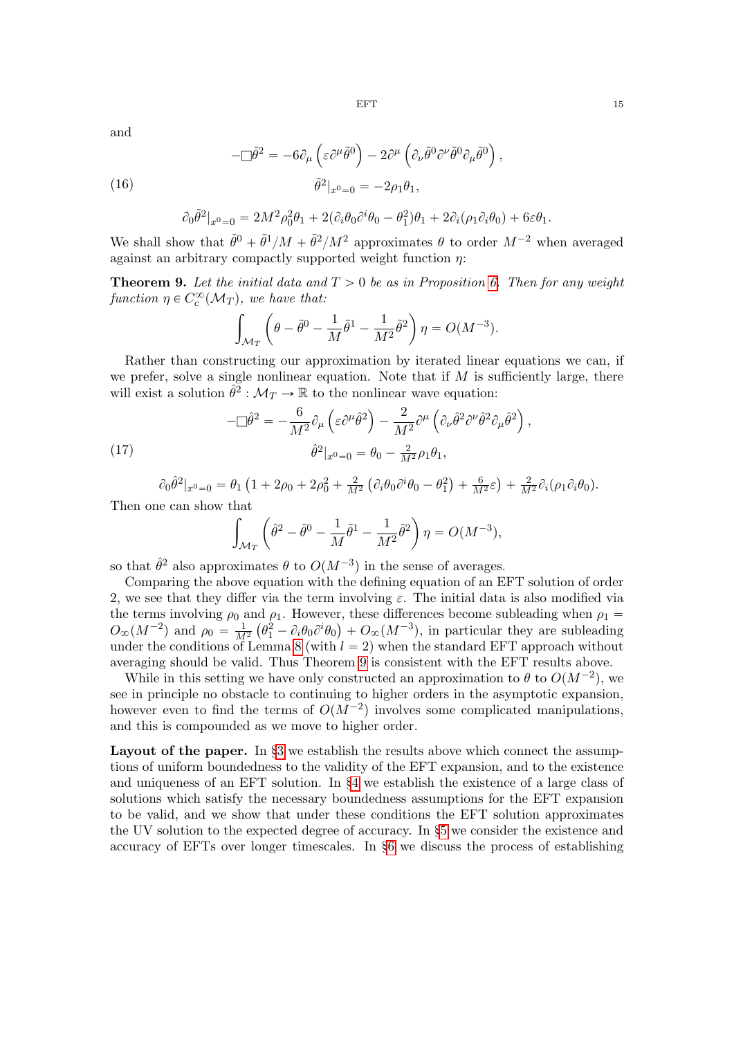and

$$
\begin{aligned}
-\Box\tilde{\theta}^2 &= -6\partial_\mu\left(\varepsilon\partial^\mu\tilde{\theta}^0\right) - 2\partial^\mu\left(\partial_\nu\tilde{\theta}^0\partial^\nu\tilde{\theta}^0\partial_\mu\tilde{\theta}^0\right), \\
\tilde{\theta}^2|_{x^0=0} &= -2\rho_1\theta_1, \qquad (16)\\
\partial_0\tilde{\theta}^2|_{x^0=0} &= 2M^2\rho_0^2\theta_1 + 2(\partial_i\theta_0\partial^i\theta_0 - \theta_1^2)\theta_1 + 2\partial_i(\rho_1\partial_i\theta_0) + 6\varepsilon\theta_1.
\end{aligned}
$$

We shall show that $\tilde{\theta}^0 + \tilde{\theta}^1/M + \tilde{\theta}^2/M^2$ approximates $\theta$ to order $M^{-2}$ when averaged against an arbitrary compactly supported weight function $\eta$:

**Theorem 9.** *Let the initial data and $T > 0$ be as in Proposition 6. Then for any weight function $\eta \in C_c^\infty(\mathcal{M}_T)$, we have that:*

$$
\int_{\mathcal{M}_T}\left(\theta - \tilde{\theta}^0 - \frac{1}{M}\tilde{\theta}^1 - \frac{1}{M^2}\tilde{\theta}^2\right)\eta = O(M^{-3}).
$$

Rather than constructing our approximation by iterated linear equations we can, if we prefer, solve a single nonlinear equation. Note that if $M$ is sufficiently large, there will exist a solution $\hat{\theta}^2 : \mathcal{M}_T \to \mathbb{R}$ to the nonlinear wave equation:

$$
\begin{aligned}
-\Box\hat{\theta}^2 &= -\frac{6}{M^2}\partial_\mu\left(\varepsilon\partial^\mu\hat{\theta}^2\right) - \frac{2}{M^2}\partial^\mu\left(\partial_\nu\hat{\theta}^2\partial^\nu\hat{\theta}^2\partial_\mu\hat{\theta}^2\right), \\
\hat{\theta}^2|_{x^0=0} &= \theta_0 - \tfrac{2}{M^2}\rho_1\theta_1, \qquad (17)\\
\partial_0\hat{\theta}^2|_{x^0=0} &= \theta_1\left(1 + 2\rho_0 + 2\rho_0^2 + \tfrac{2}{M^2}\left(\partial_i\theta_0\partial^i\theta_0 - \theta_1^2\right) + \tfrac{6}{M^2}\varepsilon\right) + \tfrac{2}{M^2}\partial_i(\rho_1\partial_i\theta_0).
\end{aligned}
$$

Then one can show that

$$
\int_{\mathcal{M}_T}\left(\hat{\theta}^2 - \tilde{\theta}^0 - \frac{1}{M}\tilde{\theta}^1 - \frac{1}{M^2}\tilde{\theta}^2\right)\eta = O(M^{-3}),
$$

so that $\hat{\theta}^2$ also approximates $\theta$ to $O(M^{-3})$ in the sense of averages.

Comparing the above equation with the defining equation of an EFT solution of order 2, we see that they differ via the term involving $\varepsilon$. The initial data is also modified via the terms involving $\rho_0$ and $\rho_1$. However, these differences become subleading when $\rho_1 = O_\infty(M^{-2})$ and $\rho_0 = \frac{1}{M^2}\left(\theta_1^2 - \partial_i\theta_0\partial^i\theta_0\right) + O_\infty(M^{-3})$, in particular they are subleading under the conditions of Lemma 8 (with $l = 2$) when the standard EFT approach without averaging should be valid. Thus Theorem 9 is consistent with the EFT results above.

While in this setting we have only constructed an approximation to $\theta$ to $O(M^{-2})$, we see in principle no obstacle to continuing to higher orders in the asymptotic expansion, however even to find the terms of $O(M^{-2})$ involves some complicated manipulations, and this is compounded as we move to higher order.

**Layout of the paper.** In §3 we establish the results above which connect the assumptions of uniform boundedness to the validity of the EFT expansion, and to the existence and uniqueness of an EFT solution. In §4 we establish the existence of a large class of solutions which satisfy the necessary boundedness assumptions for the EFT expansion to be valid, and we show that under these conditions the EFT solution approximates the UV solution to the expected degree of accuracy. In §5 we consider the existence and accuracy of EFTs over longer timescales. In §6 we discuss the process of establishing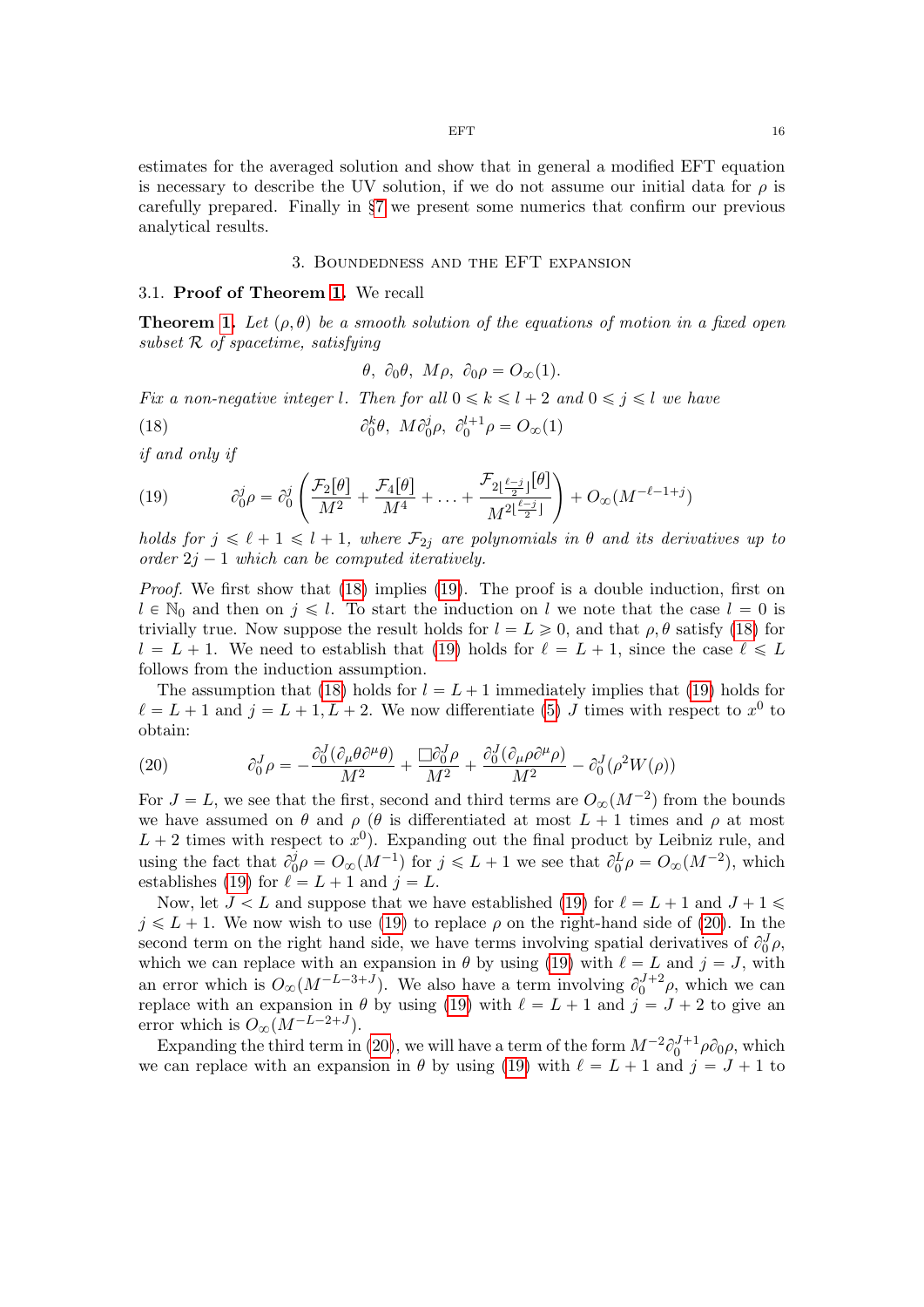estimates for the averaged solution and show that in general a modified EFT equation is necessary to describe the UV solution, if we do not assume our initial data for $\rho$ is carefully prepared. Finally in §7 we present some numerics that confirm our previous analytical results.

## 3. Boundedness and the EFT expansion

### 3.1. Proof of Theorem 1.

We recall

**Theorem 1.** *Let $(\rho, \theta)$ be a smooth solution of the equations of motion in a fixed open subset $\mathcal{R}$ of spacetime, satisfying*

$$\theta,\ \partial_0\theta,\ M\rho,\ \partial_0\rho = O_\infty(1).$$

*Fix a non-negative integer $l$. Then for all $0 \leqslant k \leqslant l+2$ and $0 \leqslant j \leqslant l$ we have*

$$\partial_0^k\theta,\ M\partial_0^j\rho,\ \partial_0^{l+1}\rho = O_\infty(1) \tag{18}$$

*if and only if*

$$\partial_0^j\rho = \partial_0^j\left(\frac{\mathcal{F}_2[\theta]}{M^2} + \frac{\mathcal{F}_4[\theta]}{M^4} + \ldots + \frac{\mathcal{F}_{2\lfloor\frac{\ell-j}{2}\rfloor}[\theta]}{M^{2\lfloor\frac{\ell-j}{2}\rfloor}}\right) + O_\infty(M^{-\ell-1+j}) \tag{19}$$

*holds for $j \leqslant \ell+1 \leqslant l+1$, where $\mathcal{F}_{2j}$ are polynomials in $\theta$ and its derivatives up to order $2j-1$ which can be computed iteratively.*

*Proof.* We first show that (18) implies (19). The proof is a double induction, first on $l \in \mathbb{N}_0$ and then on $j \leqslant l$. To start the induction on $l$ we note that the case $l = 0$ is trivially true. Now suppose the result holds for $l = L \geqslant 0$, and that $\rho, \theta$ satisfy (18) for $l = L+1$. We need to establish that (19) holds for $\ell = L+1$, since the case $\ell \leqslant L$ follows from the induction assumption.

The assumption that (18) holds for $l = L+1$ immediately implies that (19) holds for $\ell = L+1$ and $j = L+1, L+2$. We now differentiate (5) $J$ times with respect to $x^0$ to obtain:

$$\partial_0^J\rho = -\frac{\partial_0^J(\partial_\mu\theta\partial^\mu\theta)}{M^2} + \frac{\Box\partial_0^J\rho}{M^2} + \frac{\partial_0^J(\partial_\mu\rho\partial^\mu\rho)}{M^2} - \partial_0^J(\rho^2 W(\rho)) \tag{20}$$

For $J = L$, we see that the first, second and third terms are $O_\infty(M^{-2})$ from the bounds we have assumed on $\theta$ and $\rho$ ($\theta$ is differentiated at most $L+1$ times and $\rho$ at most $L+2$ times with respect to $x^0$). Expanding out the final product by Leibniz rule, and using the fact that $\partial_0^j\rho = O_\infty(M^{-1})$ for $j \leqslant L+1$ we see that $\partial_0^L\rho = O_\infty(M^{-2})$, which establishes (19) for $\ell = L+1$ and $j = L$.

Now, let $J < L$ and suppose that we have established (19) for $\ell = L+1$ and $J+1 \leqslant j \leqslant L+1$. We now wish to use (19) to replace $\rho$ on the right-hand side of (20). In the second term on the right hand side, we have terms involving spatial derivatives of $\partial_0^J\rho$, which we can replace with an expansion in $\theta$ by using (19) with $\ell = L$ and $j = J$, with an error which is $O_\infty(M^{-L-3+J})$. We also have a term involving $\partial_0^{J+2}\rho$, which we can replace with an expansion in $\theta$ by using (19) with $\ell = L+1$ and $j = J+2$ to give an error which is $O_\infty(M^{-L-2+J})$.

Expanding the third term in (20), we will have a term of the form $M^{-2}\partial_0^{J+1}\rho\partial_0\rho$, which we can replace with an expansion in $\theta$ by using (19) with $\ell = L+1$ and $j = J+1$ to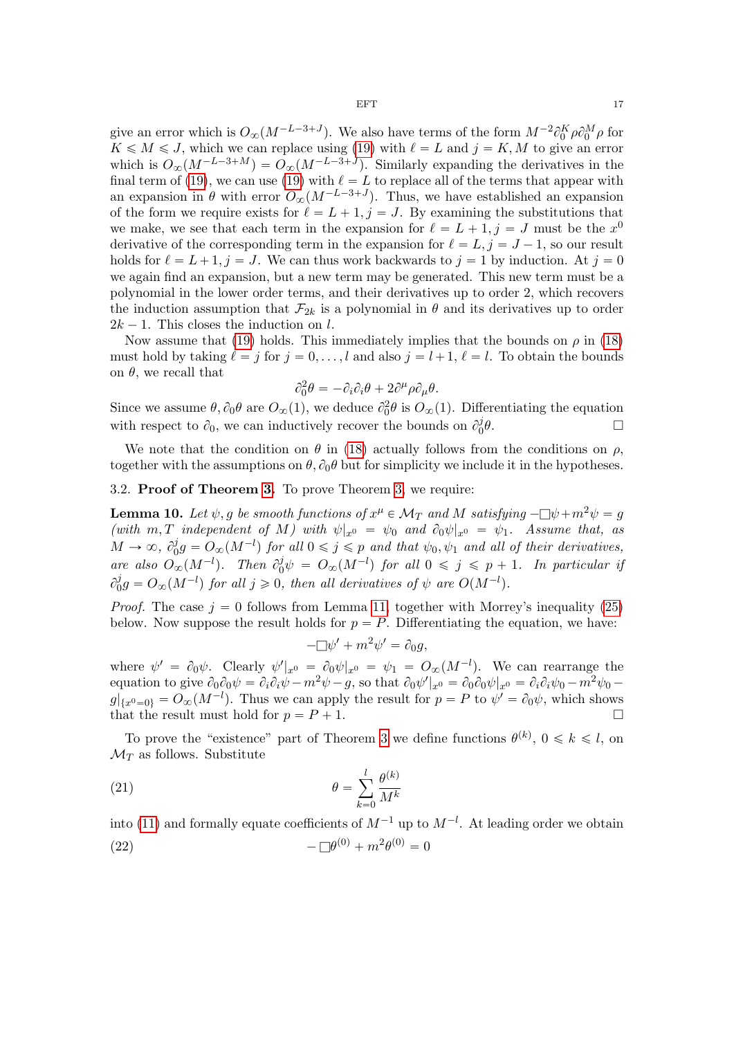give an error which is $O_\infty(M^{-L-3+J})$. We also have terms of the form $M^{-2}\partial_0^K\rho\partial_0^M\rho$ for $K \leqslant M \leqslant J$, which we can replace using (19) with $\ell = L$ and $j = K, M$ to give an error which is $O_\infty(M^{-L-3+M}) = O_\infty(M^{-L-3+J})$. Similarly expanding the derivatives in the final term of (19), we can use (19) with $\ell = L$ to replace all of the terms that appear with an expansion in $\theta$ with error $O_\infty(M^{-L-3+J})$. Thus, we have established an expansion of the form we require exists for $\ell = L+1, j = J$. By examining the substitutions that we make, we see that each term in the expansion for $\ell = L+1, j = J$ must be the $x^0$ derivative of the corresponding term in the expansion for $\ell = L, j = J-1$, so our result holds for $\ell = L+1, j = J$. We can thus work backwards to $j = 1$ by induction. At $j = 0$ we again find an expansion, but a new term may be generated. This new term must be a polynomial in the lower order terms, and their derivatives up to order 2, which recovers the induction assumption that $\mathcal{F}_{2k}$ is a polynomial in $\theta$ and its derivatives up to order $2k-1$. This closes the induction on $l$.

Now assume that (19) holds. This immediately implies that the bounds on $\rho$ in (18) must hold by taking $\ell = j$ for $j = 0, \ldots, l$ and also $j = l+1$, $\ell = l$. To obtain the bounds on $\theta$, we recall that

$$\partial_0^2\theta = -\partial_i\partial_i\theta + 2\partial^\mu\rho\partial_\mu\theta.$$

Since we assume $\theta, \partial_0\theta$ are $O_\infty(1)$, we deduce $\partial_0^2\theta$ is $O_\infty(1)$. Differentiating the equation with respect to $\partial_0$, we can inductively recover the bounds on $\partial_0^j\theta$. $\square$

We note that the condition on $\theta$ in (18) actually follows from the conditions on $\rho$, together with the assumptions on $\theta, \partial_0\theta$ but for simplicity we include it in the hypotheses.

### 3.2. Proof of Theorem 3.

To prove Theorem 3, we require:

**Lemma 10.** *Let $\psi, g$ be smooth functions of $x^\mu \in \mathcal{M}_T$ and $M$ satisfying $-\Box\psi + m^2\psi = g$ (with $m, T$ independent of $M$) with $\psi|_{x^0} = \psi_0$ and $\partial_0\psi|_{x^0} = \psi_1$. Assume that, as $M \to \infty$, $\partial_0^j g = O_\infty(M^{-l})$ for all $0 \leqslant j \leqslant p$ and that $\psi_0, \psi_1$ and all of their derivatives, are also $O_\infty(M^{-l})$. Then $\partial_0^j\psi = O_\infty(M^{-l})$ for all $0 \leqslant j \leqslant p+1$. In particular if $\partial_0^j g = O_\infty(M^{-l})$ for all $j \geqslant 0$, then all derivatives of $\psi$ are $O(M^{-l})$.*

*Proof.* The case $j = 0$ follows from Lemma 11, together with Morrey's inequality (25) below. Now suppose the result holds for $p = P$. Differentiating the equation, we have:

$$-\Box\psi' + m^2\psi' = \partial_0 g,$$

where $\psi' = \partial_0\psi$. Clearly $\psi'|_{x^0} = \partial_0\psi|_{x^0} = \psi_1 = O_\infty(M^{-l})$. We can rearrange the equation to give $\partial_0\partial_0\psi = \partial_i\partial_i\psi - m^2\psi - g$, so that $\partial_0\psi'|_{x^0} = \partial_0\partial_0\psi|_{x^0} = \partial_i\partial_i\psi_0 - m^2\psi_0 - g|_{\{x^0=0\}} = O_\infty(M^{-l})$. Thus we can apply the result for $p = P$ to $\psi' = \partial_0\psi$, which shows that the result must hold for $p = P+1$. $\square$

To prove the "existence" part of Theorem 3 we define functions $\theta^{(k)}$, $0 \leqslant k \leqslant l$, on $\mathcal{M}_T$ as follows. Substitute

$$\theta = \sum_{k=0}^{l} \frac{\theta^{(k)}}{M^k} \tag{21}$$

into (11) and formally equate coefficients of $M^{-1}$ up to $M^{-l}$. At leading order we obtain

$$-\Box\theta^{(0)} + m^2\theta^{(0)} = 0 \tag{22}$$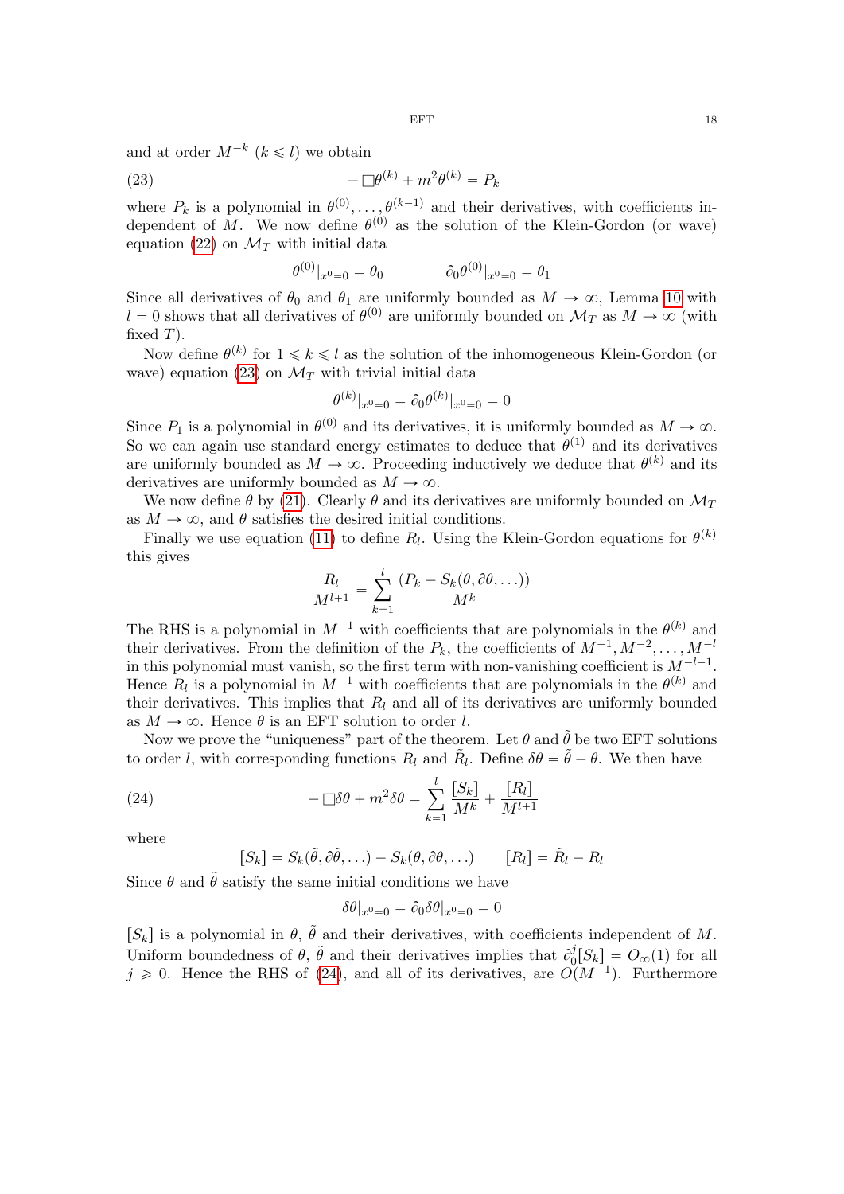and at order $M^{-k}$ ($k \leqslant l$) we obtain

$$-\Box\theta^{(k)} + m^2\theta^{(k)} = P_k \tag{23}$$

where $P_k$ is a polynomial in $\theta^{(0)}, \ldots, \theta^{(k-1)}$ and their derivatives, with coefficients independent of $M$. We now define $\theta^{(0)}$ as the solution of the Klein-Gordon (or wave) equation (22) on $\mathcal{M}_T$ with initial data

$$\theta^{(0)}|_{x^0=0} = \theta_0 \qquad\qquad \partial_0\theta^{(0)}|_{x^0=0} = \theta_1$$

Since all derivatives of $\theta_0$ and $\theta_1$ are uniformly bounded as $M \to \infty$, Lemma 10 with $l = 0$ shows that all derivatives of $\theta^{(0)}$ are uniformly bounded on $\mathcal{M}_T$ as $M \to \infty$ (with fixed $T$).

Now define $\theta^{(k)}$ for $1 \leqslant k \leqslant l$ as the solution of the inhomogeneous Klein-Gordon (or wave) equation (23) on $\mathcal{M}_T$ with trivial initial data

$$\theta^{(k)}|_{x^0=0} = \partial_0\theta^{(k)}|_{x^0=0} = 0$$

Since $P_1$ is a polynomial in $\theta^{(0)}$ and its derivatives, it is uniformly bounded as $M \to \infty$. So we can again use standard energy estimates to deduce that $\theta^{(1)}$ and its derivatives are uniformly bounded as $M \to \infty$. Proceeding inductively we deduce that $\theta^{(k)}$ and its derivatives are uniformly bounded as $M \to \infty$.

We now define $\theta$ by (21). Clearly $\theta$ and its derivatives are uniformly bounded on $\mathcal{M}_T$ as $M \to \infty$, and $\theta$ satisfies the desired initial conditions.

Finally we use equation (11) to define $R_l$. Using the Klein-Gordon equations for $\theta^{(k)}$ this gives

$$\frac{R_l}{M^{l+1}} = \sum_{k=1}^{l} \frac{(P_k - S_k(\theta, \partial\theta, \ldots))}{M^k}$$

The RHS is a polynomial in $M^{-1}$ with coefficients that are polynomials in the $\theta^{(k)}$ and their derivatives. From the definition of the $P_k$, the coefficients of $M^{-1}, M^{-2}, \ldots, M^{-l}$ in this polynomial must vanish, so the first term with non-vanishing coefficient is $M^{-l-1}$. Hence $R_l$ is a polynomial in $M^{-1}$ with coefficients that are polynomials in the $\theta^{(k)}$ and their derivatives. This implies that $R_l$ and all of its derivatives are uniformly bounded as $M \to \infty$. Hence $\theta$ is an EFT solution to order $l$.

Now we prove the "uniqueness" part of the theorem. Let $\theta$ and $\tilde{\theta}$ be two EFT solutions to order $l$, with corresponding functions $R_l$ and $\tilde{R}_l$. Define $\delta\theta = \tilde{\theta} - \theta$. We then have

$$-\Box\delta\theta + m^2\delta\theta = \sum_{k=1}^{l} \frac{[S_k]}{M^k} + \frac{[R_l]}{M^{l+1}} \tag{24}$$

where

$$[S_k] = S_k(\tilde{\theta}, \partial\tilde{\theta}, \ldots) - S_k(\theta, \partial\theta, \ldots) \qquad [R_l] = \tilde{R}_l - R_l$$

Since $\theta$ and $\tilde{\theta}$ satisfy the same initial conditions we have

$$\delta\theta|_{x^0=0} = \partial_0\delta\theta|_{x^0=0} = 0$$

$[S_k]$ is a polynomial in $\theta$, $\tilde{\theta}$ and their derivatives, with coefficients independent of $M$. Uniform boundedness of $\theta$, $\tilde{\theta}$ and their derivatives implies that $\partial_0^j[S_k] = O_\infty(1)$ for all $j \geqslant 0$. Hence the RHS of (24), and all of its derivatives, are $O(M^{-1})$. Furthermore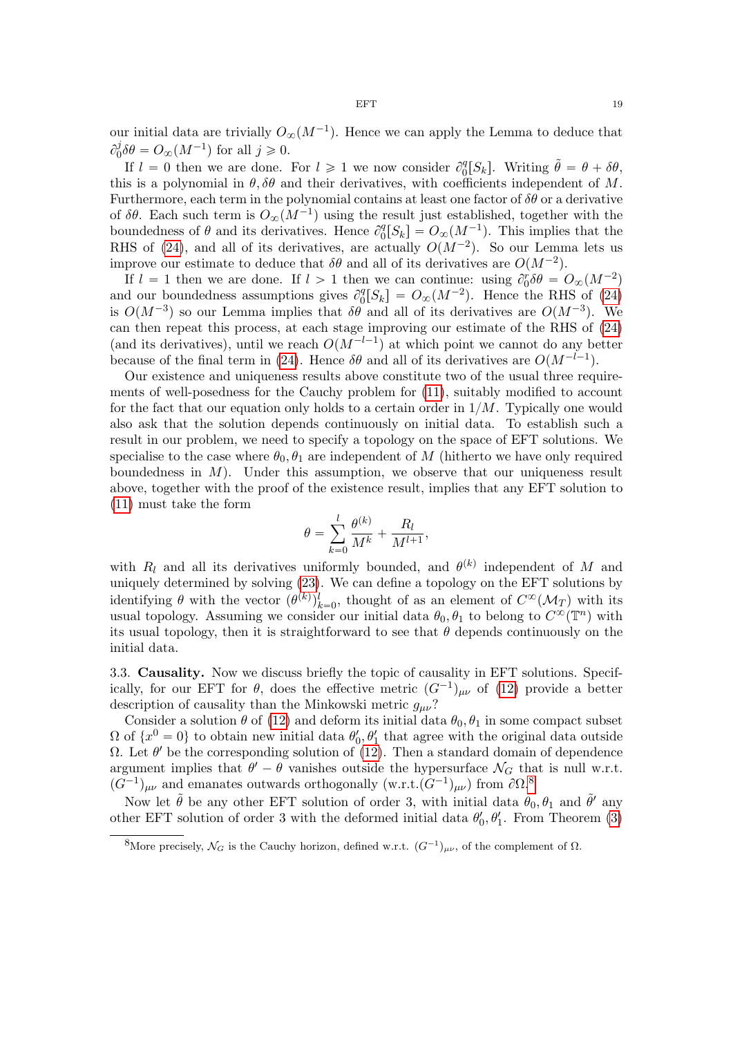our initial data are trivially $O_\infty(M^{-1})$. Hence we can apply the Lemma to deduce that $\partial_0^j \delta\theta = O_\infty(M^{-1})$ for all $j \geqslant 0$.

If $l = 0$ then we are done. For $l \geqslant 1$ we now consider $\partial_0^q[S_k]$. Writing $\tilde{\theta} = \theta + \delta\theta$, this is a polynomial in $\theta, \delta\theta$ and their derivatives, with coefficients independent of $M$. Furthermore, each term in the polynomial contains at least one factor of $\delta\theta$ or a derivative of $\delta\theta$. Each such term is $O_\infty(M^{-1})$ using the result just established, together with the boundedness of $\theta$ and its derivatives. Hence $\partial_0^q[S_k] = O_\infty(M^{-1})$. This implies that the RHS of (24), and all of its derivatives, are actually $O(M^{-2})$. So our Lemma lets us improve our estimate to deduce that $\delta\theta$ and all of its derivatives are $O(M^{-2})$.

If $l = 1$ then we are done. If $l > 1$ then we can continue: using $\partial_0^r \delta\theta = O_\infty(M^{-2})$ and our boundedness assumptions gives $\partial_0^q[S_k] = O_\infty(M^{-2})$. Hence the RHS of (24) is $O(M^{-3})$ so our Lemma implies that $\delta\theta$ and all of its derivatives are $O(M^{-3})$. We can then repeat this process, at each stage improving our estimate of the RHS of (24) (and its derivatives), until we reach $O(M^{-l-1})$ at which point we cannot do any better because of the final term in (24). Hence $\delta\theta$ and all of its derivatives are $O(M^{-l-1})$.

Our existence and uniqueness results above constitute two of the usual three requirements of well-posedness for the Cauchy problem for (11), suitably modified to account for the fact that our equation only holds to a certain order in $1/M$. Typically one would also ask that the solution depends continuously on initial data. To establish such a result in our problem, we need to specify a topology on the space of EFT solutions. We specialise to the case where $\theta_0, \theta_1$ are independent of $M$ (hitherto we have only required boundedness in $M$). Under this assumption, we observe that our uniqueness result above, together with the proof of the existence result, implies that any EFT solution to (11) must take the form

$$\theta = \sum_{k=0}^{l} \frac{\theta^{(k)}}{M^k} + \frac{R_l}{M^{l+1}},$$

with $R_l$ and all its derivatives uniformly bounded, and $\theta^{(k)}$ independent of $M$ and uniquely determined by solving (23). We can define a topology on the EFT solutions by identifying $\theta$ with the vector $(\theta^{(k)})_{k=0}^{l}$, thought of as an element of $C^\infty(\mathcal{M}_T)$ with its usual topology. Assuming we consider our initial data $\theta_0, \theta_1$ to belong to $C^\infty(\mathbb{T}^n)$ with its usual topology, then it is straightforward to see that $\theta$ depends continuously on the initial data.

### 3.3. Causality.

Now we discuss briefly the topic of causality in EFT solutions. Specifically, for our EFT for $\theta$, does the effective metric $(G^{-1})_{\mu\nu}$ of (12) provide a better description of causality than the Minkowski metric $g_{\mu\nu}$?

Consider a solution $\theta$ of (12) and deform its initial data $\theta_0, \theta_1$ in some compact subset $\Omega$ of $\{x^0 = 0\}$ to obtain new initial data $\theta_0', \theta_1'$ that agree with the original data outside $\Omega$. Let $\theta'$ be the corresponding solution of (12). Then a standard domain of dependence argument implies that $\theta' - \theta$ vanishes outside the hypersurface $\mathcal{N}_G$ that is null w.r.t. $(G^{-1})_{\mu\nu}$ and emanates outwards orthogonally (w.r.t.$(G^{-1})_{\mu\nu}$) from $\partial\Omega$.[8]

Now let $\tilde{\theta}$ be any other EFT solution of order 3, with initial data $\theta_0, \theta_1$ and $\tilde{\theta}'$ any other EFT solution of order 3 with the deformed initial data $\theta_0', \theta_1'$. From Theorem (3)

[8] More precisely, $\mathcal{N}_G$ is the Cauchy horizon, defined w.r.t. $(G^{-1})_{\mu\nu}$, of the complement of $\Omega$.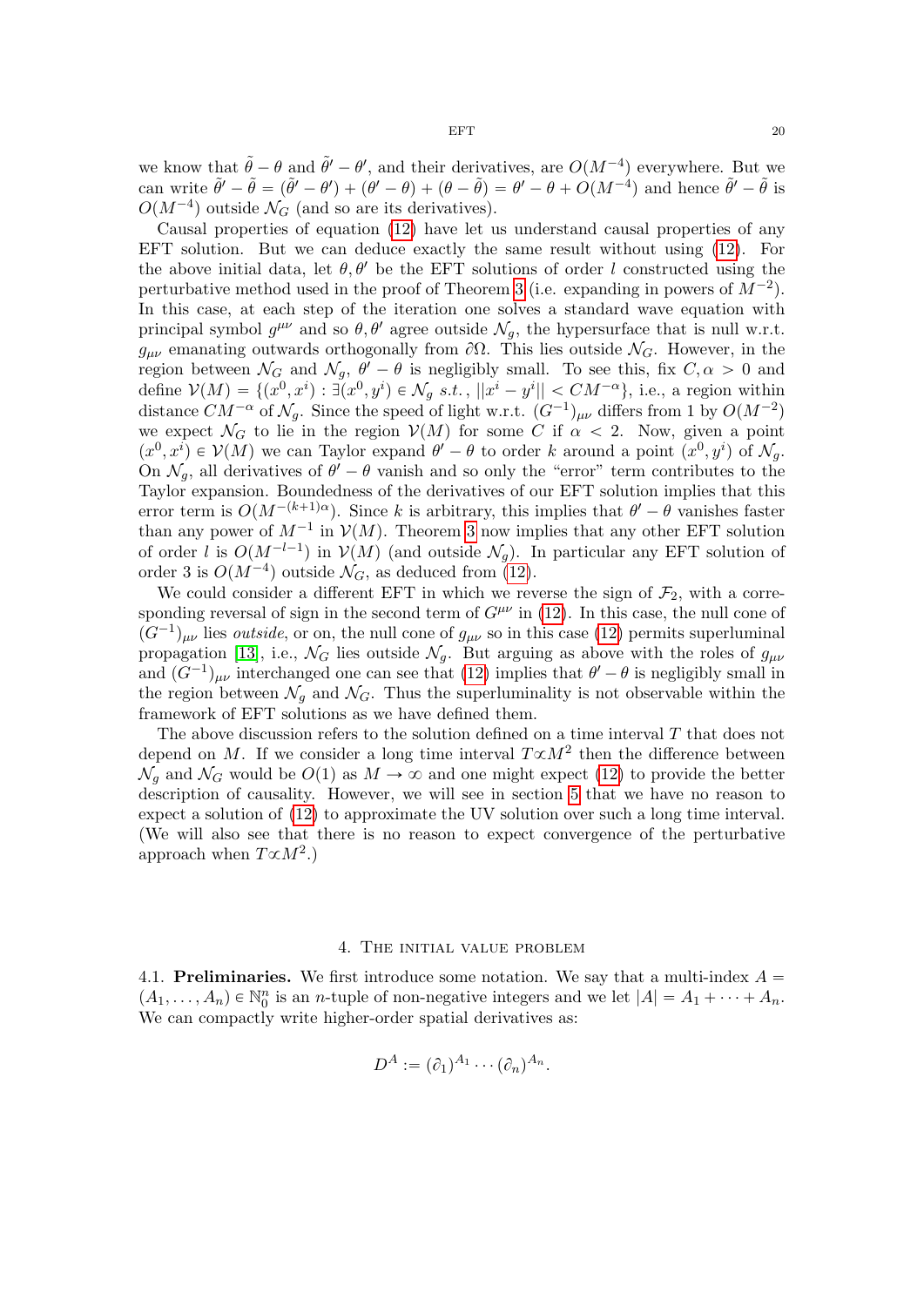we know that $\tilde{\theta} - \theta$ and $\tilde{\theta}' - \theta'$, and their derivatives, are $O(M^{-4})$ everywhere. But we can write $\tilde{\theta}' - \tilde{\theta} = (\tilde{\theta}' - \theta') + (\theta' - \theta) + (\theta - \tilde{\theta}) = \theta' - \theta + O(M^{-4})$ and hence $\tilde{\theta}' - \tilde{\theta}$ is $O(M^{-4})$ outside $\mathcal{N}_G$ (and so are its derivatives).

Causal properties of equation (12) have let us understand causal properties of any EFT solution. But we can deduce exactly the same result without using (12). For the above initial data, let $\theta, \theta'$ be the EFT solutions of order $l$ constructed using the perturbative method used in the proof of Theorem 3 (i.e. expanding in powers of $M^{-2}$). In this case, at each step of the iteration one solves a standard wave equation with principal symbol $g^{\mu\nu}$ and so $\theta, \theta'$ agree outside $\mathcal{N}_g$, the hypersurface that is null w.r.t. $g_{\mu\nu}$ emanating outwards orthogonally from $\partial\Omega$. This lies outside $\mathcal{N}_G$. However, in the region between $\mathcal{N}_G$ and $\mathcal{N}_g$, $\theta' - \theta$ is negligibly small. To see this, fix $C, \alpha > 0$ and define $\mathcal{V}(M) = \{(x^0, x^i) : \exists (x^0, y^i) \in \mathcal{N}_g \ s.t., \ ||x^i - y^i|| < CM^{-\alpha}\}$, i.e., a region within distance $CM^{-\alpha}$ of $\mathcal{N}_g$. Since the speed of light w.r.t. $(G^{-1})_{\mu\nu}$ differs from 1 by $O(M^{-2})$ we expect $\mathcal{N}_G$ to lie in the region $\mathcal{V}(M)$ for some $C$ if $\alpha < 2$. Now, given a point $(x^0, x^i) \in \mathcal{V}(M)$ we can Taylor expand $\theta' - \theta$ to order $k$ around a point $(x^0, y^i)$ of $\mathcal{N}_g$. On $\mathcal{N}_g$, all derivatives of $\theta' - \theta$ vanish and so only the "error" term contributes to the Taylor expansion. Boundedness of the derivatives of our EFT solution implies that this error term is $O(M^{-(k+1)\alpha})$. Since $k$ is arbitrary, this implies that $\theta' - \theta$ vanishes faster than any power of $M^{-1}$ in $\mathcal{V}(M)$. Theorem 3 now implies that any other EFT solution of order $l$ is $O(M^{-l-1})$ in $\mathcal{V}(M)$ (and outside $\mathcal{N}_g$). In particular any EFT solution of order 3 is $O(M^{-4})$ outside $\mathcal{N}_G$, as deduced from (12).

We could consider a different EFT in which we reverse the sign of $\mathcal{F}_2$, with a corresponding reversal of sign in the second term of $G^{\mu\nu}$ in (12). In this case, the null cone of $(G^{-1})_{\mu\nu}$ lies *outside*, or on, the null cone of $g_{\mu\nu}$ so in this case (12) permits superluminal propagation [13], i.e., $\mathcal{N}_G$ lies outside $\mathcal{N}_g$. But arguing as above with the roles of $g_{\mu\nu}$ and $(G^{-1})_{\mu\nu}$ interchanged one can see that (12) implies that $\theta' - \theta$ is negligibly small in the region between $\mathcal{N}_g$ and $\mathcal{N}_G$. Thus the superluminality is not observable within the framework of EFT solutions as we have defined them.

The above discussion refers to the solution defined on a time interval $T$ that does not depend on $M$. If we consider a long time interval $T \propto M^2$ then the difference between $\mathcal{N}_g$ and $\mathcal{N}_G$ would be $O(1)$ as $M \to \infty$ and one might expect (12) to provide the better description of causality. However, we will see in section 5 that we have no reason to expect a solution of (12) to approximate the UV solution over such a long time interval. (We will also see that there is no reason to expect convergence of the perturbative approach when $T \propto M^2$.)

## 4. The initial value problem

4.1. **Preliminaries.** We first introduce some notation. We say that a multi-index $A = (A_1, \dots, A_n) \in \mathbb{N}_0^n$ is an $n$-tuple of non-negative integers and we let $|A| = A_1 + \dots + A_n$. We can compactly write higher-order spatial derivatives as:

$$D^A := (\partial_1)^{A_1} \cdots (\partial_n)^{A_n}.$$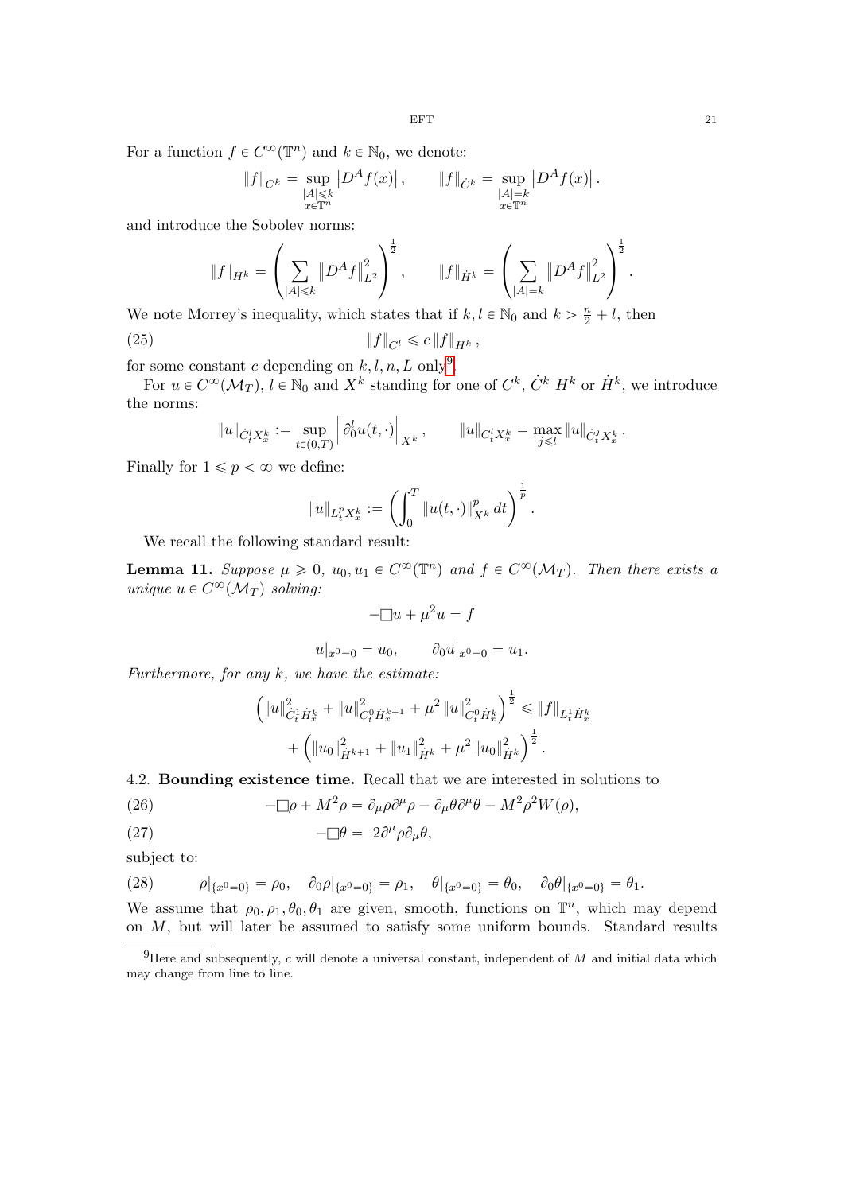For a function $f \in C^\infty(\mathbb{T}^n)$ and $k \in \mathbb{N}_0$, we denote:

$$\|f\|_{C^k} = \sup_{\substack{|A| \leqslant k \\ x \in \mathbb{T}^n}} \left| D^A f(x) \right|, \qquad \|f\|_{\dot{C}^k} = \sup_{\substack{|A| = k \\ x \in \mathbb{T}^n}} \left| D^A f(x) \right|.$$

and introduce the Sobolev norms:

$$\|f\|_{H^k} = \left( \sum_{|A| \leqslant k} \left\| D^A f \right\|_{L^2}^2 \right)^{\frac{1}{2}}, \qquad \|f\|_{\dot{H}^k} = \left( \sum_{|A| = k} \left\| D^A f \right\|_{L^2}^2 \right)^{\frac{1}{2}}.$$

We note Morrey's inequality, which states that if $k, l \in \mathbb{N}_0$ and $k > \frac{n}{2} + l$, then

$$\|f\|_{C^l} \leqslant c \, \|f\|_{H^k}, \tag{25}$$

for some constant $c$ depending on $k, l, n, L$ only[9].

For $u \in C^\infty(\mathcal{M}_T)$, $l \in \mathbb{N}_0$ and $X^k$ standing for one of $C^k$, $\dot{C}^k$ $H^k$ or $\dot{H}^k$, we introduce the norms:

$$\|u\|_{\dot{C}^l_t X^k_x} := \sup_{t \in (0,T)} \left\| \partial_0^l u(t, \cdot) \right\|_{X^k}, \qquad \|u\|_{C^l_t X^k_x} = \max_{j \leqslant l} \|u\|_{\dot{C}^j_t X^k_x}.$$

Finally for $1 \leqslant p < \infty$ we define:

$$\|u\|_{L^p_t X^k_x} := \left( \int_0^T \|u(t, \cdot)\|_{X^k}^p \, dt \right)^{\frac{1}{p}}.$$

We recall the following standard result:

**Lemma 11.** *Suppose $\mu \geqslant 0$, $u_0, u_1 \in C^\infty(\mathbb{T}^n)$ and $f \in C^\infty(\overline{\mathcal{M}_T})$. Then there exists a unique $u \in C^\infty(\overline{\mathcal{M}_T})$ solving:*

$$-\Box u + \mu^2 u = f$$

$$u|_{x^0 = 0} = u_0, \qquad \partial_0 u|_{x^0 = 0} = u_1.$$

*Furthermore, for any $k$, we have the estimate:*

$$\begin{aligned} \left( \|u\|_{\dot{C}^1_t \dot{H}^k_x}^2 + \|u\|_{C^0_t \dot{H}^{k+1}_x}^2 + \mu^2 \|u\|_{C^0_t \dot{H}^k_x}^2 \right)^{\frac{1}{2}} &\leqslant \|f\|_{L^1_t \dot{H}^k_x} \\ &+ \left( \|u_0\|_{\dot{H}^{k+1}}^2 + \|u_1\|_{\dot{H}^k}^2 + \mu^2 \|u_0\|_{\dot{H}^k}^2 \right)^{\frac{1}{2}}. \end{aligned}$$

### 4.2. Bounding existence time.

Recall that we are interested in solutions to

$$-\Box \rho + M^2 \rho = \partial_\mu \rho \partial^\mu \rho - \partial_\mu \theta \partial^\mu \theta - M^2 \rho^2 W(\rho), \tag{26}$$

$$-\Box \theta = 2 \partial^\mu \rho \partial_\mu \theta, \tag{27}$$

subject to:

$$\rho|_{\{x^0 = 0\}} = \rho_0, \quad \partial_0 \rho|_{\{x^0 = 0\}} = \rho_1, \quad \theta|_{\{x^0 = 0\}} = \theta_0, \quad \partial_0 \theta|_{\{x^0 = 0\}} = \theta_1. \tag{28}$$

We assume that $\rho_0, \rho_1, \theta_0, \theta_1$ are given, smooth, functions on $\mathbb{T}^n$, which may depend on $M$, but will later be assumed to satisfy some uniform bounds. Standard results

[9] Here and subsequently, $c$ will denote a universal constant, independent of $M$ and initial data which may change from line to line.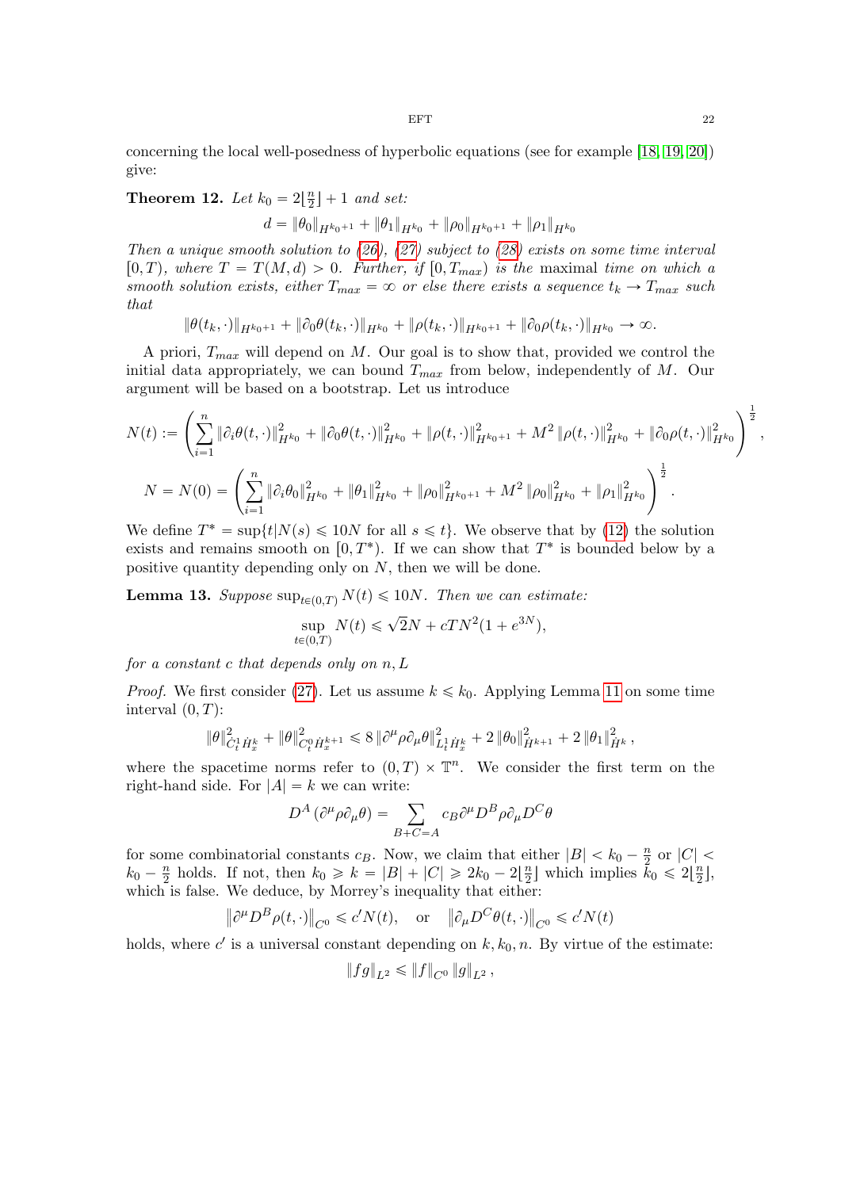concerning the local well-posedness of hyperbolic equations (see for example [18, 19, 20]) give:

**Theorem 12.** *Let $k_0 = 2\lfloor \frac{n}{2} \rfloor + 1$ and set:*

$$d = \|\theta_0\|_{H^{k_0+1}} + \|\theta_1\|_{H^{k_0}} + \|\rho_0\|_{H^{k_0+1}} + \|\rho_1\|_{H^{k_0}}$$

*Then a unique smooth solution to (26), (27) subject to (28) exists on some time interval $[0, T)$, where $T = T(M, d) > 0$. Further, if $[0, T_{max})$ is the maximal time on which a smooth solution exists, either $T_{max} = \infty$ or else there exists a sequence $t_k \to T_{max}$ such that*

$$\|\theta(t_k, \cdot)\|_{H^{k_0+1}} + \|\partial_0\theta(t_k, \cdot)\|_{H^{k_0}} + \|\rho(t_k, \cdot)\|_{H^{k_0+1}} + \|\partial_0\rho(t_k, \cdot)\|_{H^{k_0}} \to \infty.$$

A priori, $T_{max}$ will depend on $M$. Our goal is to show that, provided we control the initial data appropriately, we can bound $T_{max}$ from below, independently of $M$. Our argument will be based on a bootstrap. Let us introduce

$$N(t) := \left( \sum_{i=1}^{n} \|\partial_i\theta(t, \cdot)\|^2_{H^{k_0}} + \|\partial_0\theta(t, \cdot)\|^2_{H^{k_0}} + \|\rho(t, \cdot)\|^2_{H^{k_0+1}} + M^2 \|\rho(t, \cdot)\|^2_{H^{k_0}} + \|\partial_0\rho(t, \cdot)\|^2_{H^{k_0}} \right)^{\frac{1}{2}},$$

$$N = N(0) = \left( \sum_{i=1}^{n} \|\partial_i\theta_0\|^2_{H^{k_0}} + \|\theta_1\|^2_{H^{k_0}} + \|\rho_0\|^2_{H^{k_0+1}} + M^2 \|\rho_0\|^2_{H^{k_0}} + \|\rho_1\|^2_{H^{k_0}} \right)^{\frac{1}{2}}.$$

We define $T^* = \sup\{t | N(s) \leqslant 10N \text{ for all } s \leqslant t\}$. We observe that by (12) the solution exists and remains smooth on $[0, T^*)$. If we can show that $T^*$ is bounded below by a positive quantity depending only on $N$, then we will be done.

**Lemma 13.** *Suppose $\sup_{t\in(0,T)} N(t) \leqslant 10N$. Then we can estimate:*

$$\sup_{t\in(0,T)} N(t) \leqslant \sqrt{2}N + cTN^2(1 + e^{3N}),$$

*for a constant $c$ that depends only on $n, L$*

*Proof.* We first consider (27). Let us assume $k \leqslant k_0$. Applying Lemma 11 on some time interval $(0, T)$:

$$\|\theta\|^2_{\dot{C}^1_t \dot{H}^k_x} + \|\theta\|^2_{C^0_t \dot{H}^{k+1}_x} \leqslant 8 \|\partial^\mu\rho\partial_\mu\theta\|^2_{L^1_t \dot{H}^k_x} + 2\|\theta_0\|^2_{\dot{H}^{k+1}} + 2\|\theta_1\|^2_{\dot{H}^k},$$

where the spacetime norms refer to $(0, T) \times \mathbb{T}^n$. We consider the first term on the right-hand side. For $|A| = k$ we can write:

$$D^A (\partial^\mu\rho\partial_\mu\theta) = \sum_{B+C=A} c_B \partial^\mu D^B\rho\partial_\mu D^C\theta$$

for some combinatorial constants $c_B$. Now, we claim that either $|B| < k_0 - \frac{n}{2}$ or $|C| < k_0 - \frac{n}{2}$ holds. If not, then $k_0 \geqslant k = |B| + |C| \geqslant 2k_0 - 2\lfloor \frac{n}{2} \rfloor$ which implies $k_0 \leqslant 2\lfloor \frac{n}{2} \rfloor$, which is false. We deduce, by Morrey's inequality that either:

$$\left\|\partial^\mu D^B\rho(t, \cdot)\right\|_{C^0} \leqslant c' N(t), \quad \text{or} \quad \left\|\partial_\mu D^C\theta(t, \cdot)\right\|_{C^0} \leqslant c' N(t)$$

holds, where $c'$ is a universal constant depending on $k, k_0, n$. By virtue of the estimate:

$$\|fg\|_{L^2} \leqslant \|f\|_{C^0} \|g\|_{L^2},$$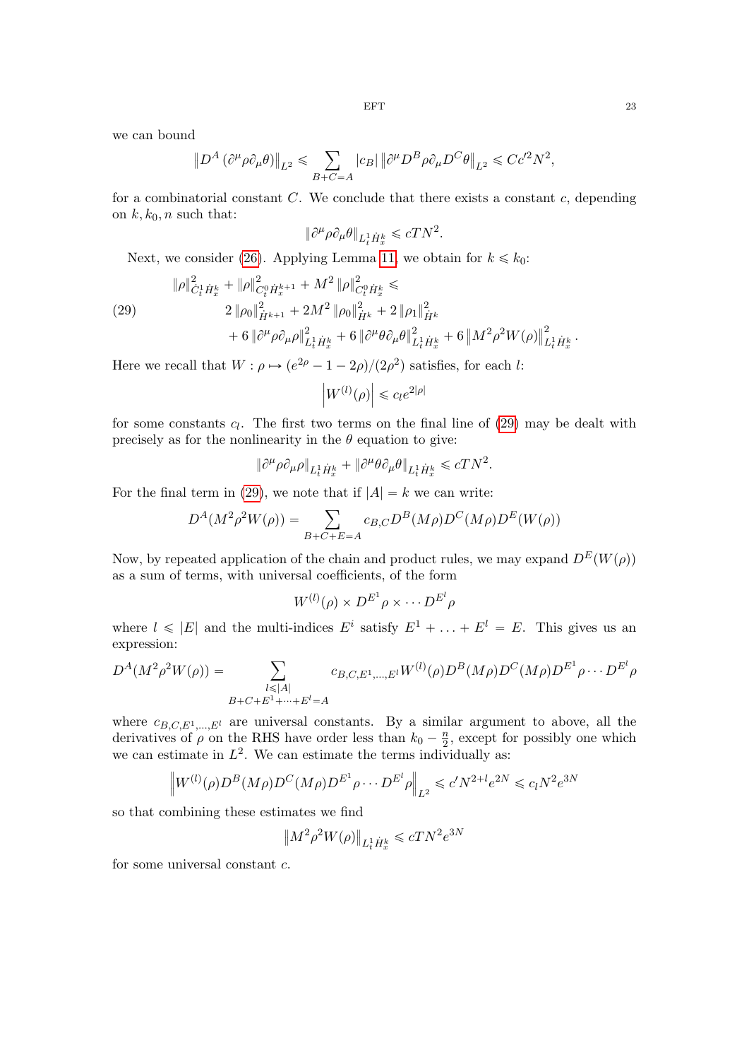we can bound

$$\left\| D^A \left( \partial^\mu \rho \partial_\mu \theta \right) \right\|_{L^2} \leqslant \sum_{B+C=A} |c_B| \left\| \partial^\mu D^B \rho \partial_\mu D^C \theta \right\|_{L^2} \leqslant C c'^2 N^2,$$

for a combinatorial constant $C$. We conclude that there exists a constant $c$, depending on $k, k_0, n$ such that:

$$\| \partial^\mu \rho \partial_\mu \theta \|_{L^1_t \dot{H}^k_x} \leqslant c T N^2.$$

Next, we consider (26). Applying Lemma 11, we obtain for $k \leqslant k_0$:

$$\begin{aligned}
&\|\rho\|^2_{\dot{C}^1_t \dot{H}^k_x} + \|\rho\|^2_{C^0_t \dot{H}^{k+1}_x} + M^2 \|\rho\|^2_{C^0_t \dot{H}^k_x} \leqslant \\
&\qquad 2 \|\rho_0\|^2_{\dot{H}^{k+1}} + 2M^2 \|\rho_0\|^2_{\dot{H}^k} + 2 \|\rho_1\|^2_{\dot{H}^k} \\
&\qquad + 6 \|\partial^\mu \rho \partial_\mu \rho\|^2_{L^1_t \dot{H}^k_x} + 6 \|\partial^\mu \theta \partial_\mu \theta\|^2_{L^1_t \dot{H}^k_x} + 6 \left\| M^2 \rho^2 W(\rho) \right\|^2_{L^1_t \dot{H}^k_x}.
\end{aligned} \tag{29}$$

Here we recall that $W : \rho \mapsto (e^{2\rho} - 1 - 2\rho)/(2\rho^2)$ satisfies, for each $l$:

$$\left| W^{(l)}(\rho) \right| \leqslant c_l e^{2|\rho|}$$

for some constants $c_l$. The first two terms on the final line of (29) may be dealt with precisely as for the nonlinearity in the $\theta$ equation to give:

$$\| \partial^\mu \rho \partial_\mu \rho \|_{L^1_t \dot{H}^k_x} + \| \partial^\mu \theta \partial_\mu \theta \|_{L^1_t \dot{H}^k_x} \leqslant c T N^2.$$

For the final term in (29), we note that if $|A| = k$ we can write:

$$D^A (M^2 \rho^2 W(\rho)) = \sum_{B+C+E=A} c_{B,C} D^B (M\rho) D^C (M\rho) D^E (W(\rho))$$

Now, by repeated application of the chain and product rules, we may expand $D^E(W(\rho))$ as a sum of terms, with universal coefficients, of the form

$$W^{(l)}(\rho) \times D^{E^1} \rho \times \cdots D^{E^l} \rho$$

where $l \leqslant |E|$ and the multi-indices $E^i$ satisfy $E^1 + \ldots + E^l = E$. This gives us an expression:

$$D^A (M^2 \rho^2 W(\rho)) = \sum_{\substack{l \leqslant |A| \\ B+C+E^1+\cdots+E^l = A}} c_{B,C,E^1,\ldots,E^l} W^{(l)}(\rho) D^B (M\rho) D^C (M\rho) D^{E^1} \rho \cdots D^{E^l} \rho$$

where $c_{B,C,E^1,\ldots,E^l}$ are universal constants. By a similar argument to above, all the derivatives of $\rho$ on the RHS have order less than $k_0 - \frac{n}{2}$, except for possibly one which we can estimate in $L^2$. We can estimate the terms individually as:

$$\left\| W^{(l)}(\rho) D^B (M\rho) D^C (M\rho) D^{E^1} \rho \cdots D^{E^l} \rho \right\|_{L^2} \leqslant c' N^{2+l} e^{2N} \leqslant c_l N^2 e^{3N}$$

so that combining these estimates we find

$$\left\| M^2 \rho^2 W(\rho) \right\|_{L^1_t \dot{H}^k_x} \leqslant c T N^2 e^{3N}$$

for some universal constant $c$.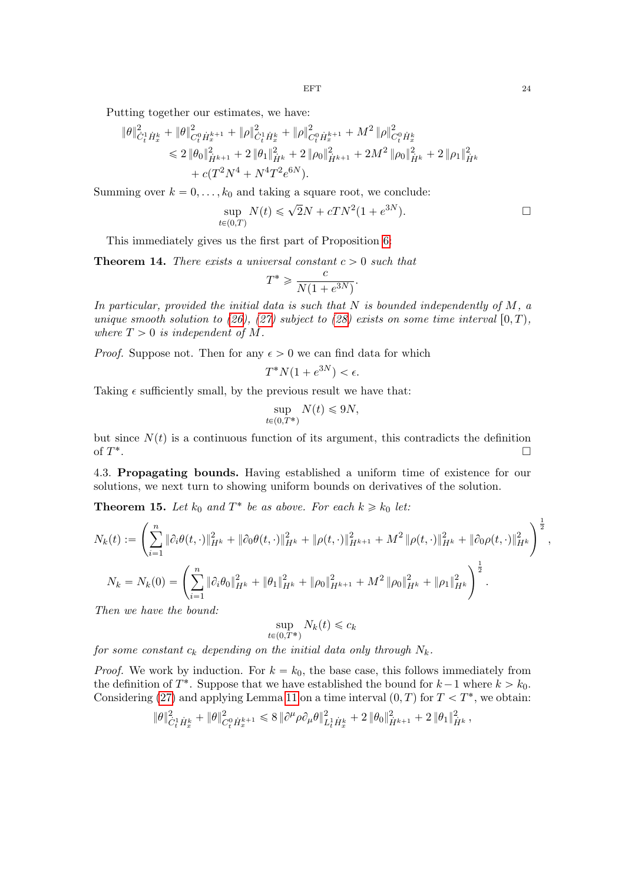Putting together our estimates, we have:

$$
\begin{aligned}
\|\theta\|^2_{\dot{C}^1_t \dot{H}^k_x} + \|\theta\|^2_{C^0_t \dot{H}^{k+1}_x} + \|\rho\|^2_{\dot{C}^1_t \dot{H}^k_x} + \|\rho\|^2_{C^0_t \dot{H}^{k+1}_x} + M^2 \|\rho\|^2_{C^0_t \dot{H}^k_x} \\
\leqslant 2\|\theta_0\|^2_{\dot{H}^{k+1}} + 2\|\theta_1\|^2_{\dot{H}^k} + 2\|\rho_0\|^2_{\dot{H}^{k+1}} + 2M^2\|\rho_0\|^2_{\dot{H}^k} + 2\|\rho_1\|^2_{\dot{H}^k} \\
+ c(T^2N^4 + N^4T^2e^{6N}).
\end{aligned}
$$

Summing over $k = 0, \ldots, k_0$ and taking a square root, we conclude:

$$
\sup_{t\in(0,T)} N(t) \leqslant \sqrt{2}N + cTN^2(1 + e^{3N}). \qquad \square
$$

This immediately gives us the first part of Proposition 6:

**Theorem 14.** *There exists a universal constant $c > 0$ such that*

$$
T^* \geqslant \frac{c}{N(1 + e^{3N})}.
$$

*In particular, provided the initial data is such that $N$ is bounded independently of $M$, a unique smooth solution to (26), (27) subject to (28) exists on some time interval $[0, T)$, where $T > 0$ is independent of $M$.*

*Proof.* Suppose not. Then for any $\epsilon > 0$ we can find data for which

$$
T^* N(1 + e^{3N}) < \epsilon.
$$

Taking $\epsilon$ sufficiently small, by the previous result we have that:

$$
\sup_{t\in(0,T^*)} N(t) \leqslant 9N,
$$

but since $N(t)$ is a continuous function of its argument, this contradicts the definition of $T^*$. $\square$

4.3. **Propagating bounds.** Having established a uniform time of existence for our solutions, we next turn to showing uniform bounds on derivatives of the solution.

**Theorem 15.** *Let $k_0$ and $T^*$ be as above. For each $k \geqslant k_0$ let:*

$$
N_k(t) := \left( \sum_{i=1}^n \|\partial_i \theta(t,\cdot)\|^2_{H^k} + \|\partial_0 \theta(t,\cdot)\|^2_{H^k} + \|\rho(t,\cdot)\|^2_{H^{k+1}} + M^2\|\rho(t,\cdot)\|^2_{H^k} + \|\partial_0 \rho(t,\cdot)\|^2_{H^k} \right)^{\frac{1}{2}},
$$

$$
N_k = N_k(0) = \left( \sum_{i=1}^n \|\partial_i \theta_0\|^2_{H^k} + \|\theta_1\|^2_{H^k} + \|\rho_0\|^2_{H^{k+1}} + M^2\|\rho_0\|^2_{H^k} + \|\rho_1\|^2_{H^k} \right)^{\frac{1}{2}}.
$$

*Then we have the bound:*

$$
\sup_{t\in(0,T^*)} N_k(t) \leqslant c_k
$$

*for some constant $c_k$ depending on the initial data only through $N_k$.*

*Proof.* We work by induction. For $k = k_0$, the base case, this follows immediately from the definition of $T^*$. Suppose that we have established the bound for $k-1$ where $k > k_0$. Considering (27) and applying Lemma 11 on a time interval $(0, T)$ for $T < T^*$, we obtain:

$$
\|\theta\|^2_{\dot{C}^1_t \dot{H}^k_x} + \|\theta\|^2_{C^0_t \dot{H}^{k+1}_x} \leqslant 8\|\partial^\mu \rho \partial_\mu \theta\|^2_{L^1_t \dot{H}^k_x} + 2\|\theta_0\|^2_{\dot{H}^{k+1}} + 2\|\theta_1\|^2_{\dot{H}^k},
$$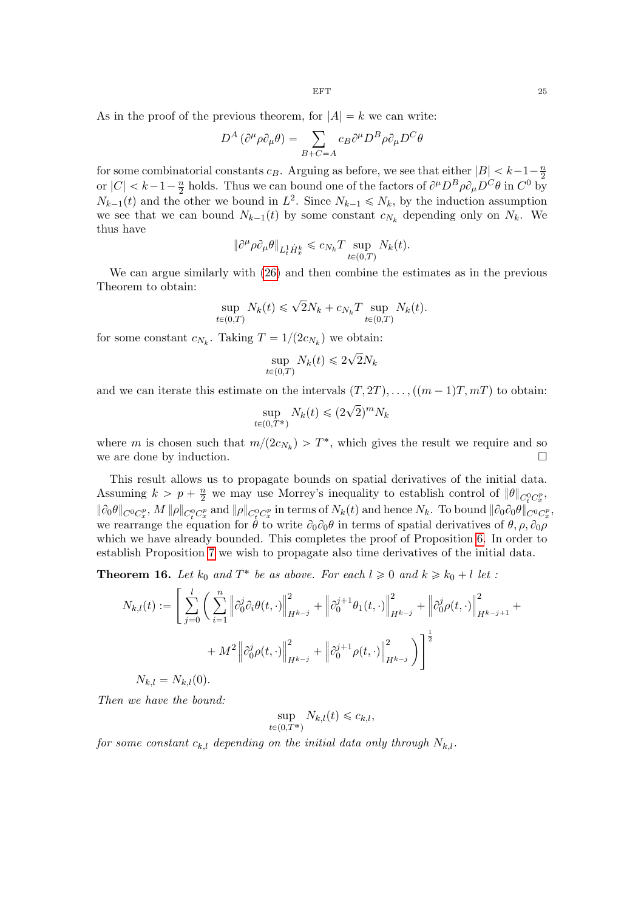As in the proof of the previous theorem, for $|A| = k$ we can write:

$$D^A \left(\partial^\mu \rho \partial_\mu \theta\right) = \sum_{B+C=A} c_B \partial^\mu D^B \rho \partial_\mu D^C \theta$$

for some combinatorial constants $c_B$. Arguing as before, we see that either $|B| < k-1-\frac{n}{2}$ or $|C| < k-1-\frac{n}{2}$ holds. Thus we can bound one of the factors of $\partial^\mu D^B \rho \partial_\mu D^C \theta$ in $C^0$ by $N_{k-1}(t)$ and the other we bound in $L^2$. Since $N_{k-1} \leqslant N_k$, by the induction assumption we see that we can bound $N_{k-1}(t)$ by some constant $c_{N_k}$ depending only on $N_k$. We thus have

$$\|\partial^\mu \rho \partial_\mu \theta\|_{L^1_t \dot{H}^k_x} \leqslant c_{N_k} T \sup_{t \in (0,T)} N_k(t).$$

We can argue similarly with (26) and then combine the estimates as in the previous Theorem to obtain:

$$\sup_{t\in(0,T)} N_k(t) \leqslant \sqrt{2} N_k + c_{N_k} T \sup_{t \in (0,T)} N_k(t).$$

for some constant $c_{N_k}$. Taking $T = 1/(2c_{N_k})$ we obtain:

$$\sup_{t\in(0,T)} N_k(t) \leqslant 2\sqrt{2} N_k$$

and we can iterate this estimate on the intervals $(T, 2T), \ldots, ((m-1)T, mT)$ to obtain:

$$\sup_{t\in(0,T^*)} N_k(t) \leqslant (2\sqrt{2})^m N_k$$

where $m$ is chosen such that $m/(2c_{N_k}) > T^*$, which gives the result we require and so we are done by induction. $\square$

This result allows us to propagate bounds on spatial derivatives of the initial data. Assuming $k > p + \frac{n}{2}$ we may use Morrey's inequality to establish control of $\|\theta\|_{C^0_t C^p_x}$, $\|\partial_0 \theta\|_{C^0 C^p_x}$, $M\, \|\rho\|_{C^0_t C^p_x}$ and $\|\rho\|_{C^0_t C^p_x}$ in terms of $N_k(t)$ and hence $N_k$. To bound $\|\partial_0 \partial_0 \theta\|_{C^0 C^p_x}$, we rearrange the equation for $\theta$ to write $\partial_0 \partial_0 \theta$ in terms of spatial derivatives of $\theta, \rho, \partial_0 \rho$ which we have already bounded. This completes the proof of Proposition 6. In order to establish Proposition 7 we wish to propagate also time derivatives of the initial data.

**Theorem 16.** *Let $k_0$ and $T^*$ be as above. For each $l \geqslant 0$ and $k \geqslant k_0 + l$ let :*

$$N_{k,l}(t) := \left[ \sum_{j=0}^{l} \left( \sum_{i=1}^{n} \left\| \partial_0^j \partial_i \theta(t,\cdot) \right\|^2_{H^{k-j}} + \left\| \partial_0^{j+1} \theta_1(t,\cdot) \right\|^2_{H^{k-j}} + \left\| \partial_0^j \rho(t,\cdot) \right\|^2_{H^{k-j+1}} + \right.\right.$$
$$\left.\left. + M^2 \left\| \partial_0^j \rho(t,\cdot) \right\|^2_{H^{k-j}} + \left\| \partial_0^{j+1} \rho(t,\cdot) \right\|^2_{H^{k-j}} \right) \right]^{\frac{1}{2}}$$

$N_{k,l} = N_{k,l}(0)$.

*Then we have the bound:*

$$\sup_{t\in(0,T^*)} N_{k,l}(t) \leqslant c_{k,l},$$

*for some constant $c_{k,l}$ depending on the initial data only through $N_{k,l}$.*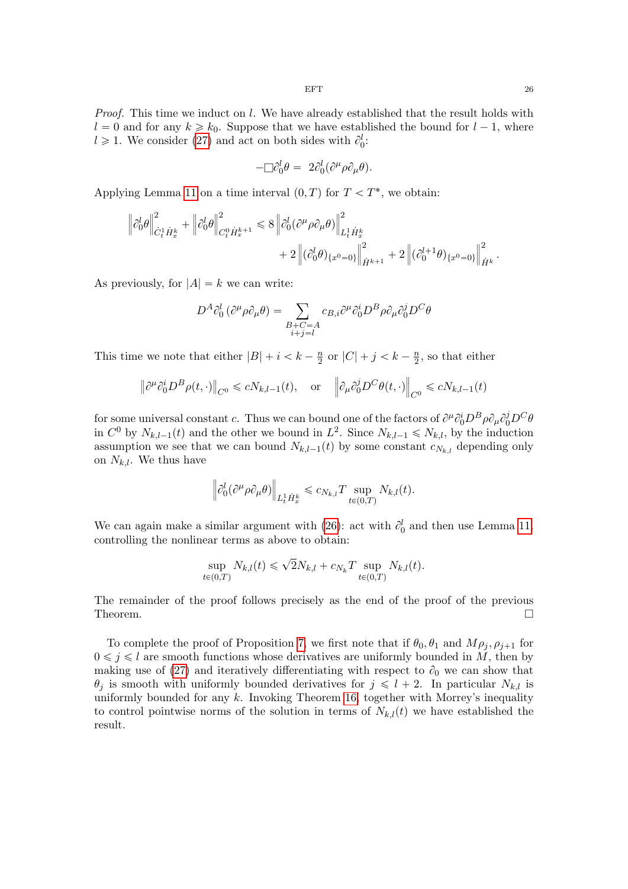*Proof.* This time we induct on $l$. We have already established that the result holds with $l = 0$ and for any $k \geqslant k_0$. Suppose that we have established the bound for $l-1$, where $l \geqslant 1$. We consider (27) and act on both sides with $\partial_0^l$:

$$-\Box \partial_0^l \theta = 2\partial_0^l(\partial^\mu \rho \partial_\mu \theta).$$

Applying Lemma 11 on a time interval $(0, T)$ for $T < T^*$, we obtain:

$$\left\| \partial_0^l \theta \right\|^2_{\dot{C}^1_t \dot{H}^k_x} + \left\| \partial_0^l \theta \right\|^2_{C^0_t \dot{H}^{k+1}_x} \leqslant 8 \left\| \partial_0^l(\partial^\mu \rho \partial_\mu \theta) \right\|^2_{L^1_t \dot{H}^k_x} + 2 \left\| (\partial_0^l \theta)_{\{x^0=0\}} \right\|^2_{\dot{H}^{k+1}} + 2 \left\| (\partial_0^{l+1} \theta)_{\{x^0=0\}} \right\|^2_{\dot{H}^k}.$$

As previously, for $|A| = k$ we can write:

$$D^A \partial_0^l \left( \partial^\mu \rho \partial_\mu \theta \right) = \sum_{\substack{B+C=A \\ i+j=l}} c_{B,i} \partial^\mu \partial_0^i D^B \rho \partial_\mu \partial_0^j D^C \theta$$

This time we note that either $|B| + i < k - \frac{n}{2}$ or $|C| + j < k - \frac{n}{2}$, so that either

$$\left\| \partial^\mu \partial_0^i D^B \rho(t, \cdot) \right\|_{C^0} \leqslant c N_{k,l-1}(t), \quad \text{or} \quad \left\| \partial_\mu \partial_0^j D^C \theta(t, \cdot) \right\|_{C^0} \leqslant c N_{k,l-1}(t)$$

for some universal constant $c$. Thus we can bound one of the factors of $\partial^\mu \partial_0^i D^B \rho \partial_\mu \partial_0^j D^C \theta$ in $C^0$ by $N_{k,l-1}(t)$ and the other we bound in $L^2$. Since $N_{k,l-1} \leqslant N_{k,l}$, by the induction assumption we see that we can bound $N_{k,l-1}(t)$ by some constant $c_{N_{k,l}}$ depending only on $N_{k,l}$. We thus have

$$\left\| \partial_0^l (\partial^\mu \rho \partial_\mu \theta) \right\|_{L^1_t \dot{H}^k_x} \leqslant c_{N_{k,l}} T \sup_{t \in (0,T)} N_{k,l}(t).$$

We can again make a similar argument with (26): act with $\partial_0^l$ and then use Lemma 11, controlling the nonlinear terms as above to obtain:

$$\sup_{t \in (0,T)} N_{k,l}(t) \leqslant \sqrt{2} N_{k,l} + c_{N_k} T \sup_{t \in (0,T)} N_{k,l}(t).$$

The remainder of the proof follows precisely as the end of the proof of the previous Theorem. $\square$

To complete the proof of Proposition 7, we first note that if $\theta_0, \theta_1$ and $M\rho_j, \rho_{j+1}$ for $0 \leqslant j \leqslant l$ are smooth functions whose derivatives are uniformly bounded in $M$, then by making use of (27) and iteratively differentiating with respect to $\partial_0$ we can show that $\theta_j$ is smooth with uniformly bounded derivatives for $j \leqslant l+2$. In particular $N_{k,l}$ is uniformly bounded for any $k$. Invoking Theorem 16, together with Morrey's inequality to control pointwise norms of the solution in terms of $N_{k,l}(t)$ we have established the result.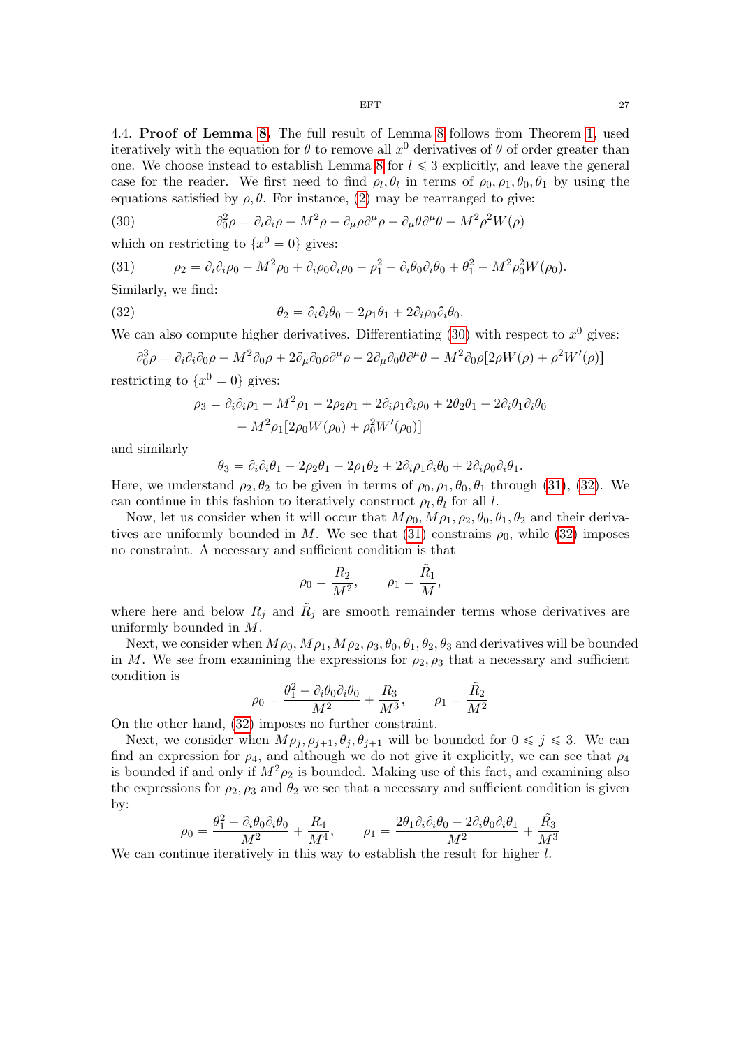4.4. **Proof of Lemma 8.** The full result of Lemma 8 follows from Theorem 1, used iteratively with the equation for $\theta$ to remove all $x^0$ derivatives of $\theta$ of order greater than one. We choose instead to establish Lemma 8 for $l \leqslant 3$ explicitly, and leave the general case for the reader. We first need to find $\rho_l, \theta_l$ in terms of $\rho_0, \rho_1, \theta_0, \theta_1$ by using the equations satisfied by $\rho, \theta$. For instance, (2) may be rearranged to give:

$$\partial_0^2 \rho = \partial_i \partial_i \rho - M^2 \rho + \partial_\mu \rho \partial^\mu \rho - \partial_\mu \theta \partial^\mu \theta - M^2 \rho^2 W(\rho) \tag{30}$$

which on restricting to $\{x^0 = 0\}$ gives:

$$\rho_2 = \partial_i \partial_i \rho_0 - M^2 \rho_0 + \partial_i \rho_0 \partial_i \rho_0 - \rho_1^2 - \partial_i \theta_0 \partial_i \theta_0 + \theta_1^2 - M^2 \rho_0^2 W(\rho_0). \tag{31}$$

Similarly, we find:

$$\theta_2 = \partial_i \partial_i \theta_0 - 2\rho_1 \theta_1 + 2\partial_i \rho_0 \partial_i \theta_0. \tag{32}$$

We can also compute higher derivatives. Differentiating (30) with respect to $x^0$ gives:

$$\partial_0^3 \rho = \partial_i \partial_i \partial_0 \rho - M^2 \partial_0 \rho + 2\partial_\mu \partial_0 \rho \partial^\mu \rho - 2\partial_\mu \partial_0 \theta \partial^\mu \theta - M^2 \partial_0 \rho [2\rho W(\rho) + \rho^2 W'(\rho)]$$

restricting to $\{x^0 = 0\}$ gives:

$$\begin{aligned}
\rho_3 = \partial_i \partial_i \rho_1 - M^2 \rho_1 - 2\rho_2 \rho_1 + 2\partial_i \rho_1 \partial_i \rho_0 + 2\theta_2 \theta_1 - 2\partial_i \theta_1 \partial_i \theta_0 \\
- M^2 \rho_1 [2\rho_0 W(\rho_0) + \rho_0^2 W'(\rho_0)]
\end{aligned}$$

and similarly

$$\theta_3 = \partial_i \partial_i \theta_1 - 2\rho_2 \theta_1 - 2\rho_1 \theta_2 + 2\partial_i \rho_1 \partial_i \theta_0 + 2\partial_i \rho_0 \partial_i \theta_1.$$

Here, we understand $\rho_2, \theta_2$ to be given in terms of $\rho_0, \rho_1, \theta_0, \theta_1$ through (31), (32). We can continue in this fashion to iteratively construct $\rho_l, \theta_l$ for all $l$.

Now, let us consider when it will occur that $M\rho_0, M\rho_1, \rho_2, \theta_0, \theta_1, \theta_2$ and their derivatives are uniformly bounded in $M$. We see that (31) constrains $\rho_0$, while (32) imposes no constraint. A necessary and sufficient condition is that

$$\rho_0 = \frac{R_2}{M^2}, \qquad \rho_1 = \frac{\tilde{R}_1}{M},$$

where here and below $R_j$ and $\tilde{R}_j$ are smooth remainder terms whose derivatives are uniformly bounded in $M$.

Next, we consider when $M\rho_0, M\rho_1, M\rho_2, \rho_3, \theta_0, \theta_1, \theta_2, \theta_3$ and derivatives will be bounded in $M$. We see from examining the expressions for $\rho_2, \rho_3$ that a necessary and sufficient condition is

$$\rho_0 = \frac{\theta_1^2 - \partial_i \theta_0 \partial_i \theta_0}{M^2} + \frac{R_3}{M^3}, \qquad \rho_1 = \frac{\tilde{R}_2}{M^2}$$

On the other hand, (32) imposes no further constraint.

Next, we consider when $M\rho_j, \rho_{j+1}, \theta_j, \theta_{j+1}$ will be bounded for $0 \leqslant j \leqslant 3$. We can find an expression for $\rho_4$, and although we do not give it explicitly, we can see that $\rho_4$ is bounded if and only if $M^2 \rho_2$ is bounded. Making use of this fact, and examining also the expressions for $\rho_2, \rho_3$ and $\theta_2$ we see that a necessary and sufficient condition is given by:

$$\rho_0 = \frac{\theta_1^2 - \partial_i \theta_0 \partial_i \theta_0}{M^2} + \frac{R_4}{M^4}, \qquad \rho_1 = \frac{2\theta_1 \partial_i \partial_i \theta_0 - 2\partial_i \theta_0 \partial_i \theta_1}{M^2} + \frac{\tilde{R}_3}{M^3}$$

We can continue iteratively in this way to establish the result for higher $l$.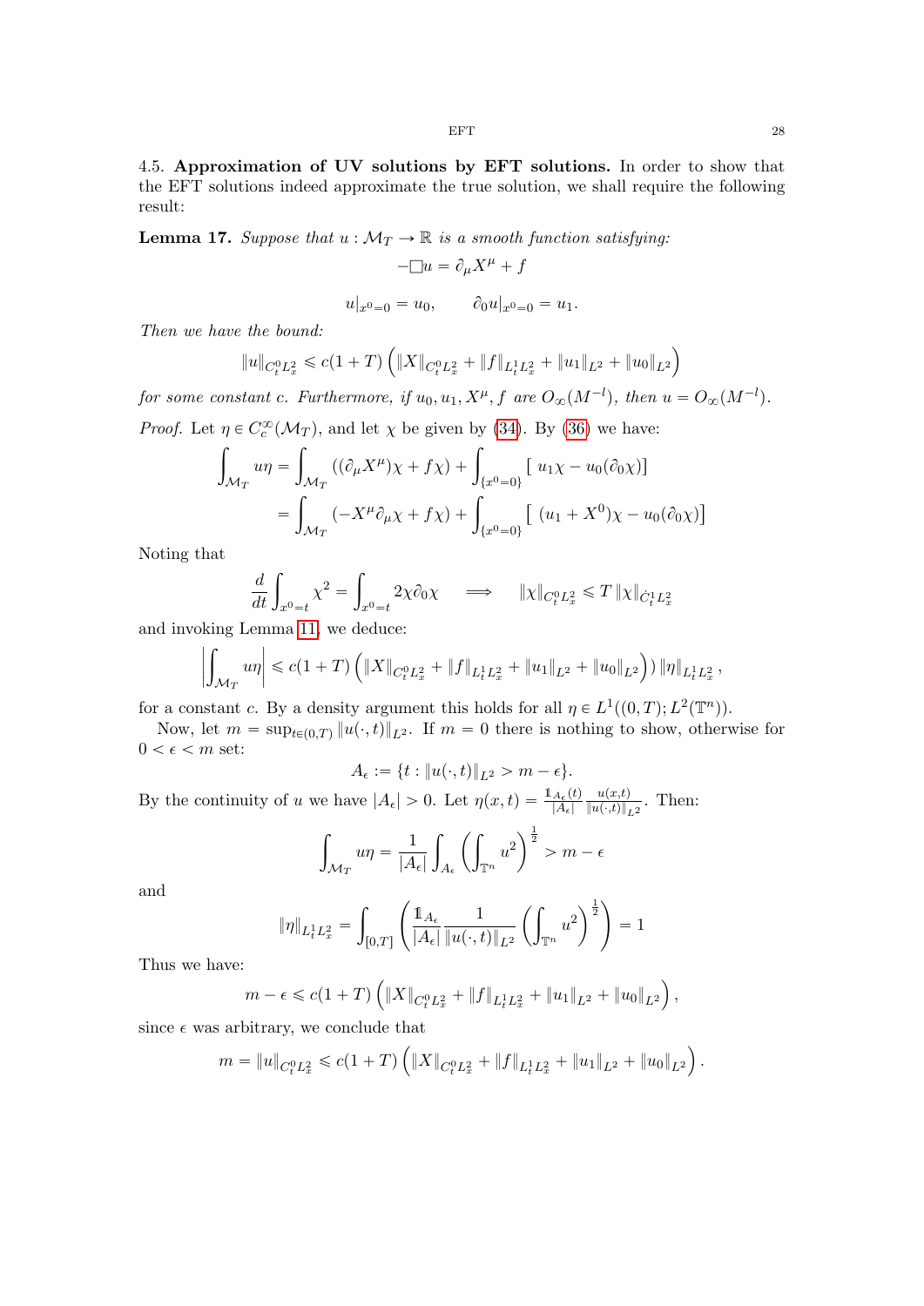4.5. **Approximation of UV solutions by EFT solutions.** In order to show that the EFT solutions indeed approximate the true solution, we shall require the following result:

**Lemma 17.** *Suppose that $u : \mathcal{M}_T \to \mathbb{R}$ is a smooth function satisfying:*

$$-\Box u = \partial_\mu X^\mu + f$$

$$u|_{x^0=0} = u_0, \qquad \partial_0 u|_{x^0=0} = u_1.$$

*Then we have the bound:*

$$\|u\|_{C^0_t L^2_x} \leqslant c(1+T)\left(\|X\|_{C^0_t L^2_x} + \|f\|_{L^1_t L^2_x} + \|u_1\|_{L^2} + \|u_0\|_{L^2}\right)$$

*for some constant $c$. Furthermore, if $u_0, u_1, X^\mu, f$ are $O_\infty(M^{-l})$, then $u = O_\infty(M^{-l})$.*

*Proof.* Let $\eta \in C^\infty_c(\mathcal{M}_T)$, and let $\chi$ be given by (34). By (36) we have:

$$\begin{aligned}
\int_{\mathcal{M}_T} u\eta &= \int_{\mathcal{M}_T} \left((\partial_\mu X^\mu)\chi + f\chi\right) + \int_{\{x^0=0\}} \left[\, u_1\chi - u_0(\partial_0\chi)\right] \\
&= \int_{\mathcal{M}_T} \left(-X^\mu \partial_\mu \chi + f\chi\right) + \int_{\{x^0=0\}} \left[\, (u_1 + X^0)\chi - u_0(\partial_0\chi)\right]
\end{aligned}$$

Noting that

$$\frac{d}{dt}\int_{x^0=t} \chi^2 = \int_{x^0=t} 2\chi\partial_0\chi \qquad \Longrightarrow \qquad \|\chi\|_{C^0_t L^2_x} \leqslant T\,\|\chi\|_{\dot{C}^1_t L^2_x}$$

and invoking Lemma 11, we deduce:

$$\left|\int_{\mathcal{M}_T} u\eta\right| \leqslant c(1+T)\left(\|X\|_{C^0_t L^2_x} + \|f\|_{L^1_t L^2_x} + \|u_1\|_{L^2} + \|u_0\|_{L^2}\right)\|\eta\|_{L^1_t L^2_x},$$

for a constant $c$. By a density argument this holds for all $\eta \in L^1((0,T); L^2(\mathbb{T}^n))$.

Now, let $m = \sup_{t\in(0,T)} \|u(\cdot,t)\|_{L^2}$. If $m = 0$ there is nothing to show, otherwise for $0 < \epsilon < m$ set:

$$A_\epsilon := \{t : \|u(\cdot,t)\|_{L^2} > m - \epsilon\}.$$

By the continuity of $u$ we have $|A_\epsilon| > 0$. Let $\eta(x,t) = \frac{\mathbb{1}_{A_\epsilon}(t)}{|A_\epsilon|}\frac{u(x,t)}{\|u(\cdot,t)\|_{L^2}}$. Then:

$$\int_{\mathcal{M}_T} u\eta = \frac{1}{|A_\epsilon|}\int_{A_\epsilon}\left(\int_{\mathbb{T}^n} u^2\right)^{\frac{1}{2}} > m - \epsilon$$

and

$$\|\eta\|_{L^1_t L^2_x} = \int_{[0,T]}\left(\frac{\mathbb{1}_{A_\epsilon}}{|A_\epsilon|}\frac{1}{\|u(\cdot,t)\|_{L^2}}\left(\int_{\mathbb{T}^n} u^2\right)^{\frac{1}{2}}\right) = 1$$

Thus we have:

$$m - \epsilon \leqslant c(1+T)\left(\|X\|_{C^0_t L^2_x} + \|f\|_{L^1_t L^2_x} + \|u_1\|_{L^2} + \|u_0\|_{L^2}\right),$$

since $\epsilon$ was arbitrary, we conclude that

$$m = \|u\|_{C^0_t L^2_x} \leqslant c(1+T)\left(\|X\|_{C^0_t L^2_x} + \|f\|_{L^1_t L^2_x} + \|u_1\|_{L^2} + \|u_0\|_{L^2}\right).$$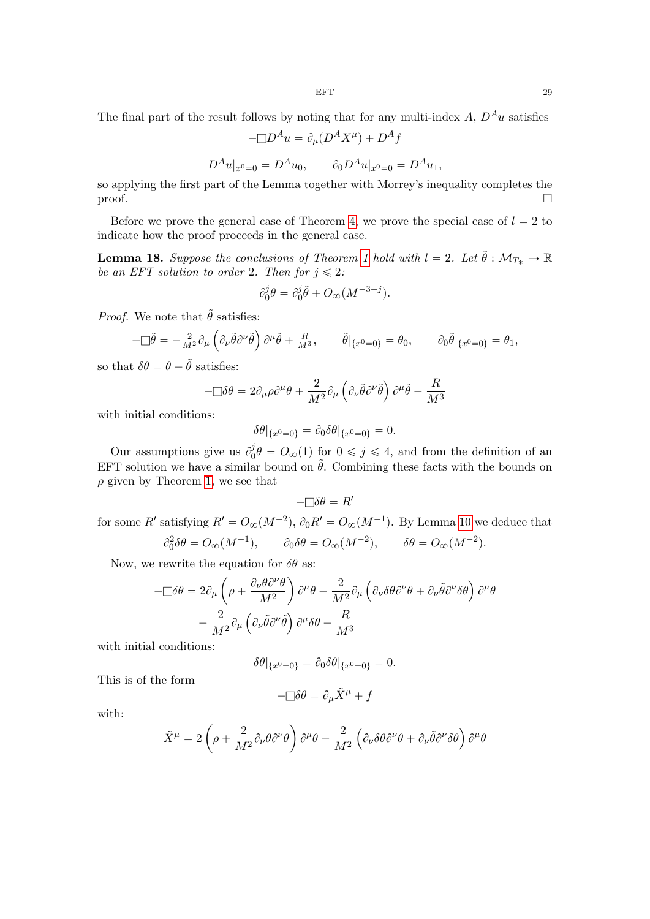The final part of the result follows by noting that for any multi-index $A$, $D^A u$ satisfies

$$-\Box D^A u = \partial_\mu (D^A X^\mu) + D^A f$$

$$D^A u|_{x^0=0} = D^A u_0, \qquad \partial_0 D^A u|_{x^0=0} = D^A u_1,$$

so applying the first part of the Lemma together with Morrey's inequality completes the proof. □

Before we prove the general case of Theorem 4, we prove the special case of $l = 2$ to indicate how the proof proceeds in the general case.

**Lemma 18.** *Suppose the conclusions of Theorem 1 hold with $l = 2$. Let $\tilde{\theta} : \mathcal{M}_{T_*} \to \mathbb{R}$ be an EFT solution to order 2. Then for $j \leqslant 2$:*

$$\partial_0^j \theta = \partial_0^j \tilde{\theta} + O_\infty(M^{-3+j}).$$

*Proof.* We note that $\tilde{\theta}$ satisfies:

$$-\Box \tilde{\theta} = -\tfrac{2}{M^2} \partial_\mu \left( \partial_\nu \tilde{\theta} \partial^\nu \tilde{\theta} \right) \partial^\mu \tilde{\theta} + \tfrac{R}{M^3}, \qquad \tilde{\theta}|_{\{x^0=0\}} = \theta_0, \qquad \partial_0 \tilde{\theta}|_{\{x^0=0\}} = \theta_1,$$

so that $\delta\theta = \theta - \tilde{\theta}$ satisfies:

$$-\Box \delta\theta = 2\partial_\mu \rho \partial^\mu \theta + \frac{2}{M^2} \partial_\mu \left( \partial_\nu \tilde{\theta} \partial^\nu \tilde{\theta} \right) \partial^\mu \tilde{\theta} - \frac{R}{M^3}$$

with initial conditions:

$$\delta\theta|_{\{x^0=0\}} = \partial_0 \delta\theta|_{\{x^0=0\}} = 0.$$

Our assumptions give us $\partial_0^j \theta = O_\infty(1)$ for $0 \leqslant j \leqslant 4$, and from the definition of an EFT solution we have a similar bound on $\tilde{\theta}$. Combining these facts with the bounds on $\rho$ given by Theorem 1, we see that

$$-\Box \delta\theta = R'$$

for some $R'$ satisfying $R' = O_\infty(M^{-2})$, $\partial_0 R' = O_\infty(M^{-1})$. By Lemma 10 we deduce that

$$\partial_0^2 \delta\theta = O_\infty(M^{-1}), \qquad \partial_0 \delta\theta = O_\infty(M^{-2}), \qquad \delta\theta = O_\infty(M^{-2}).$$

Now, we rewrite the equation for $\delta\theta$ as:

$$\begin{aligned} -\Box \delta\theta = & \, 2\partial_\mu \left( \rho + \frac{\partial_\nu \theta \partial^\nu \theta}{M^2} \right) \partial^\mu \theta - \frac{2}{M^2} \partial_\mu \left( \partial_\nu \delta\theta \partial^\nu \theta + \partial_\nu \tilde{\theta} \partial^\nu \delta\theta \right) \partial^\mu \theta \\ & - \frac{2}{M^2} \partial_\mu \left( \partial_\nu \tilde{\theta} \partial^\nu \tilde{\theta} \right) \partial^\mu \delta\theta - \frac{R}{M^3} \end{aligned}$$

with initial conditions:

$$\delta\theta|_{\{x^0=0\}} = \partial_0 \delta\theta|_{\{x^0=0\}} = 0.$$

This is of the form

$$-\Box \delta\theta = \partial_\mu \tilde{X}^\mu + f$$

with:

$$\tilde{X}^\mu = 2 \left( \rho + \frac{2}{M^2} \partial_\nu \theta \partial^\nu \theta \right) \partial^\mu \theta - \frac{2}{M^2} \left( \partial_\nu \delta\theta \partial^\nu \theta + \partial_\nu \tilde{\theta} \partial^\nu \delta\theta \right) \partial^\mu \theta$$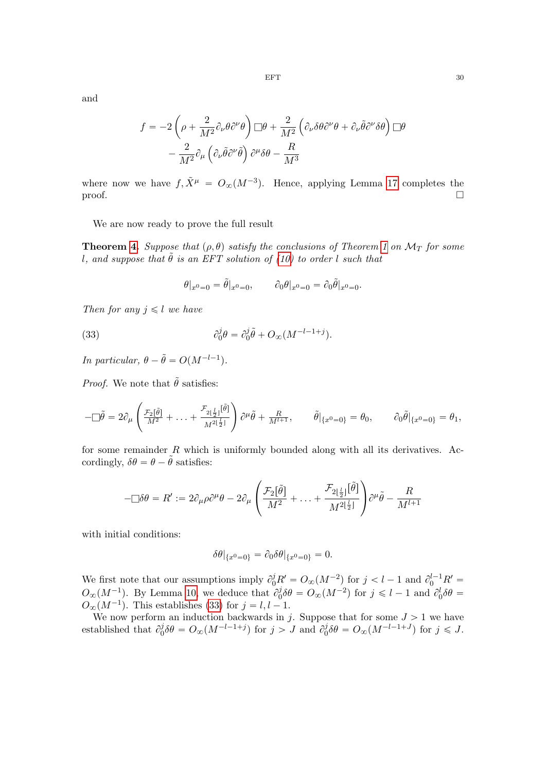and

$$
\begin{aligned}
f = &-2\left(\rho + \frac{2}{M^2}\partial_\nu\theta\partial^\nu\theta\right)\Box\theta + \frac{2}{M^2}\left(\partial_\nu\delta\theta\partial^\nu\theta + \partial_\nu\tilde{\theta}\partial^\nu\delta\theta\right)\Box\theta \\
&- \frac{2}{M^2}\partial_\mu\left(\partial_\nu\tilde{\theta}\partial^\nu\tilde{\theta}\right)\partial^\mu\delta\theta - \frac{R}{M^3}
\end{aligned}
$$

where now we have $f, \tilde{X}^\mu = O_\infty(M^{-3})$. Hence, applying Lemma 17 completes the proof. □

We are now ready to prove the full result

**Theorem 4.** *Suppose that $(\rho, \theta)$ satisfy the conclusions of Theorem 1 on $\mathcal{M}_T$ for some $l$, and suppose that $\tilde{\theta}$ is an EFT solution of (10) to order $l$ such that*

$$
\theta|_{x^0=0} = \tilde{\theta}|_{x^0=0}, \qquad \partial_0\theta|_{x^0=0} = \partial_0\tilde{\theta}|_{x^0=0}.
$$

*Then for any $j \leqslant l$ we have*

$$
\partial_0^j\theta = \partial_0^j\tilde{\theta} + O_\infty(M^{-l-1+j}). \tag{33}
$$

*In particular, $\theta - \tilde{\theta} = O(M^{-l-1})$.*

*Proof.* We note that $\tilde{\theta}$ satisfies:

$$
-\Box\tilde{\theta} = 2\partial_\mu\left(\frac{\mathcal{F}_2[\tilde{\theta}]}{M^2} + \ldots + \frac{\mathcal{F}_{2\lfloor\frac{l}{2}\rfloor}[\tilde{\theta}]}{M^{2\lfloor\frac{l}{2}\rfloor}}\right)\partial^\mu\tilde{\theta} + \frac{R}{M^{l+1}}, \qquad \tilde{\theta}|_{\{x^0=0\}} = \theta_0, \qquad \partial_0\tilde{\theta}|_{\{x^0=0\}} = \theta_1,
$$

for some remainder $R$ which is uniformly bounded along with all its derivatives. Accordingly, $\delta\theta = \theta - \tilde{\theta}$ satisfies:

$$
-\Box\delta\theta = R' := 2\partial_\mu\rho\partial^\mu\theta - 2\partial_\mu\left(\frac{\mathcal{F}_2[\tilde{\theta}]}{M^2} + \ldots + \frac{\mathcal{F}_{2\lfloor\frac{l}{2}\rfloor}[\tilde{\theta}]}{M^{2\lfloor\frac{l}{2}\rfloor}}\right)\partial^\mu\tilde{\theta} - \frac{R}{M^{l+1}}
$$

with initial conditions:

$$
\delta\theta|_{\{x^0=0\}} = \partial_0\delta\theta|_{\{x^0=0\}} = 0.
$$

We first note that our assumptions imply $\partial_0^j R' = O_\infty(M^{-2})$ for $j < l-1$ and $\partial_0^{l-1}R' = O_\infty(M^{-1})$. By Lemma 10, we deduce that $\partial_0^j\delta\theta = O_\infty(M^{-2})$ for $j \leqslant l-1$ and $\partial_0^l\delta\theta = O_\infty(M^{-1})$. This establishes (33) for $j = l, l-1$.

We now perform an induction backwards in $j$. Suppose that for some $J > 1$ we have established that $\partial_0^j\delta\theta = O_\infty(M^{-l-1+j})$ for $j > J$ and $\partial_0^j\delta\theta = O_\infty(M^{-l-1+J})$ for $j \leqslant J$.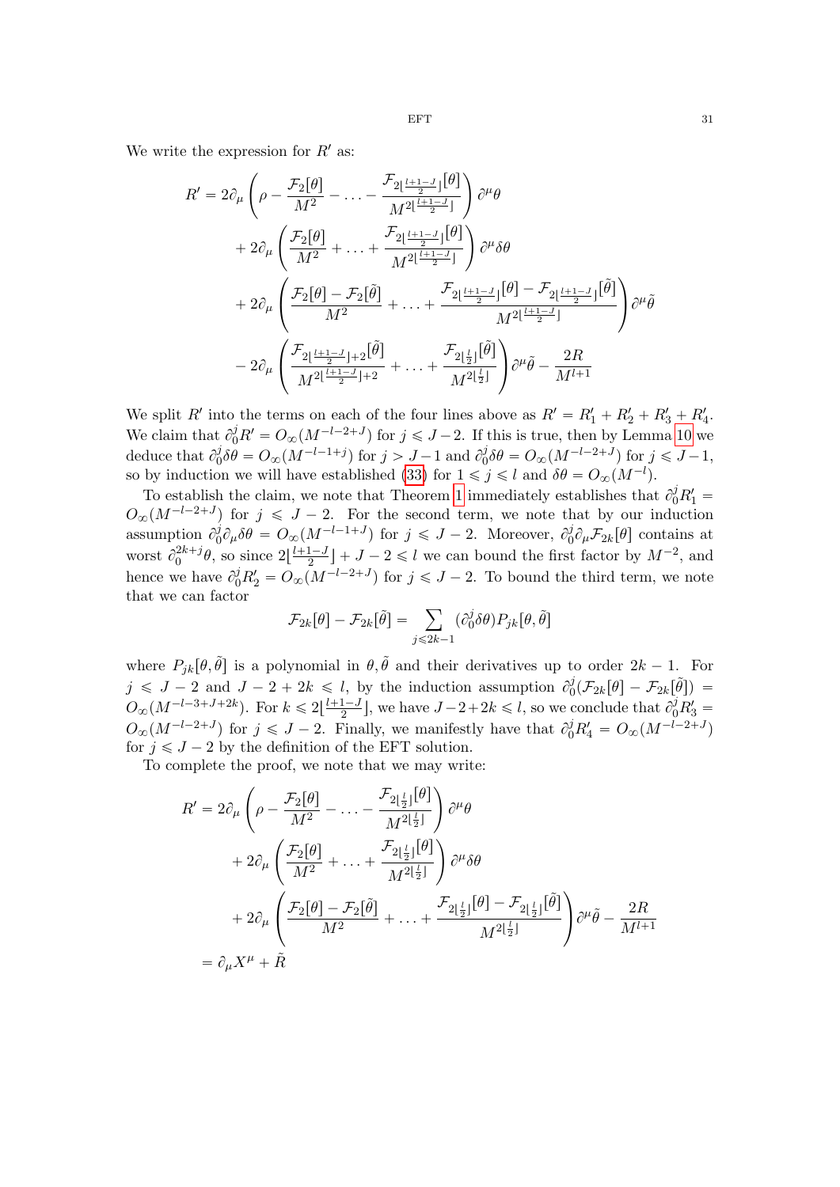We write the expression for $R'$ as:

$$
\begin{aligned}
R' &= 2\partial_\mu \left( \rho - \frac{\mathcal{F}_2[\theta]}{M^2} - \ldots - \frac{\mathcal{F}_{2\lfloor \frac{l+1-J}{2} \rfloor}[\theta]}{M^{2\lfloor \frac{l+1-J}{2} \rfloor}} \right) \partial^\mu \theta \\
&+ 2\partial_\mu \left( \frac{\mathcal{F}_2[\theta]}{M^2} + \ldots + \frac{\mathcal{F}_{2\lfloor \frac{l+1-J}{2} \rfloor}[\theta]}{M^{2\lfloor \frac{l+1-J}{2} \rfloor}} \right) \partial^\mu \delta\theta \\
&+ 2\partial_\mu \left( \frac{\mathcal{F}_2[\theta] - \mathcal{F}_2[\tilde{\theta}]}{M^2} + \ldots + \frac{\mathcal{F}_{2\lfloor \frac{l+1-J}{2} \rfloor}[\theta] - \mathcal{F}_{2\lfloor \frac{l+1-J}{2} \rfloor}[\tilde{\theta}]}{M^{2\lfloor \frac{l+1-J}{2} \rfloor}} \right) \partial^\mu \tilde{\theta} \\
&- 2\partial_\mu \left( \frac{\mathcal{F}_{2\lfloor \frac{l+1-J}{2} \rfloor + 2}[\tilde{\theta}]}{M^{2\lfloor \frac{l+1-J}{2} \rfloor + 2}} + \ldots + \frac{\mathcal{F}_{2\lfloor \frac{l}{2} \rfloor}[\tilde{\theta}]}{M^{2\lfloor \frac{l}{2} \rfloor}} \right) \partial^\mu \tilde{\theta} - \frac{2R}{M^{l+1}}
\end{aligned}
$$

We split $R'$ into the terms on each of the four lines above as $R' = R'_1 + R'_2 + R'_3 + R'_4$. We claim that $\partial_0^j R' = O_\infty(M^{-l-2+J})$ for $j \leqslant J-2$. If this is true, then by Lemma 10 we deduce that $\partial_0^j \delta\theta = O_\infty(M^{-l-1+j})$ for $j > J-1$ and $\partial_0^j \delta\theta = O_\infty(M^{-l-2+J})$ for $j \leqslant J-1$, so by induction we will have established (33) for $1 \leqslant j \leqslant l$ and $\delta\theta = O_\infty(M^{-l})$.

To establish the claim, we note that Theorem 1 immediately establishes that $\partial_0^j R'_1 = O_\infty(M^{-l-2+J})$ for $j \leqslant J-2$. For the second term, we note that by our induction assumption $\partial_0^j \partial_\mu \delta\theta = O_\infty(M^{-l-1+J})$ for $j \leqslant J-2$. Moreover, $\partial_0^j \partial_\mu \mathcal{F}_{2k}[\theta]$ contains at worst $\partial_0^{2k+j}\theta$, so since $2\lfloor \frac{l+1-J}{2} \rfloor + J - 2 \leqslant l$ we can bound the first factor by $M^{-2}$, and hence we have $\partial_0^j R'_2 = O_\infty(M^{-l-2+J})$ for $j \leqslant J-2$. To bound the third term, we note that we can factor

$$
\mathcal{F}_{2k}[\theta] - \mathcal{F}_{2k}[\tilde{\theta}] = \sum_{j \leqslant 2k-1} (\partial_0^j \delta\theta) P_{jk}[\theta, \tilde{\theta}]
$$

where $P_{jk}[\theta, \tilde{\theta}]$ is a polynomial in $\theta, \tilde{\theta}$ and their derivatives up to order $2k-1$. For $j \leqslant J-2$ and $J-2+2k \leqslant l$, by the induction assumption $\partial_0^j(\mathcal{F}_{2k}[\theta] - \mathcal{F}_{2k}[\tilde{\theta}]) = O_\infty(M^{-l-3+J+2k})$. For $k \leqslant 2\lfloor \frac{l+1-J}{2} \rfloor$, we have $J-2+2k \leqslant l$, so we conclude that $\partial_0^j R'_3 = O_\infty(M^{-l-2+J})$ for $j \leqslant J-2$. Finally, we manifestly have that $\partial_0^j R'_4 = O_\infty(M^{-l-2+J})$ for $j \leqslant J-2$ by the definition of the EFT solution.

To complete the proof, we note that we may write:

$$
\begin{aligned}
R' &= 2\partial_\mu \left( \rho - \frac{\mathcal{F}_2[\theta]}{M^2} - \ldots - \frac{\mathcal{F}_{2\lfloor \frac{l}{2} \rfloor}[\theta]}{M^{2\lfloor \frac{l}{2} \rfloor}} \right) \partial^\mu \theta \\
&+ 2\partial_\mu \left( \frac{\mathcal{F}_2[\theta]}{M^2} + \ldots + \frac{\mathcal{F}_{2\lfloor \frac{l}{2} \rfloor}[\theta]}{M^{2\lfloor \frac{l}{2} \rfloor}} \right) \partial^\mu \delta\theta \\
&+ 2\partial_\mu \left( \frac{\mathcal{F}_2[\theta] - \mathcal{F}_2[\tilde{\theta}]}{M^2} + \ldots + \frac{\mathcal{F}_{2\lfloor \frac{l}{2} \rfloor}[\theta] - \mathcal{F}_{2\lfloor \frac{l}{2} \rfloor}[\tilde{\theta}]}{M^{2\lfloor \frac{l}{2} \rfloor}} \right) \partial^\mu \tilde{\theta} - \frac{2R}{M^{l+1}} \\
&= \partial_\mu X^\mu + \tilde{R}
\end{aligned}
$$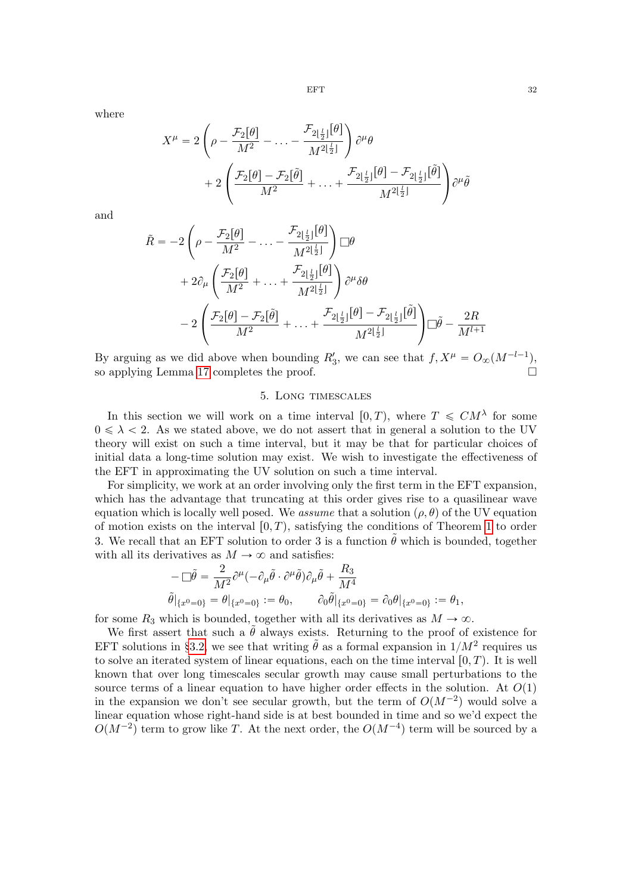where

$$X^\mu = 2\left(\rho - \frac{\mathcal{F}_2[\theta]}{M^2} - \ldots - \frac{\mathcal{F}_{2\lfloor \frac{l}{2}\rfloor}[\theta]}{M^{2\lfloor \frac{l}{2}\rfloor}}\right)\partial^\mu\theta$$
$$+ 2\left(\frac{\mathcal{F}_2[\theta]-\mathcal{F}_2[\tilde\theta]}{M^2} + \ldots + \frac{\mathcal{F}_{2\lfloor \frac{l}{2}\rfloor}[\theta]-\mathcal{F}_{2\lfloor \frac{l}{2}\rfloor}[\tilde\theta]}{M^{2\lfloor \frac{l}{2}\rfloor}}\right)\partial^\mu\tilde\theta$$

and

$$\tilde R = -2\left(\rho - \frac{\mathcal{F}_2[\theta]}{M^2} - \ldots - \frac{\mathcal{F}_{2\lfloor \frac{l}{2}\rfloor}[\theta]}{M^{2\lfloor \frac{l}{2}\rfloor}}\right)\Box\theta$$
$$+ 2\partial_\mu\left(\frac{\mathcal{F}_2[\theta]}{M^2} + \ldots + \frac{\mathcal{F}_{2\lfloor \frac{l}{2}\rfloor}[\theta]}{M^{2\lfloor \frac{l}{2}\rfloor}}\right)\partial^\mu\delta\theta$$
$$- 2\left(\frac{\mathcal{F}_2[\theta]-\mathcal{F}_2[\tilde\theta]}{M^2} + \ldots + \frac{\mathcal{F}_{2\lfloor \frac{l}{2}\rfloor}[\theta]-\mathcal{F}_{2\lfloor \frac{l}{2}\rfloor}[\tilde\theta]}{M^{2\lfloor \frac{l}{2}\rfloor}}\right)\Box\tilde\theta - \frac{2R}{M^{l+1}}$$

By arguing as we did above when bounding $R_3'$, we can see that $f, X^\mu = O_\infty(M^{-l-1})$, so applying Lemma 17 completes the proof. □

## 5. Long timescales

In this section we will work on a time interval $[0,T)$, where $T \leqslant CM^\lambda$ for some $0 \leqslant \lambda < 2$. As we stated above, we do not assert that in general a solution to the UV theory will exist on such a time interval, but it may be that for particular choices of initial data a long-time solution may exist. We wish to investigate the effectiveness of the EFT in approximating the UV solution on such a time interval.

For simplicity, we work at an order involving only the first term in the EFT expansion, which has the advantage that truncating at this order gives rise to a quasilinear wave equation which is locally well posed. We *assume* that a solution $(\rho,\theta)$ of the UV equation of motion exists on the interval $[0,T)$, satisfying the conditions of Theorem 1 to order 3. We recall that an EFT solution to order 3 is a function $\tilde\theta$ which is bounded, together with all its derivatives as $M \to \infty$ and satisfies:

$$-\Box\tilde\theta = \frac{2}{M^2}\partial^\mu(-\partial_\mu\tilde\theta\cdot\partial^\mu\tilde\theta)\partial_\mu\tilde\theta + \frac{R_3}{M^4}$$
$$\tilde\theta|_{\{x^0=0\}} = \theta|_{\{x^0=0\}} := \theta_0, \qquad \partial_0\tilde\theta|_{\{x^0=0\}} = \partial_0\theta|_{\{x^0=0\}} := \theta_1,$$

for some $R_3$ which is bounded, together with all its derivatives as $M \to \infty$.

We first assert that such a $\tilde\theta$ always exists. Returning to the proof of existence for EFT solutions in §3.2, we see that writing $\tilde\theta$ as a formal expansion in $1/M^2$ requires us to solve an iterated system of linear equations, each on the time interval $[0,T)$. It is well known that over long timescales secular growth may cause small perturbations to the source terms of a linear equation to have higher order effects in the solution. At $O(1)$ in the expansion we don't see secular growth, but the term of $O(M^{-2})$ would solve a linear equation whose right-hand side is at best bounded in time and so we'd expect the $O(M^{-2})$ term to grow like $T$. At the next order, the $O(M^{-4})$ term will be sourced by a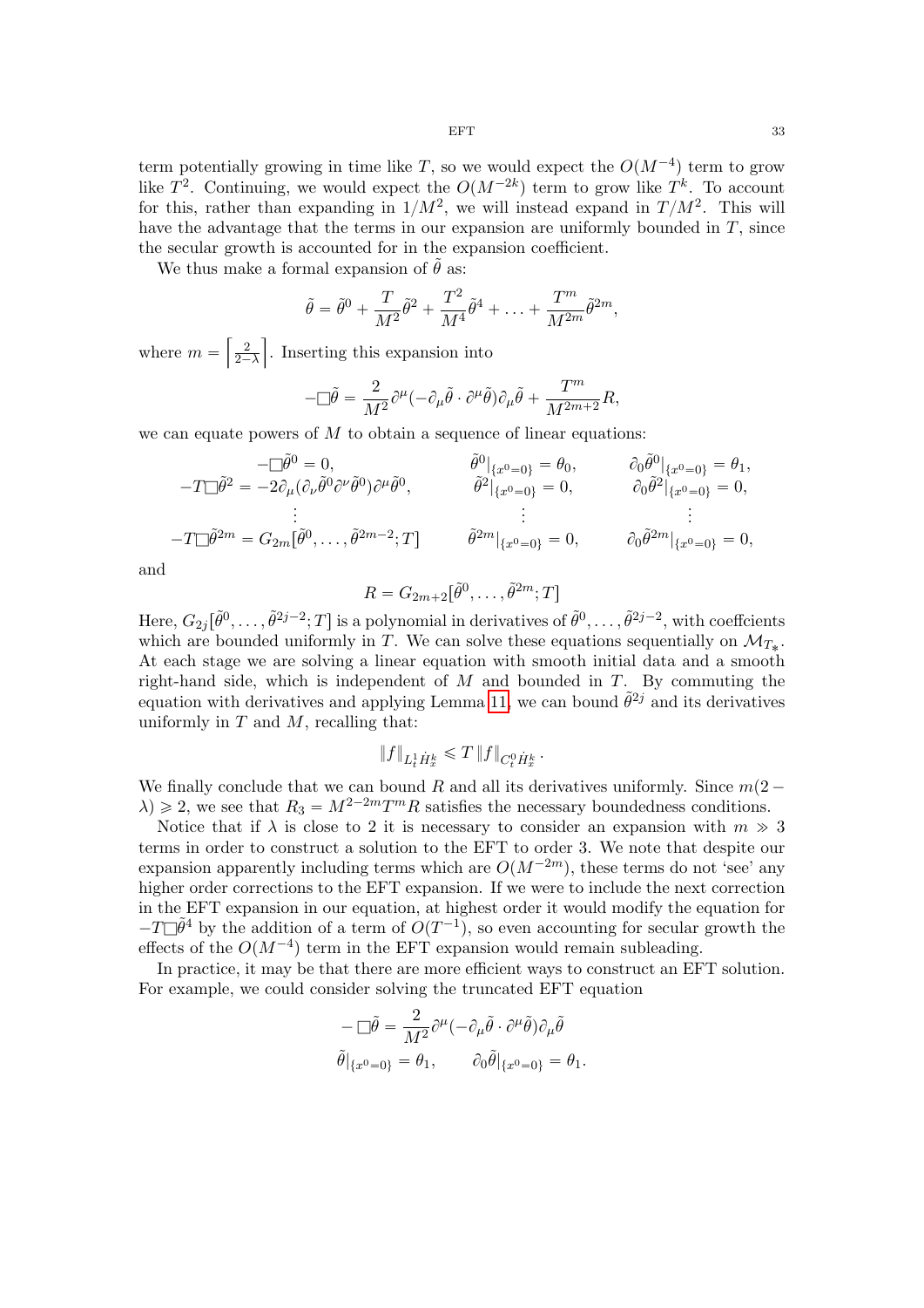term potentially growing in time like $T$, so we would expect the $O(M^{-4})$ term to grow like $T^2$. Continuing, we would expect the $O(M^{-2k})$ term to grow like $T^k$. To account for this, rather than expanding in $1/M^2$, we will instead expand in $T/M^2$. This will have the advantage that the terms in our expansion are uniformly bounded in $T$, since the secular growth is accounted for in the expansion coefficient.

We thus make a formal expansion of $\tilde{\theta}$ as:

$$\tilde{\theta} = \tilde{\theta}^0 + \frac{T}{M^2}\tilde{\theta}^2 + \frac{T^2}{M^4}\tilde{\theta}^4 + \ldots + \frac{T^m}{M^{2m}}\tilde{\theta}^{2m},$$

where $m = \left\lceil \frac{2}{2-\lambda} \right\rceil$. Inserting this expansion into

$$-\Box\tilde{\theta} = \frac{2}{M^2}\partial^\mu(-\partial_\mu\tilde{\theta}\cdot\partial^\mu\tilde{\theta})\partial_\mu\tilde{\theta} + \frac{T^m}{M^{2m+2}}R,$$

we can equate powers of $M$ to obtain a sequence of linear equations:

$$\begin{aligned}
-\Box\tilde{\theta}^0 &= 0, & \tilde{\theta}^0|_{\{x^0=0\}} &= \theta_0, & \partial_0\tilde{\theta}^0|_{\{x^0=0\}} &= \theta_1,\\
-T\Box\tilde{\theta}^2 &= -2\partial_\mu(\partial_\nu\tilde{\theta}^0\partial^\nu\tilde{\theta}^0)\partial^\mu\tilde{\theta}^0, & \tilde{\theta}^2|_{\{x^0=0\}} &= 0, & \partial_0\tilde{\theta}^2|_{\{x^0=0\}} &= 0,\\
&\vdots & &\vdots & &\vdots\\
-T\Box\tilde{\theta}^{2m} &= G_{2m}[\tilde{\theta}^0,\ldots,\tilde{\theta}^{2m-2};T] & \tilde{\theta}^{2m}|_{\{x^0=0\}} &= 0, & \partial_0\tilde{\theta}^{2m}|_{\{x^0=0\}} &= 0,
\end{aligned}$$

and

$$R = G_{2m+2}[\tilde{\theta}^0,\ldots,\tilde{\theta}^{2m};T]$$

Here, $G_{2j}[\tilde{\theta}^0,\ldots,\tilde{\theta}^{2j-2};T]$ is a polynomial in derivatives of $\tilde{\theta}^0,\ldots,\tilde{\theta}^{2j-2}$, with coeffcients which are bounded uniformly in $T$. We can solve these equations sequentially on $\mathcal{M}_{T_*}$. At each stage we are solving a linear equation with smooth initial data and a smooth right-hand side, which is independent of $M$ and bounded in $T$. By commuting the equation with derivatives and applying Lemma 11, we can bound $\tilde{\theta}^{2j}$ and its derivatives uniformly in $T$ and $M$, recalling that:

$$\|f\|_{L^1_t\dot{H}^k_x} \leqslant T\,\|f\|_{C^0_t\dot{H}^k_x}.$$

We finally conclude that we can bound $R$ and all its derivatives uniformly. Since $m(2-\lambda)\geqslant 2$, we see that $R_3 = M^{2-2m}T^mR$ satisfies the necessary boundedness conditions.

Notice that if $\lambda$ is close to 2 it is necessary to consider an expansion with $m \gg 3$ terms in order to construct a solution to the EFT to order 3. We note that despite our expansion apparently including terms which are $O(M^{-2m})$, these terms do not 'see' any higher order corrections to the EFT expansion. If we were to include the next correction in the EFT expansion in our equation, at highest order it would modify the equation for $-T\Box\tilde{\theta}^4$ by the addition of a term of $O(T^{-1})$, so even accounting for secular growth the effects of the $O(M^{-4})$ term in the EFT expansion would remain subleading.

In practice, it may be that there are more efficient ways to construct an EFT solution. For example, we could consider solving the truncated EFT equation

$$\begin{gathered}
-\Box\tilde{\theta} = \frac{2}{M^2}\partial^\mu(-\partial_\mu\tilde{\theta}\cdot\partial^\mu\tilde{\theta})\partial_\mu\tilde{\theta}\\
\tilde{\theta}|_{\{x^0=0\}} = \theta_1, \qquad \partial_0\tilde{\theta}|_{\{x^0=0\}} = \theta_1.
\end{gathered}$$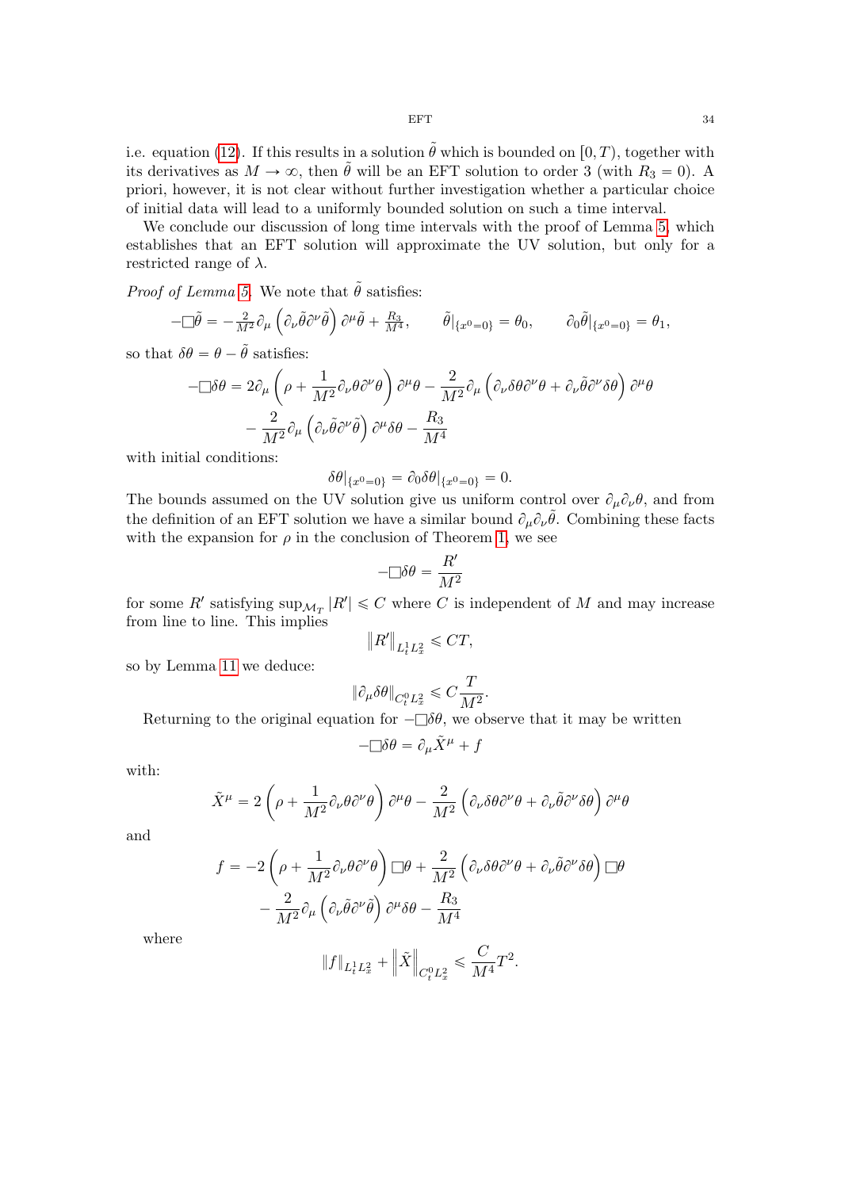i.e. equation (12). If this results in a solution $\tilde{\theta}$ which is bounded on $[0, T)$, together with its derivatives as $M \to \infty$, then $\tilde{\theta}$ will be an EFT solution to order 3 (with $R_3 = 0$). A priori, however, it is not clear without further investigation whether a particular choice of initial data will lead to a uniformly bounded solution on such a time interval.

We conclude our discussion of long time intervals with the proof of Lemma 5, which establishes that an EFT solution will approximate the UV solution, but only for a restricted range of $\lambda$.

*Proof of Lemma 5.* We note that $\tilde{\theta}$ satisfies:

$$-\Box\tilde{\theta} = -\tfrac{2}{M^2}\partial_\mu\left(\partial_\nu\tilde{\theta}\partial^\nu\tilde{\theta}\right)\partial^\mu\tilde{\theta} + \tfrac{R_3}{M^4}, \qquad \tilde{\theta}|_{\{x^0=0\}} = \theta_0, \qquad \partial_0\tilde{\theta}|_{\{x^0=0\}} = \theta_1,$$

so that $\delta\theta = \theta - \tilde{\theta}$ satisfies:

$$\begin{aligned}-\Box\delta\theta = {} & 2\partial_\mu\left(\rho + \frac{1}{M^2}\partial_\nu\theta\partial^\nu\theta\right)\partial^\mu\theta - \frac{2}{M^2}\partial_\mu\left(\partial_\nu\delta\theta\partial^\nu\theta + \partial_\nu\tilde{\theta}\partial^\nu\delta\theta\right)\partial^\mu\theta \\ & - \frac{2}{M^2}\partial_\mu\left(\partial_\nu\tilde{\theta}\partial^\nu\tilde{\theta}\right)\partial^\mu\delta\theta - \frac{R_3}{M^4}\end{aligned}$$

with initial conditions:

$$\delta\theta|_{\{x^0=0\}} = \partial_0\delta\theta|_{\{x^0=0\}} = 0.$$

The bounds assumed on the UV solution give us uniform control over $\partial_\mu\partial_\nu\theta$, and from the definition of an EFT solution we have a similar bound $\partial_\mu\partial_\nu\tilde{\theta}$. Combining these facts with the expansion for $\rho$ in the conclusion of Theorem 1, we see

$$-\Box\delta\theta = \frac{R'}{M^2}$$

for some $R'$ satisfying $\sup_{\mathcal{M}_T}|R'| \leqslant C$ where $C$ is independent of $M$ and may increase from line to line. This implies

$$\left\|R'\right\|_{L^1_t L^2_x} \leqslant CT,$$

so by Lemma 11 we deduce:

$$\left\|\partial_\mu\delta\theta\right\|_{C^0_t L^2_x} \leqslant C\frac{T}{M^2}.$$

Returning to the original equation for $-\Box\delta\theta$, we observe that it may be written

$$-\Box\delta\theta = \partial_\mu\tilde{X}^\mu + f$$

with:

$$\tilde{X}^\mu = 2\left(\rho + \frac{1}{M^2}\partial_\nu\theta\partial^\nu\theta\right)\partial^\mu\theta - \frac{2}{M^2}\left(\partial_\nu\delta\theta\partial^\nu\theta + \partial_\nu\tilde{\theta}\partial^\nu\delta\theta\right)\partial^\mu\theta$$

and

$$\begin{aligned}f = {} & -2\left(\rho + \frac{1}{M^2}\partial_\nu\theta\partial^\nu\theta\right)\Box\theta + \frac{2}{M^2}\left(\partial_\nu\delta\theta\partial^\nu\theta + \partial_\nu\tilde{\theta}\partial^\nu\delta\theta\right)\Box\theta \\ & - \frac{2}{M^2}\partial_\mu\left(\partial_\nu\tilde{\theta}\partial^\nu\tilde{\theta}\right)\partial^\mu\delta\theta - \frac{R_3}{M^4}\end{aligned}$$

where

$$\|f\|_{L^1_t L^2_x} + \left\|\tilde{X}\right\|_{C^0_t L^2_x} \leqslant \frac{C}{M^4}T^2.$$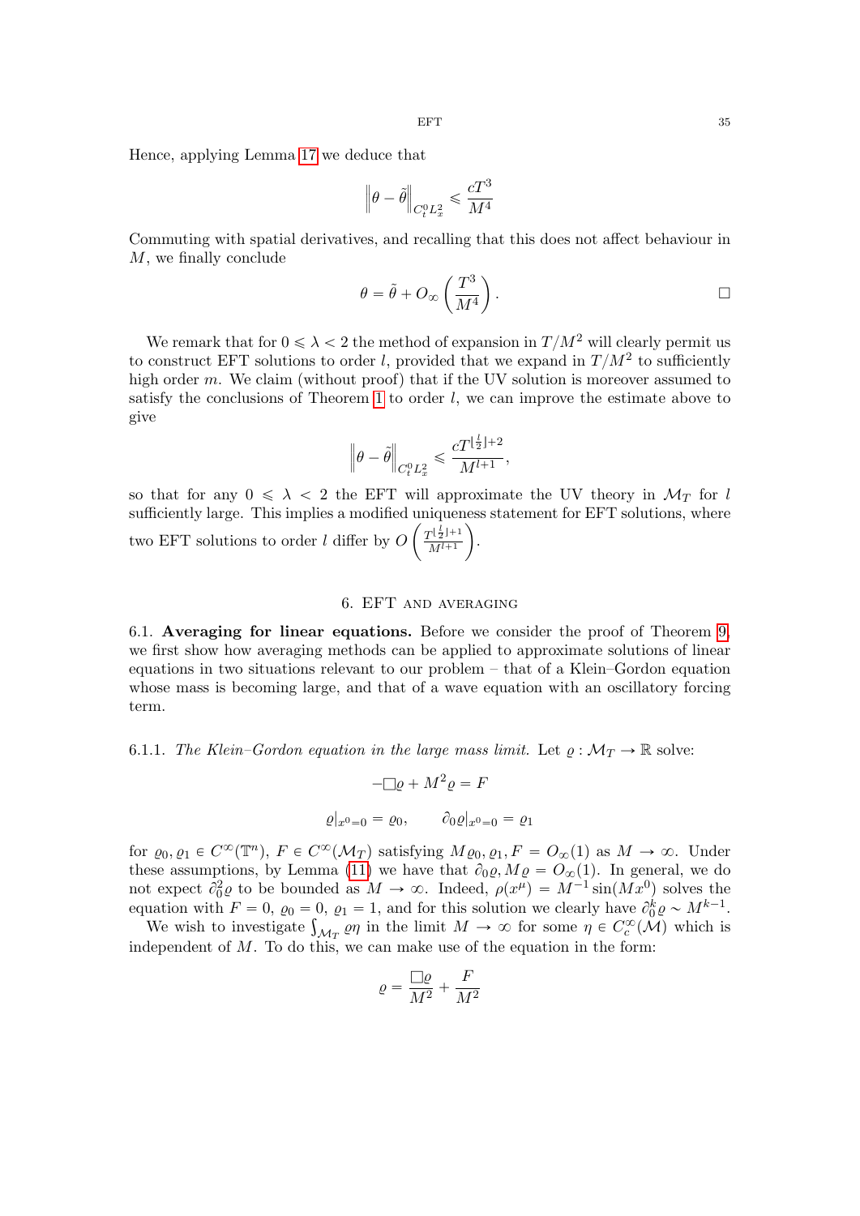Hence, applying Lemma 17 we deduce that

$$\left\|\theta - \tilde{\theta}\right\|_{C^0_t L^2_x} \leqslant \frac{cT^3}{M^4}$$

Commuting with spatial derivatives, and recalling that this does not affect behaviour in $M$, we finally conclude

$$\theta = \tilde{\theta} + O_\infty\left(\frac{T^3}{M^4}\right). \qquad \square$$

We remark that for $0 \leqslant \lambda < 2$ the method of expansion in $T/M^2$ will clearly permit us to construct EFT solutions to order $l$, provided that we expand in $T/M^2$ to sufficiently high order $m$. We claim (without proof) that if the UV solution is moreover assumed to satisfy the conclusions of Theorem 1 to order $l$, we can improve the estimate above to give

$$\left\|\theta - \tilde{\theta}\right\|_{C^0_t L^2_x} \leqslant \frac{cT^{\lfloor \frac{l}{2} \rfloor + 2}}{M^{l+1}},$$

so that for any $0 \leqslant \lambda < 2$ the EFT will approximate the UV theory in $\mathcal{M}_T$ for $l$ sufficiently large. This implies a modified uniqueness statement for EFT solutions, where two EFT solutions to order $l$ differ by $O\left(\frac{T^{\lfloor \frac{l}{2} \rfloor + 1}}{M^{l+1}}\right)$.

## 6. EFT and averaging

6.1. **Averaging for linear equations.** Before we consider the proof of Theorem 9, we first show how averaging methods can be applied to approximate solutions of linear equations in two situations relevant to our problem – that of a Klein–Gordon equation whose mass is becoming large, and that of a wave equation with an oscillatory forcing term.

6.1.1. *The Klein–Gordon equation in the large mass limit.* Let $\varrho : \mathcal{M}_T \to \mathbb{R}$ solve:

$$-\Box \varrho + M^2 \varrho = F$$

$$\varrho|_{x^0 = 0} = \varrho_0, \qquad \partial_0 \varrho|_{x^0=0} = \varrho_1$$

for $\varrho_0, \varrho_1 \in C^\infty(\mathbb{T}^n)$, $F \in C^\infty(\mathcal{M}_T)$ satisfying $M\varrho_0, \varrho_1, F = O_\infty(1)$ as $M \to \infty$. Under these assumptions, by Lemma (11) we have that $\partial_0 \varrho, M\varrho = O_\infty(1)$. In general, we do not expect $\partial_0^2 \varrho$ to be bounded as $M \to \infty$. Indeed, $\rho(x^\mu) = M^{-1}\sin(Mx^0)$ solves the equation with $F = 0$, $\varrho_0 = 0$, $\varrho_1 = 1$, and for this solution we clearly have $\partial_0^k \varrho \sim M^{k-1}$.

We wish to investigate $\int_{\mathcal{M}_T} \varrho\eta$ in the limit $M \to \infty$ for some $\eta \in C^\infty_c(\mathcal{M})$ which is independent of $M$. To do this, we can make use of the equation in the form:

$$\varrho = \frac{\Box \varrho}{M^2} + \frac{F}{M^2}$$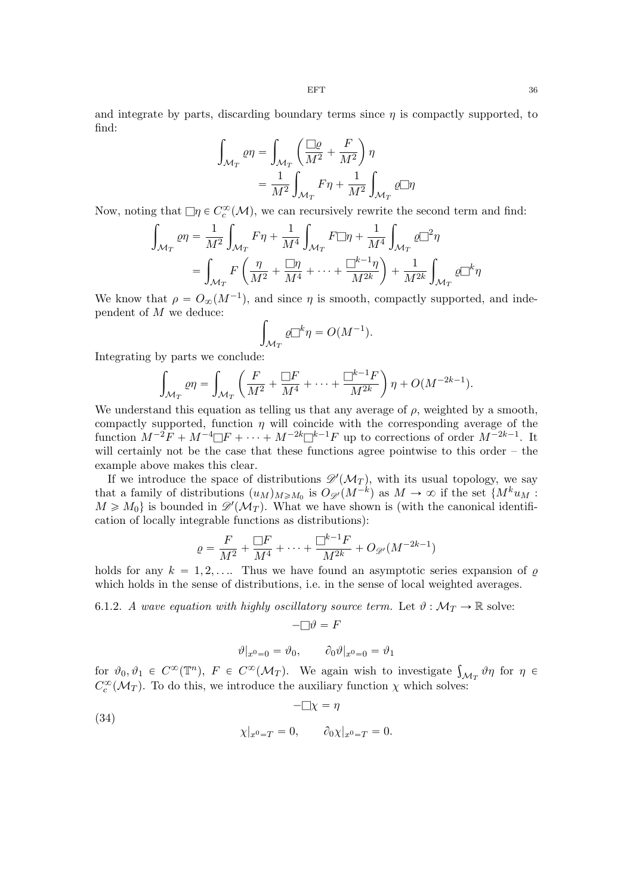and integrate by parts, discarding boundary terms since $\eta$ is compactly supported, to find:

$$
\begin{aligned}
\int_{\mathcal{M}_T} \varrho\eta &= \int_{\mathcal{M}_T} \left( \frac{\Box\varrho}{M^2} + \frac{F}{M^2} \right) \eta \\
&= \frac{1}{M^2} \int_{\mathcal{M}_T} F\eta + \frac{1}{M^2} \int_{\mathcal{M}_T} \varrho \Box \eta
\end{aligned}
$$

Now, noting that $\Box\eta \in C_c^\infty(\mathcal{M})$, we can recursively rewrite the second term and find:

$$
\begin{aligned}
\int_{\mathcal{M}_T} \varrho\eta &= \frac{1}{M^2} \int_{\mathcal{M}_T} F\eta + \frac{1}{M^4} \int_{\mathcal{M}_T} F\Box\eta + \frac{1}{M^4} \int_{\mathcal{M}_T} \varrho\Box^2\eta \\
&= \int_{\mathcal{M}_T} F \left( \frac{\eta}{M^2} + \frac{\Box\eta}{M^4} + \cdots + \frac{\Box^{k-1}\eta}{M^{2k}} \right) + \frac{1}{M^{2k}} \int_{\mathcal{M}_T} \varrho\Box^k\eta
\end{aligned}
$$

We know that $\rho = O_\infty(M^{-1})$, and since $\eta$ is smooth, compactly supported, and independent of $M$ we deduce:

$$
\int_{\mathcal{M}_T} \varrho\Box^k\eta = O(M^{-1}).
$$

Integrating by parts we conclude:

$$
\int_{\mathcal{M}_T} \varrho\eta = \int_{\mathcal{M}_T} \left( \frac{F}{M^2} + \frac{\Box F}{M^4} + \cdots + \frac{\Box^{k-1}F}{M^{2k}} \right) \eta + O(M^{-2k-1}).
$$

We understand this equation as telling us that any average of $\rho$, weighted by a smooth, compactly supported, function $\eta$ will coincide with the corresponding average of the function $M^{-2}F + M^{-4}\Box F + \cdots + M^{-2k}\Box^{k-1}F$ up to corrections of order $M^{-2k-1}$. It will certainly not be the case that these functions agree pointwise to this order – the example above makes this clear.

If we introduce the space of distributions $\mathscr{D}'(\mathcal{M}_T)$, with its usual topology, we say that a family of distributions $(u_M)_{M \geqslant M_0}$ is $O_{\mathscr{D}'}(M^{-k})$ as $M \to \infty$ if the set $\{M^k u_M : M \geqslant M_0\}$ is bounded in $\mathscr{D}'(\mathcal{M}_T)$. What we have shown is (with the canonical identification of locally integrable functions as distributions):

$$
\varrho = \frac{F}{M^2} + \frac{\Box F}{M^4} + \cdots + \frac{\Box^{k-1}F}{M^{2k}} + O_{\mathscr{D}'}(M^{-2k-1})
$$

holds for any $k = 1, 2, \ldots$. Thus we have found an asymptotic series expansion of $\varrho$ which holds in the sense of distributions, i.e. in the sense of local weighted averages.

6.1.2. *A wave equation with highly oscillatory source term.* Let $\vartheta : \mathcal{M}_T \to \mathbb{R}$ solve:

$$
-\Box\vartheta = F
$$

$$
\vartheta|_{x^0=0} = \vartheta_0, \qquad \partial_0\vartheta|_{x^0=0} = \vartheta_1
$$

for $\vartheta_0, \vartheta_1 \in C^\infty(\mathbb{T}^n)$, $F \in C^\infty(\mathcal{M}_T)$. We again wish to investigate $\int_{\mathcal{M}_T} \vartheta\eta$ for $\eta \in C_c^\infty(\mathcal{M}_T)$. To do this, we introduce the auxiliary function $\chi$ which solves:

$$
\begin{aligned}
&-\Box\chi = \eta \\
&\chi|_{x^0=T} = 0, \qquad \partial_0\chi|_{x^0=T} = 0.
\end{aligned}
\tag{34}
$$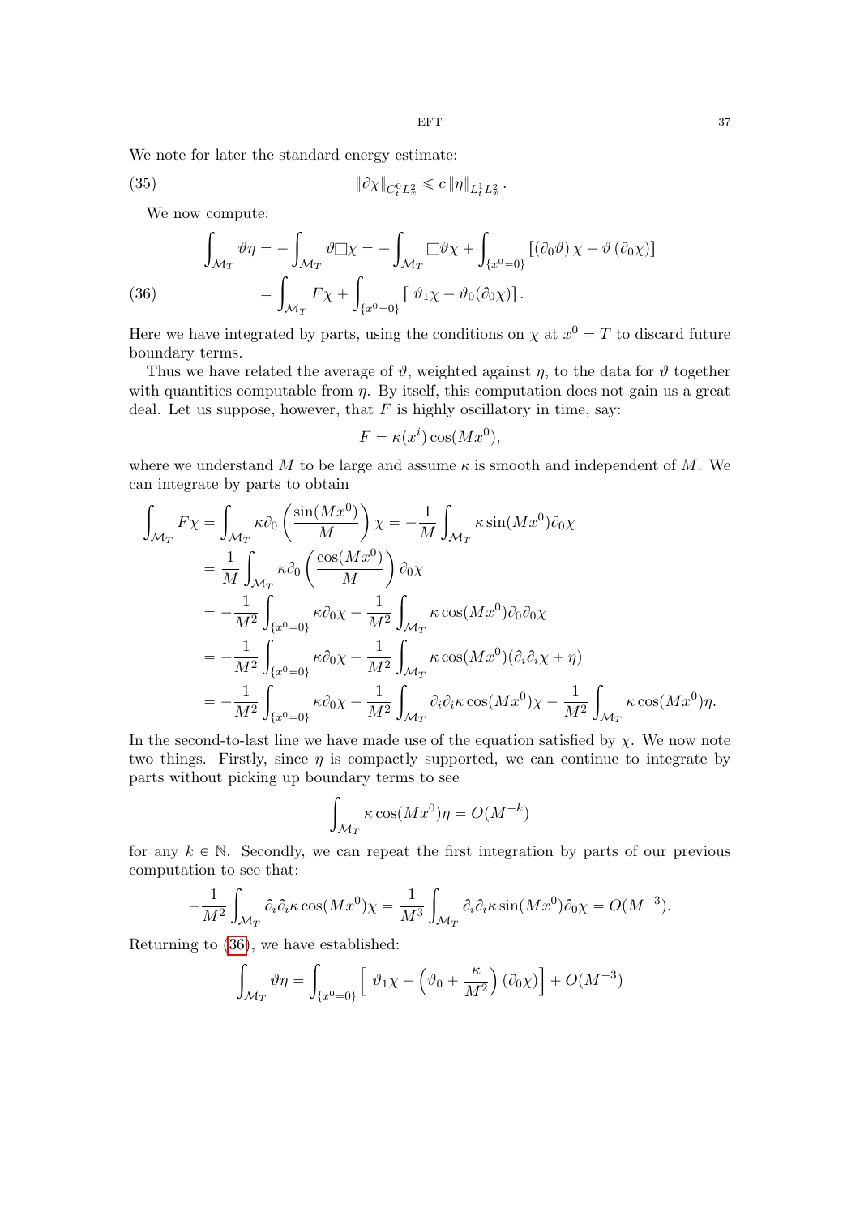We note for later the standard energy estimate:

$$\|\partial \chi\|_{C^0_t L^2_x} \leqslant c \, \|\eta\|_{L^1_t L^2_x} \,. \tag{35}$$

We now compute:

$$\begin{aligned}
\int_{\mathcal{M}_T} \vartheta \eta &= - \int_{\mathcal{M}_T} \vartheta \Box \chi = - \int_{\mathcal{M}_T} \Box \vartheta \chi + \int_{\{x^0=0\}} \left[ (\partial_0 \vartheta) \, \chi - \vartheta \, (\partial_0 \chi) \right] \\
&= \int_{\mathcal{M}_T} F \chi + \int_{\{x^0=0\}} \left[ \, \vartheta_1 \chi - \vartheta_0 (\partial_0 \chi) \right].
\end{aligned} \tag{36}$$

Here we have integrated by parts, using the conditions on $\chi$ at $x^0 = T$ to discard future boundary terms.

Thus we have related the average of $\vartheta$, weighted against $\eta$, to the data for $\vartheta$ together with quantities computable from $\eta$. By itself, this computation does not gain us a great deal. Let us suppose, however, that $F$ is highly oscillatory in time, say:

$$F = \kappa(x^i) \cos(M x^0),$$

where we understand $M$ to be large and assume $\kappa$ is smooth and independent of $M$. We can integrate by parts to obtain

$$\begin{aligned}
\int_{\mathcal{M}_T} F \chi &= \int_{\mathcal{M}_T} \kappa \partial_0 \left( \frac{\sin(M x^0)}{M} \right) \chi = - \frac{1}{M} \int_{\mathcal{M}_T} \kappa \sin(M x^0) \partial_0 \chi \\
&= \frac{1}{M} \int_{\mathcal{M}_T} \kappa \partial_0 \left( \frac{\cos(M x^0)}{M} \right) \partial_0 \chi \\
&= - \frac{1}{M^2} \int_{\{x^0=0\}} \kappa \partial_0 \chi - \frac{1}{M^2} \int_{\mathcal{M}_T} \kappa \cos(M x^0) \partial_0 \partial_0 \chi \\
&= - \frac{1}{M^2} \int_{\{x^0=0\}} \kappa \partial_0 \chi - \frac{1}{M^2} \int_{\mathcal{M}_T} \kappa \cos(M x^0) (\partial_i \partial_i \chi + \eta) \\
&= - \frac{1}{M^2} \int_{\{x^0=0\}} \kappa \partial_0 \chi - \frac{1}{M^2} \int_{\mathcal{M}_T} \partial_i \partial_i \kappa \cos(M x^0) \chi - \frac{1}{M^2} \int_{\mathcal{M}_T} \kappa \cos(M x^0) \eta.
\end{aligned}$$

In the second-to-last line we have made use of the equation satisfied by $\chi$. We now note two things. Firstly, since $\eta$ is compactly supported, we can continue to integrate by parts without picking up boundary terms to see

$$\int_{\mathcal{M}_T} \kappa \cos(M x^0) \eta = O(M^{-k})$$

for any $k \in \mathbb{N}$. Secondly, we can repeat the first integration by parts of our previous computation to see that:

$$- \frac{1}{M^2} \int_{\mathcal{M}_T} \partial_i \partial_i \kappa \cos(M x^0) \chi = \frac{1}{M^3} \int_{\mathcal{M}_T} \partial_i \partial_i \kappa \sin(M x^0) \partial_0 \chi = O(M^{-3}).$$

Returning to (36), we have established:

$$\int_{\mathcal{M}_T} \vartheta \eta = \int_{\{x^0=0\}} \left[ \, \vartheta_1 \chi - \left( \vartheta_0 + \frac{\kappa}{M^2} \right) (\partial_0 \chi) \right] + O(M^{-3})$$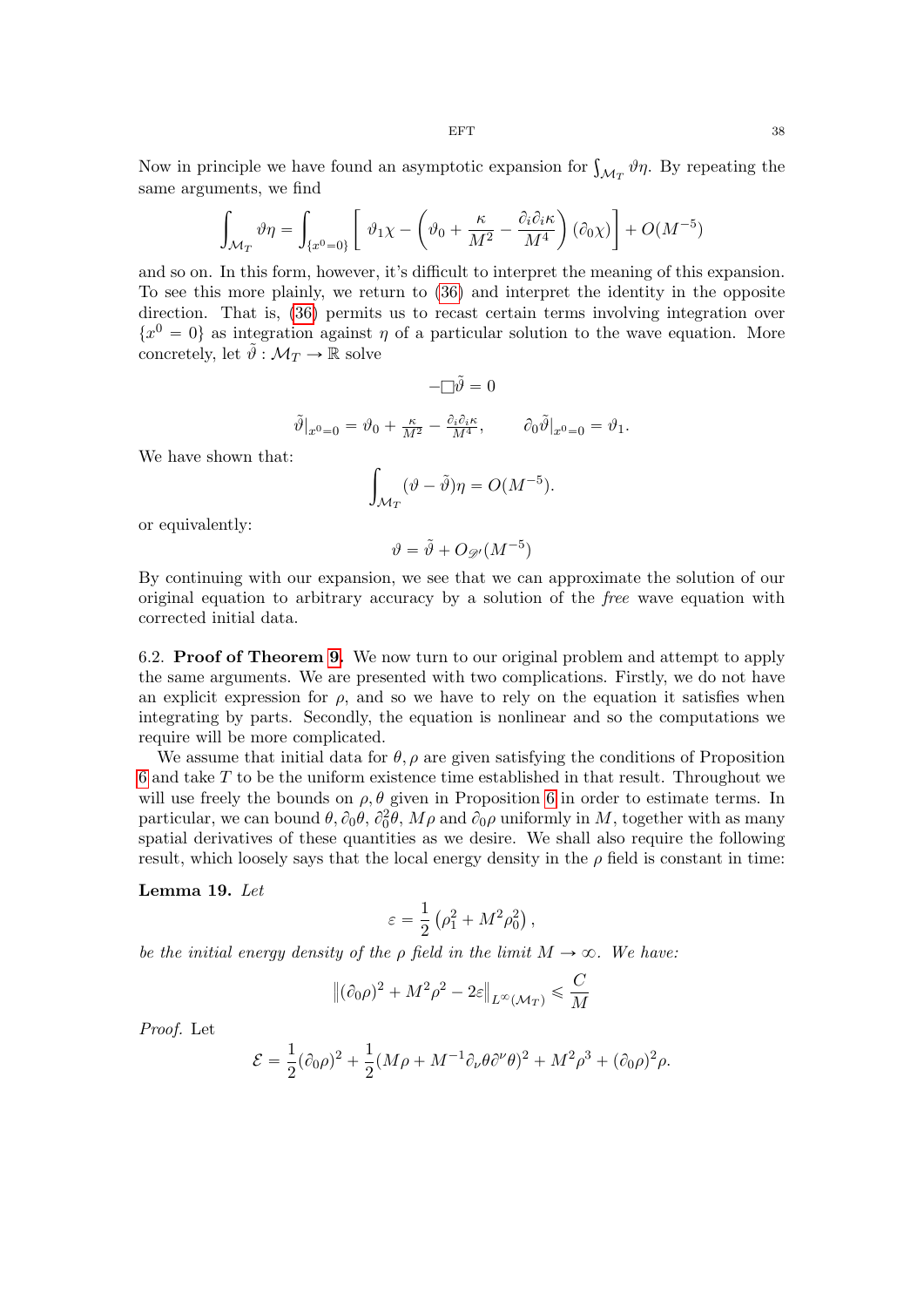Now in principle we have found an asymptotic expansion for $\int_{\mathcal{M}_T} \vartheta \eta$. By repeating the same arguments, we find

$$\int_{\mathcal{M}_T} \vartheta \eta = \int_{\{x^0=0\}} \left[ \vartheta_1 \chi - \left( \vartheta_0 + \frac{\kappa}{M^2} - \frac{\partial_i \partial_i \kappa}{M^4} \right) (\partial_0 \chi) \right] + O(M^{-5})$$

and so on. In this form, however, it's difficult to interpret the meaning of this expansion. To see this more plainly, we return to (36) and interpret the identity in the opposite direction. That is, (36) permits us to recast certain terms involving integration over $\{x^0 = 0\}$ as integration against $\eta$ of a particular solution to the wave equation. More concretely, let $\tilde{\vartheta} : \mathcal{M}_T \to \mathbb{R}$ solve

$$-\Box \tilde{\vartheta} = 0$$

$$\tilde{\vartheta}|_{x^0=0} = \vartheta_0 + \tfrac{\kappa}{M^2} - \tfrac{\partial_i \partial_i \kappa}{M^4}, \qquad \partial_0 \tilde{\vartheta}|_{x^0=0} = \vartheta_1.$$

We have shown that:

$$\int_{\mathcal{M}_T} (\vartheta - \tilde{\vartheta}) \eta = O(M^{-5}).$$

or equivalently:

$$\vartheta = \tilde{\vartheta} + O_{\mathscr{D}'}(M^{-5})$$

By continuing with our expansion, we see that we can approximate the solution of our original equation to arbitrary accuracy by a solution of the *free* wave equation with corrected initial data.

6.2. **Proof of Theorem 9.** We now turn to our original problem and attempt to apply the same arguments. We are presented with two complications. Firstly, we do not have an explicit expression for $\rho$, and so we have to rely on the equation it satisfies when integrating by parts. Secondly, the equation is nonlinear and so the computations we require will be more complicated.

We assume that initial data for $\theta, \rho$ are given satisfying the conditions of Proposition 6 and take $T$ to be the uniform existence time established in that result. Throughout we will use freely the bounds on $\rho, \theta$ given in Proposition 6 in order to estimate terms. In particular, we can bound $\theta$, $\partial_0 \theta$, $\partial_0^2 \theta$, $M\rho$ and $\partial_0 \rho$ uniformly in $M$, together with as many spatial derivatives of these quantities as we desire. We shall also require the following result, which loosely says that the local energy density in the $\rho$ field is constant in time:

**Lemma 19.** *Let*

$$\varepsilon = \frac{1}{2} \left( \rho_1^2 + M^2 \rho_0^2 \right),$$

*be the initial energy density of the $\rho$ field in the limit $M \to \infty$. We have:*

$$\left\| (\partial_0 \rho)^2 + M^2 \rho^2 - 2\varepsilon \right\|_{L^\infty(\mathcal{M}_T)} \leqslant \frac{C}{M}$$

*Proof.* Let

$$\mathcal{E} = \frac{1}{2} (\partial_0 \rho)^2 + \frac{1}{2} (M\rho + M^{-1} \partial_\nu \theta \partial^\nu \theta)^2 + M^2 \rho^3 + (\partial_0 \rho)^2 \rho.$$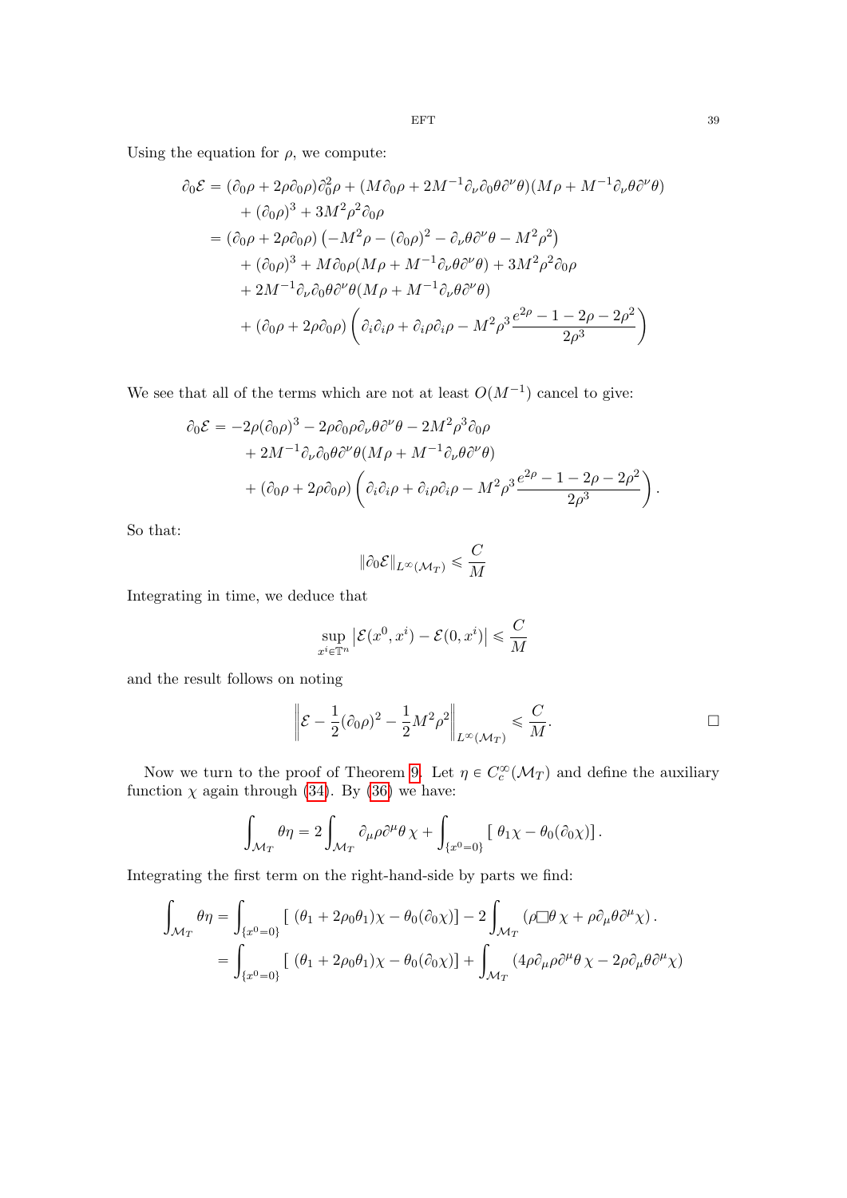Using the equation for $\rho$, we compute:

$$
\begin{aligned}
\partial_0 \mathcal{E} &= (\partial_0 \rho + 2\rho \partial_0 \rho)\partial_0^2 \rho + (M\partial_0 \rho + 2M^{-1}\partial_\nu \partial_0 \theta \partial^\nu \theta)(M\rho + M^{-1}\partial_\nu \theta \partial^\nu \theta) \\
&\quad + (\partial_0 \rho)^3 + 3M^2 \rho^2 \partial_0 \rho \\
&= (\partial_0 \rho + 2\rho \partial_0 \rho)\left(-M^2 \rho - (\partial_0 \rho)^2 - \partial_\nu \theta \partial^\nu \theta - M^2 \rho^2\right) \\
&\quad + (\partial_0 \rho)^3 + M\partial_0 \rho (M\rho + M^{-1}\partial_\nu \theta \partial^\nu \theta) + 3M^2 \rho^2 \partial_0 \rho \\
&\quad + 2M^{-1}\partial_\nu \partial_0 \theta \partial^\nu \theta (M\rho + M^{-1}\partial_\nu \theta \partial^\nu \theta) \\
&\quad + (\partial_0 \rho + 2\rho \partial_0 \rho)\left(\partial_i \partial_i \rho + \partial_i \rho \partial_i \rho - M^2 \rho^3 \frac{e^{2\rho} - 1 - 2\rho - 2\rho^2}{2\rho^3}\right)
\end{aligned}
$$

We see that all of the terms which are not at least $O(M^{-1})$ cancel to give:

$$
\begin{aligned}
\partial_0 \mathcal{E} &= -2\rho(\partial_0 \rho)^3 - 2\rho \partial_0 \rho \partial_\nu \theta \partial^\nu \theta - 2M^2 \rho^3 \partial_0 \rho \\
&\quad + 2M^{-1}\partial_\nu \partial_0 \theta \partial^\nu \theta (M\rho + M^{-1}\partial_\nu \theta \partial^\nu \theta) \\
&\quad + (\partial_0 \rho + 2\rho \partial_0 \rho)\left(\partial_i \partial_i \rho + \partial_i \rho \partial_i \rho - M^2 \rho^3 \frac{e^{2\rho} - 1 - 2\rho - 2\rho^2}{2\rho^3}\right).
\end{aligned}
$$

So that:

$$
\|\partial_0 \mathcal{E}\|_{L^\infty(\mathcal{M}_T)} \leqslant \frac{C}{M}
$$

Integrating in time, we deduce that

$$
\sup_{x^i \in \mathbb{T}^n} \left|\mathcal{E}(x^0, x^i) - \mathcal{E}(0, x^i)\right| \leqslant \frac{C}{M}
$$

and the result follows on noting

$$
\left\|\mathcal{E} - \frac{1}{2}(\partial_0 \rho)^2 - \frac{1}{2}M^2 \rho^2\right\|_{L^\infty(\mathcal{M}_T)} \leqslant \frac{C}{M}. \qquad \square
$$

Now we turn to the proof of Theorem 9. Let $\eta \in C_c^\infty(\mathcal{M}_T)$ and define the auxiliary function $\chi$ again through (34). By (36) we have:

$$
\int_{\mathcal{M}_T} \theta \eta = 2\int_{\mathcal{M}_T} \partial_\mu \rho \partial^\mu \theta \, \chi + \int_{\{x^0 = 0\}} \left[\, \theta_1 \chi - \theta_0 (\partial_0 \chi)\right].
$$

Integrating the first term on the right-hand-side by parts we find:

$$
\begin{aligned}
\int_{\mathcal{M}_T} \theta \eta &= \int_{\{x^0 = 0\}} \left[\, (\theta_1 + 2\rho_0 \theta_1)\chi - \theta_0 (\partial_0 \chi)\right] - 2\int_{\mathcal{M}_T} (\rho \Box \theta \, \chi + \rho \partial_\mu \theta \partial^\mu \chi). \\
&= \int_{\{x^0 = 0\}} \left[\, (\theta_1 + 2\rho_0 \theta_1)\chi - \theta_0 (\partial_0 \chi)\right] + \int_{\mathcal{M}_T} (4\rho \partial_\mu \rho \partial^\mu \theta \, \chi - 2\rho \partial_\mu \theta \partial^\mu \chi)
\end{aligned}
$$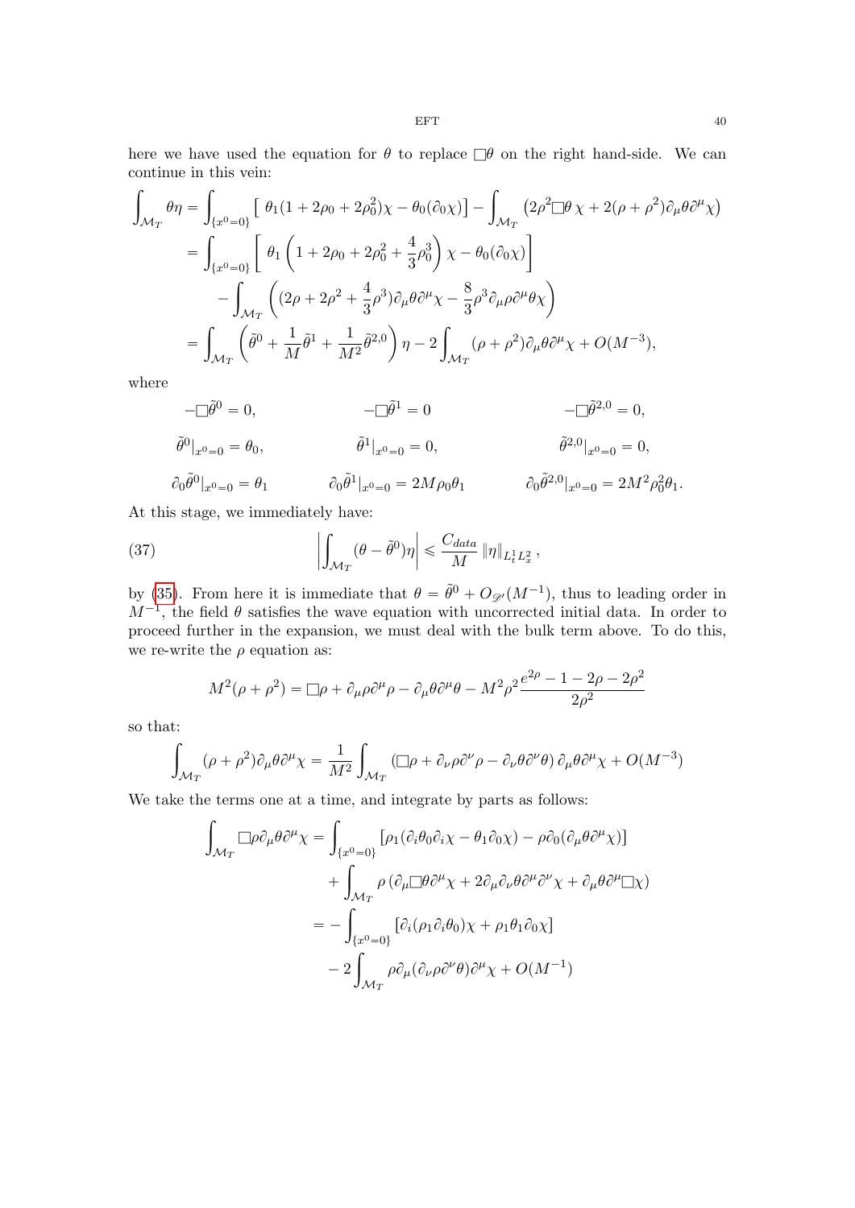here we have used the equation for $\theta$ to replace $\Box\theta$ on the right hand-side. We can continue in this vein:

$$
\begin{aligned}
\int_{\mathcal{M}_T} \theta\eta &= \int_{\{x^0=0\}} \left[\, \theta_1(1+2\rho_0+2\rho_0^2)\chi - \theta_0(\partial_0\chi)\right] - \int_{\mathcal{M}_T} \left(2\rho^2\Box\theta\,\chi + 2(\rho+\rho^2)\partial_\mu\theta\partial^\mu\chi\right) \\
&= \int_{\{x^0=0\}} \left[\, \theta_1\left(1+2\rho_0+2\rho_0^2+\frac{4}{3}\rho_0^3\right)\chi - \theta_0(\partial_0\chi)\right] \\
&\quad - \int_{\mathcal{M}_T} \left((2\rho+2\rho^2+\frac{4}{3}\rho^3)\partial_\mu\theta\partial^\mu\chi - \frac{8}{3}\rho^3\partial_\mu\rho\partial^\mu\theta\chi\right) \\
&= \int_{\mathcal{M}_T} \left(\tilde\theta^0 + \frac{1}{M}\tilde\theta^1 + \frac{1}{M^2}\tilde\theta^{2,0}\right)\eta - 2\int_{\mathcal{M}_T}(\rho+\rho^2)\partial_\mu\theta\partial^\mu\chi + O(M^{-3}),
\end{aligned}
$$

where

$$
\begin{aligned}
-\Box\tilde\theta^0 &= 0, & -\Box\tilde\theta^1 &= 0 & -\Box\tilde\theta^{2,0} &= 0, \\
\tilde\theta^0|_{x^0=0} &= \theta_0, & \tilde\theta^1|_{x^0=0} &= 0, & \tilde\theta^{2,0}|_{x^0=0} &= 0, \\
\partial_0\tilde\theta^0|_{x^0=0} &= \theta_1 & \partial_0\tilde\theta^1|_{x^0=0} &= 2M\rho_0\theta_1 & \partial_0\tilde\theta^{2,0}|_{x^0=0} &= 2M^2\rho_0^2\theta_1.
\end{aligned}
$$

At this stage, we immediately have:

$$
\left|\int_{\mathcal{M}_T}(\theta-\tilde\theta^0)\eta\right| \leqslant \frac{C_{data}}{M}\left\|\eta\right\|_{L^1_tL^2_x}, \tag{37}
$$

by (35). From here it is immediate that $\theta = \tilde\theta^0 + O_{\mathscr{D}'}(M^{-1})$, thus to leading order in $M^{-1}$, the field $\theta$ satisfies the wave equation with uncorrected initial data. In order to proceed further in the expansion, we must deal with the bulk term above. To do this, we re-write the $\rho$ equation as:

$$
M^2(\rho+\rho^2) = \Box\rho + \partial_\mu\rho\partial^\mu\rho - \partial_\mu\theta\partial^\mu\theta - M^2\rho^2\frac{e^{2\rho}-1-2\rho-2\rho^2}{2\rho^2}
$$

so that:

$$
\int_{\mathcal{M}_T}(\rho+\rho^2)\partial_\mu\theta\partial^\mu\chi = \frac{1}{M^2}\int_{\mathcal{M}_T}\left(\Box\rho + \partial_\nu\rho\partial^\nu\rho - \partial_\nu\theta\partial^\nu\theta\right)\partial_\mu\theta\partial^\mu\chi + O(M^{-3})
$$

We take the terms one at a time, and integrate by parts as follows:

$$
\begin{aligned}
\int_{\mathcal{M}_T}\Box\rho\partial_\mu\theta\partial^\mu\chi &= \int_{\{x^0=0\}}\left[\rho_1(\partial_i\theta_0\partial_i\chi - \theta_1\partial_0\chi) - \rho\partial_0(\partial_\mu\theta\partial^\mu\chi)\right] \\
&\quad + \int_{\mathcal{M}_T}\rho\left(\partial_\mu\Box\theta\partial^\mu\chi + 2\partial_\mu\partial_\nu\theta\partial^\mu\partial^\nu\chi + \partial_\mu\theta\partial^\mu\Box\chi\right) \\
&= -\int_{\{x^0=0\}}\left[\partial_i(\rho_1\partial_i\theta_0)\chi + \rho_1\theta_1\partial_0\chi\right] \\
&\quad - 2\int_{\mathcal{M}_T}\rho\partial_\mu(\partial_\nu\rho\partial^\nu\theta)\partial^\mu\chi + O(M^{-1})
\end{aligned}
$$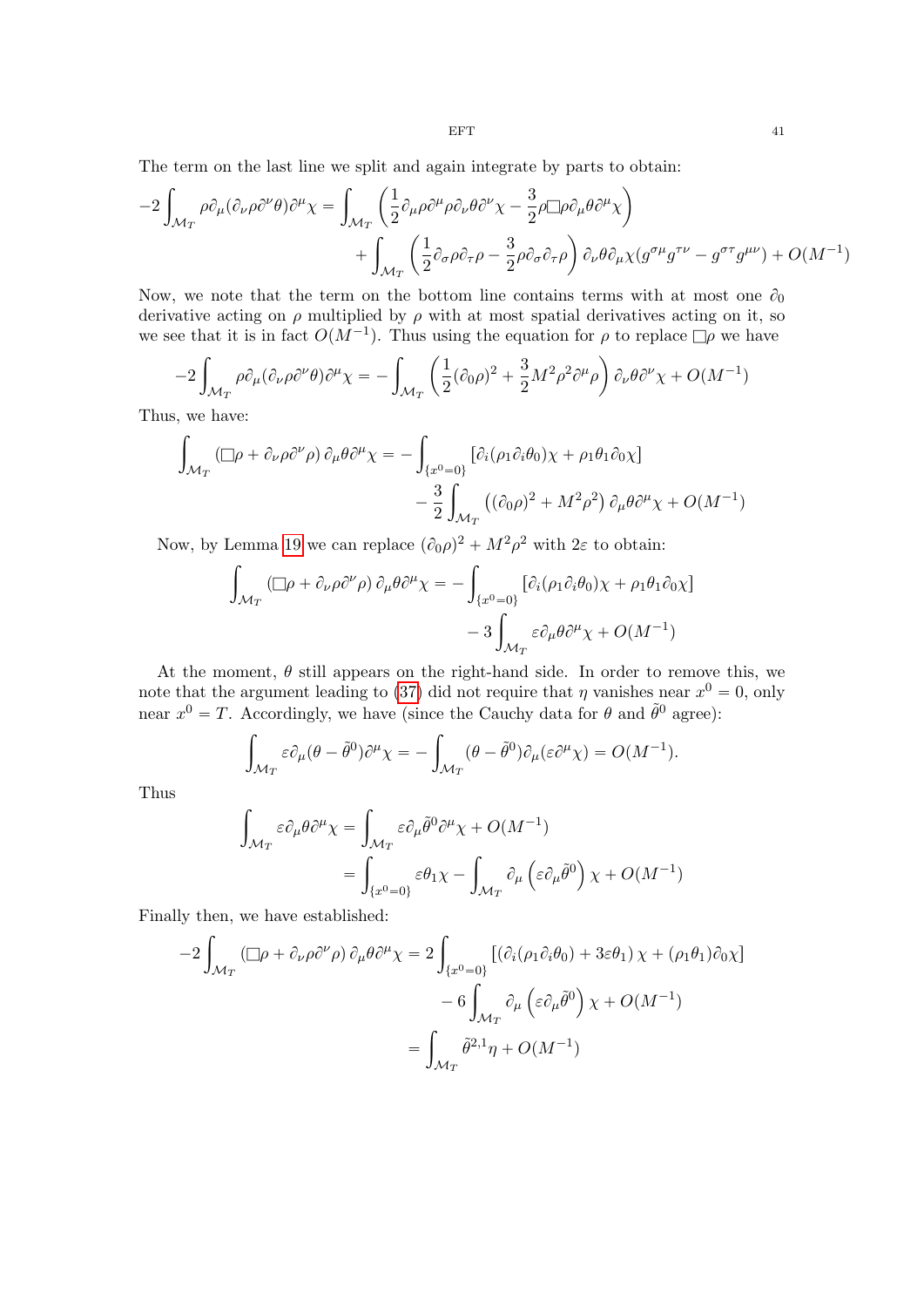The term on the last line we split and again integrate by parts to obtain:

$$
\begin{aligned}
-2\int_{\mathcal{M}_T} \rho\partial_\mu(\partial_\nu\rho\partial^\nu\theta)\partial^\mu\chi = &\int_{\mathcal{M}_T}\left(\frac{1}{2}\partial_\mu\rho\partial^\mu\rho\partial_\nu\theta\partial^\nu\chi - \frac{3}{2}\rho\Box\rho\partial_\mu\theta\partial^\mu\chi\right)\\
&+\int_{\mathcal{M}_T}\left(\frac{1}{2}\partial_\sigma\rho\partial_\tau\rho - \frac{3}{2}\rho\partial_\sigma\partial_\tau\rho\right)\partial_\nu\theta\partial_\mu\chi(g^{\sigma\mu}g^{\tau\nu} - g^{\sigma\tau}g^{\mu\nu}) + O(M^{-1})
\end{aligned}
$$

Now, we note that the term on the bottom line contains terms with at most one $\partial_0$ derivative acting on $\rho$ multiplied by $\rho$ with at most spatial derivatives acting on it, so we see that it is in fact $O(M^{-1})$. Thus using the equation for $\rho$ to replace $\Box\rho$ we have

$$
-2\int_{\mathcal{M}_T} \rho\partial_\mu(\partial_\nu\rho\partial^\nu\theta)\partial^\mu\chi = -\int_{\mathcal{M}_T}\left(\frac{1}{2}(\partial_0\rho)^2 + \frac{3}{2}M^2\rho^2\partial^\mu\rho\right)\partial_\nu\theta\partial^\nu\chi + O(M^{-1})
$$

Thus, we have:

$$
\begin{aligned}
\int_{\mathcal{M}_T}\left(\Box\rho + \partial_\nu\rho\partial^\nu\rho\right)\partial_\mu\theta\partial^\mu\chi = &-\int_{\{x^0=0\}}\left[\partial_i(\rho_1\partial_i\theta_0)\chi + \rho_1\theta_1\partial_0\chi\right]\\
&-\frac{3}{2}\int_{\mathcal{M}_T}\left((\partial_0\rho)^2 + M^2\rho^2\right)\partial_\mu\theta\partial^\mu\chi + O(M^{-1})
\end{aligned}
$$

Now, by Lemma 19 we can replace $(\partial_0\rho)^2 + M^2\rho^2$ with $2\varepsilon$ to obtain:

$$
\begin{aligned}
\int_{\mathcal{M}_T}\left(\Box\rho + \partial_\nu\rho\partial^\nu\rho\right)\partial_\mu\theta\partial^\mu\chi = &-\int_{\{x^0=0\}}\left[\partial_i(\rho_1\partial_i\theta_0)\chi + \rho_1\theta_1\partial_0\chi\right]\\
&-3\int_{\mathcal{M}_T}\varepsilon\partial_\mu\theta\partial^\mu\chi + O(M^{-1})
\end{aligned}
$$

At the moment, $\theta$ still appears on the right-hand side. In order to remove this, we note that the argument leading to (37) did not require that $\eta$ vanishes near $x^0 = 0$, only near $x^0 = T$. Accordingly, we have (since the Cauchy data for $\theta$ and $\tilde{\theta}^0$ agree):

$$
\int_{\mathcal{M}_T}\varepsilon\partial_\mu(\theta - \tilde{\theta}^0)\partial^\mu\chi = -\int_{\mathcal{M}_T}(\theta - \tilde{\theta}^0)\partial_\mu(\varepsilon\partial^\mu\chi) = O(M^{-1}).
$$

Thus

$$
\begin{aligned}
\int_{\mathcal{M}_T}\varepsilon\partial_\mu\theta\partial^\mu\chi &= \int_{\mathcal{M}_T}\varepsilon\partial_\mu\tilde{\theta}^0\partial^\mu\chi + O(M^{-1})\\
&= \int_{\{x^0=0\}}\varepsilon\theta_1\chi - \int_{\mathcal{M}_T}\partial_\mu\left(\varepsilon\partial_\mu\tilde{\theta}^0\right)\chi + O(M^{-1})
\end{aligned}
$$

Finally then, we have established:

$$
\begin{aligned}
-2\int_{\mathcal{M}_T}\left(\Box\rho + \partial_\nu\rho\partial^\nu\rho\right)\partial_\mu\theta\partial^\mu\chi &= 2\int_{\{x^0=0\}}\left[\left(\partial_i(\rho_1\partial_i\theta_0) + 3\varepsilon\theta_1\right)\chi + (\rho_1\theta_1)\partial_0\chi\right]\\
&\quad - 6\int_{\mathcal{M}_T}\partial_\mu\left(\varepsilon\partial_\mu\tilde{\theta}^0\right)\chi + O(M^{-1})\\
&= \int_{\mathcal{M}_T}\tilde{\theta}^{2,1}\eta + O(M^{-1})
\end{aligned}
$$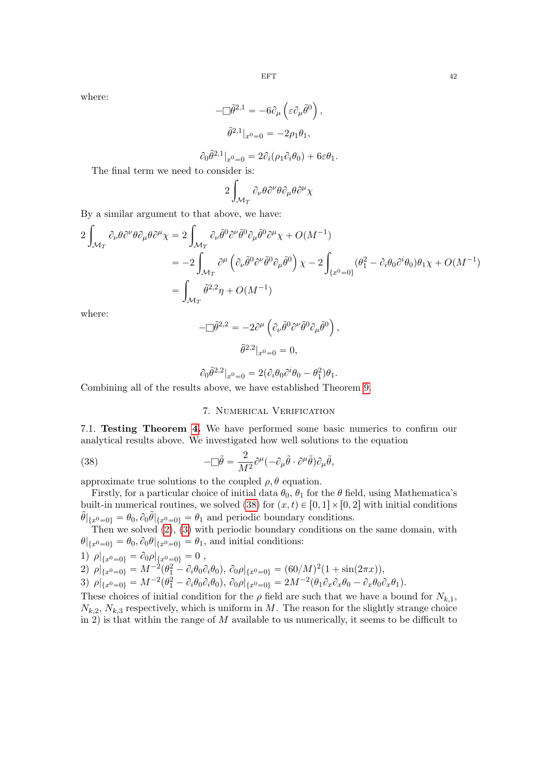where:

$$-\Box\tilde{\theta}^{2,1} = -6\partial_\mu\left(\varepsilon\partial_\mu\tilde{\theta}^0\right),$$

$$\tilde{\theta}^{2,1}|_{x^0=0} = -2\rho_1\theta_1,$$

$$\partial_0\tilde{\theta}^{2,1}|_{x^0=0} = 2\partial_i(\rho_1\partial_i\theta_0) + 6\varepsilon\theta_1.$$

The final term we need to consider is:

$$2\int_{\mathcal{M}_T}\partial_\nu\theta\partial^\nu\theta\partial_\mu\theta\partial^\mu\chi$$

By a similar argument to that above, we have:

$$\begin{aligned}
2\int_{\mathcal{M}_T}\partial_\nu\theta\partial^\nu\theta\partial_\mu\theta\partial^\mu\chi &= 2\int_{\mathcal{M}_T}\partial_\nu\tilde{\theta}^0\partial^\nu\tilde{\theta}^0\partial_\mu\tilde{\theta}^0\partial^\mu\chi + O(M^{-1}) \\
&= -2\int_{\mathcal{M}_T}\partial^\mu\left(\partial_\nu\tilde{\theta}^0\partial^\nu\tilde{\theta}^0\partial_\mu\tilde{\theta}^0\right)\chi - 2\int_{\{x^0=0\}}(\theta_1^2 - \partial_i\theta_0\partial^i\theta_0)\theta_1\chi + O(M^{-1}) \\
&= \int_{\mathcal{M}_T}\tilde{\theta}^{2,2}\eta + O(M^{-1})
\end{aligned}$$

where:

$$-\Box\tilde{\theta}^{2,2} = -2\partial^\mu\left(\partial_\nu\tilde{\theta}^0\partial^\nu\tilde{\theta}^0\partial_\mu\tilde{\theta}^0\right),$$

$$\tilde{\theta}^{2,2}|_{x^0=0} = 0,$$

$$\partial_0\tilde{\theta}^{2,2}|_{x^0=0} = 2(\partial_i\theta_0\partial^i\theta_0 - \theta_1^2)\theta_1.$$

Combining all of the results above, we have established Theorem 9.

## 7. Numerical Verification

7.1. **Testing Theorem 4.** We have performed some basic numerics to confirm our analytical results above. We investigated how well solutions to the equation

$$-\Box\tilde{\theta} = \frac{2}{M^2}\partial^\mu(-\partial_\mu\tilde{\theta}\cdot\partial^\mu\tilde{\theta})\partial_\mu\tilde{\theta}, \tag{38}$$

approximate true solutions to the coupled $\rho, \theta$ equation.

Firstly, for a particular choice of initial data $\theta_0$, $\theta_1$ for the $\theta$ field, using Mathematica's built-in numerical routines, we solved (38) for $(x,t) \in [0,1]\times[0,2]$ with initial conditions $\tilde{\theta}|_{\{x^0=0\}} = \theta_0, \partial_0\tilde{\theta}|_{\{x^0=0\}} = \theta_1$ and periodic boundary conditions.

Then we solved (2), (3) with periodic boundary conditions on the same domain, with $\theta|_{\{x^0=0\}} = \theta_0, \partial_0\theta|_{\{x^0=0\}} = \theta_1$, and initial conditions:

1) $\rho|_{\{x^0=0\}} = \partial_0\rho|_{\{x^0=0\}} = 0$ ,
2) $\rho|_{\{x^0=0\}} = M^{-2}(\theta_1^2 - \partial_i\theta_0\partial_i\theta_0)$, $\partial_0\rho|_{\{x^0=0\}} = (60/M)^2(1+\sin(2\pi x))$,
3) $\rho|_{\{x^0=0\}} = M^{-2}(\theta_1^2 - \partial_i\theta_0\partial_i\theta_0)$, $\partial_0\rho|_{\{x^0=0\}} = 2M^{-2}(\theta_1\partial_x\partial_x\theta_0 - \partial_x\theta_0\partial_x\theta_1)$.

These choices of initial condition for the $\rho$ field are such that we have a bound for $N_{k,1}$, $N_{k,2}$, $N_{k,3}$ respectively, which is uniform in $M$. The reason for the slightly strange choice in 2) is that within the range of $M$ available to us numerically, it seems to be difficult to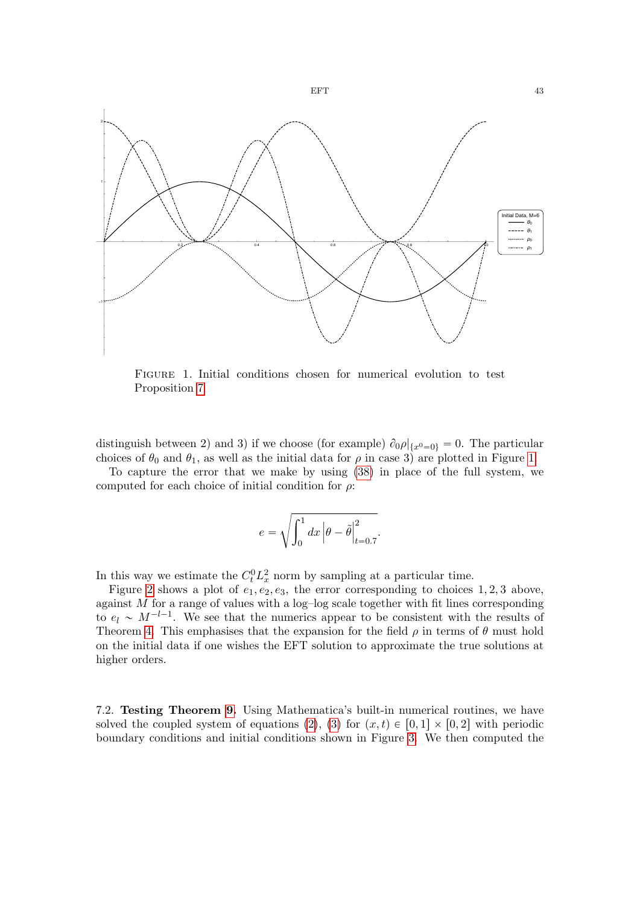FIGURE 1. Initial conditions chosen for numerical evolution to test Proposition 7

distinguish between 2) and 3) if we choose (for example) $\partial_0 \rho|_{\{x^0=0\}} = 0$. The particular choices of $\theta_0$ and $\theta_1$, as well as the initial data for $\rho$ in case 3) are plotted in Figure 1.

To capture the error that we make by using (38) in place of the full system, we computed for each choice of initial condition for $\rho$:

$$e = \sqrt{\int_0^1 dx \left|\theta - \tilde{\theta}\right|^2_{t=0.7}}.$$

In this way we estimate the $C^0_t L^2_x$ norm by sampling at a particular time.

Figure 2 shows a plot of $e_1, e_2, e_3$, the error corresponding to choices $1, 2, 3$ above, against $M$ for a range of values with a log–log scale together with fit lines corresponding to $e_l \sim M^{-l-1}$. We see that the numerics appear to be consistent with the results of Theorem 4. This emphasises that the expansion for the field $\rho$ in terms of $\theta$ must hold on the initial data if one wishes the EFT solution to approximate the true solutions at higher orders.

7.2. **Testing Theorem 9.** Using Mathematica's built-in numerical routines, we have solved the coupled system of equations (2), (3) for $(x, t) \in [0, 1] \times [0, 2]$ with periodic boundary conditions and initial conditions shown in Figure 3. We then computed the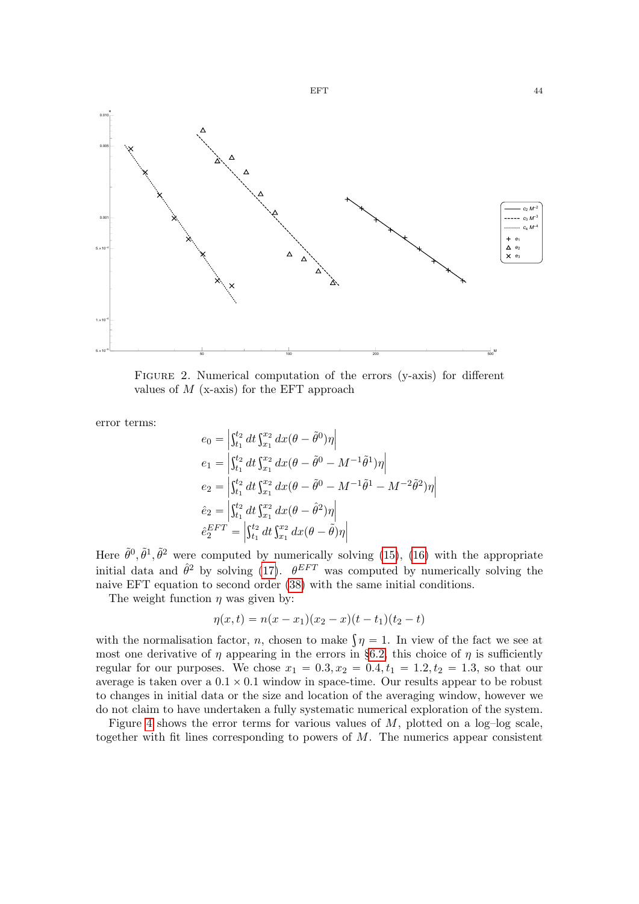FIGURE 2. Numerical computation of the errors (y-axis) for different values of $M$ (x-axis) for the EFT approach

error terms:

$$
\begin{aligned}
e_0 &= \left|\int_{t_1}^{t_2} dt \int_{x_1}^{x_2} dx (\theta - \tilde{\theta}^0)\eta\right| \\
e_1 &= \left|\int_{t_1}^{t_2} dt \int_{x_1}^{x_2} dx (\theta - \tilde{\theta}^0 - M^{-1}\tilde{\theta}^1)\eta\right| \\
e_2 &= \left|\int_{t_1}^{t_2} dt \int_{x_1}^{x_2} dx (\theta - \tilde{\theta}^0 - M^{-1}\tilde{\theta}^1 - M^{-2}\tilde{\theta}^2)\eta\right| \\
\hat{e}_2 &= \left|\int_{t_1}^{t_2} dt \int_{x_1}^{x_2} dx (\theta - \hat{\theta}^2)\eta\right| \\
\hat{e}_2^{EFT} &= \left|\int_{t_1}^{t_2} dt \int_{x_1}^{x_2} dx (\theta - \tilde{\theta})\eta\right|
\end{aligned}
$$

Here $\tilde{\theta}^0, \tilde{\theta}^1, \tilde{\theta}^2$ were computed by numerically solving (15), (16) with the appropriate initial data and $\hat{\theta}^2$ by solving (17). $\theta^{EFT}$ was computed by numerically solving the naive EFT equation to second order (38) with the same initial conditions.

The weight function $\eta$ was given by:

$$
\eta(x,t) = n(x - x_1)(x_2 - x)(t - t_1)(t_2 - t)
$$

with the normalisation factor, $n$, chosen to make $\int \eta = 1$. In view of the fact we see at most one derivative of $\eta$ appearing in the errors in §6.2, this choice of $\eta$ is sufficiently regular for our purposes. We chose $x_1 = 0.3, x_2 = 0.4, t_1 = 1.2, t_2 = 1.3$, so that our average is taken over a $0.1 \times 0.1$ window in space-time. Our results appear to be robust to changes in initial data or the size and location of the averaging window, however we do not claim to have undertaken a fully systematic numerical exploration of the system.

Figure 4 shows the error terms for various values of $M$, plotted on a log–log scale, together with fit lines corresponding to powers of $M$. The numerics appear consistent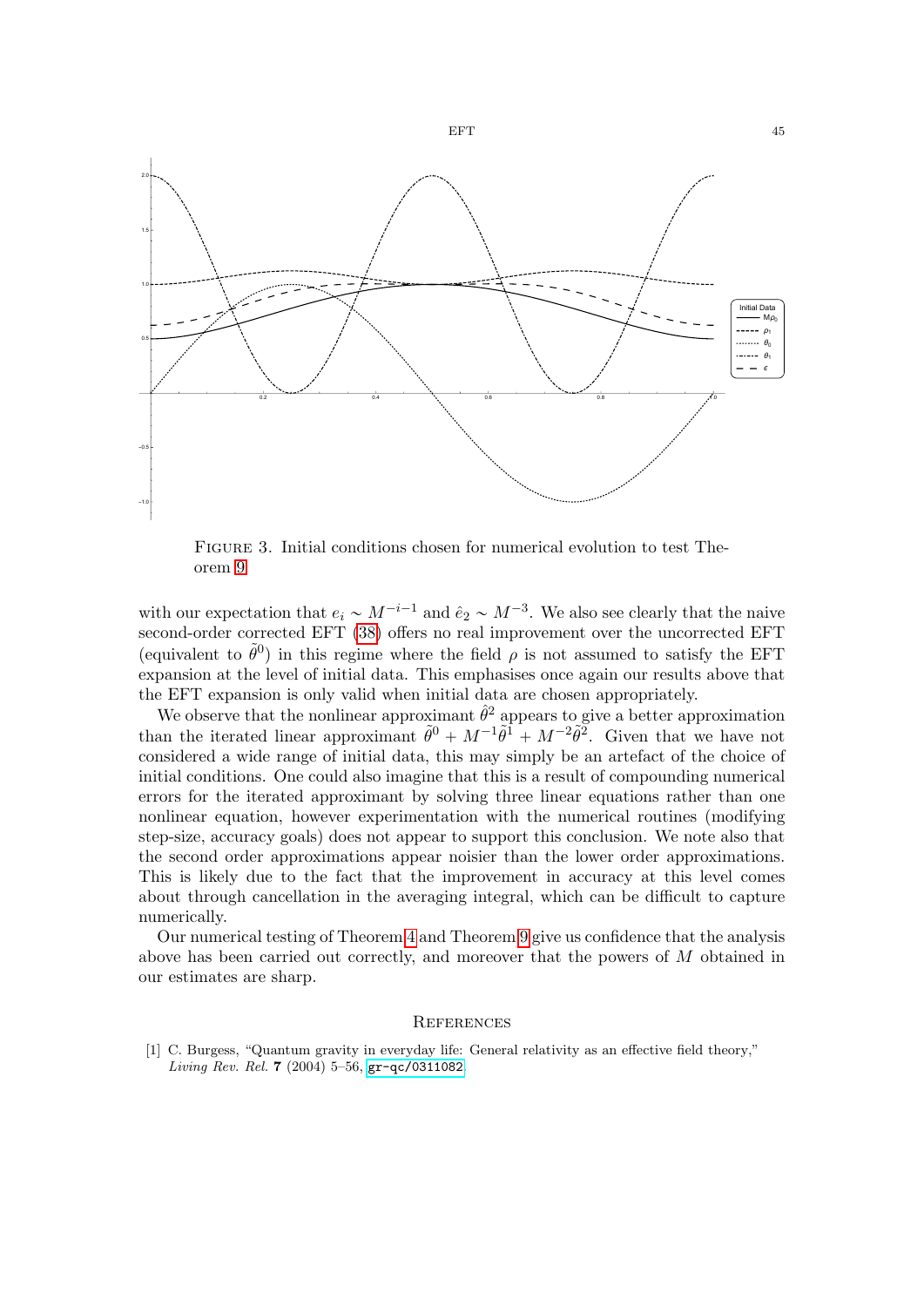FIGURE 3. Initial conditions chosen for numerical evolution to test Theorem 9

with our expectation that $e_i \sim M^{-i-1}$ and $\hat{e}_2 \sim M^{-3}$. We also see clearly that the naive second-order corrected EFT (38) offers no real improvement over the uncorrected EFT (equivalent to $\tilde{\theta}^0$) in this regime where the field $\rho$ is not assumed to satisfy the EFT expansion at the level of initial data. This emphasises once again our results above that the EFT expansion is only valid when initial data are chosen appropriately.

We observe that the nonlinear approximant $\hat{\theta}^2$ appears to give a better approximation than the iterated linear approximant $\tilde{\theta}^0 + M^{-1}\tilde{\theta}^1 + M^{-2}\tilde{\theta}^2$. Given that we have not considered a wide range of initial data, this may simply be an artefact of the choice of initial conditions. One could also imagine that this is a result of compounding numerical errors for the iterated approximant by solving three linear equations rather than one nonlinear equation, however experimentation with the numerical routines (modifying step-size, accuracy goals) does not appear to support this conclusion. We note also that the second order approximations appear noisier than the lower order approximations. This is likely due to the fact that the improvement in accuracy at this level comes about through cancellation in the averaging integral, which can be difficult to capture numerically.

Our numerical testing of Theorem 4 and Theorem 9 give us confidence that the analysis above has been carried out correctly, and moreover that the powers of $M$ obtained in our estimates are sharp.

## REFERENCES

[1] C. Burgess, "Quantum gravity in everyday life: General relativity as an effective field theory," *Living Rev. Rel.* **7** (2004) 5–56, gr-qc/0311082.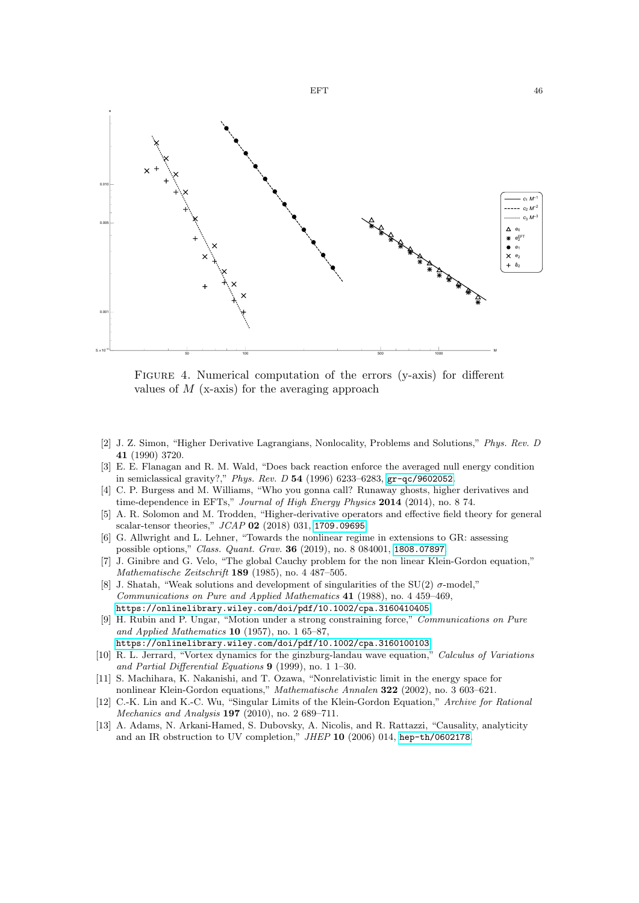FIGURE 4. Numerical computation of the errors (y-axis) for different values of $M$ (x-axis) for the averaging approach

[2] J. Z. Simon, "Higher Derivative Lagrangians, Nonlocality, Problems and Solutions," *Phys. Rev. D* **41** (1990) 3720.

[3] E. E. Flanagan and R. M. Wald, "Does back reaction enforce the averaged null energy condition in semiclassical gravity?," *Phys. Rev. D* **54** (1996) 6233–6283, gr-qc/9602052.

[4] C. P. Burgess and M. Williams, "Who you gonna call? Runaway ghosts, higher derivatives and time-dependence in EFTs," *Journal of High Energy Physics* **2014** (2014), no. 8 74.

[5] A. R. Solomon and M. Trodden, "Higher-derivative operators and effective field theory for general scalar-tensor theories," *JCAP* **02** (2018) 031, 1709.09695.

[6] G. Allwright and L. Lehner, "Towards the nonlinear regime in extensions to GR: assessing possible options," *Class. Quant. Grav.* **36** (2019), no. 8 084001, 1808.07897.

[7] J. Ginibre and G. Velo, "The global Cauchy problem for the non linear Klein-Gordon equation," *Mathematische Zeitschrift* **189** (1985), no. 4 487–505.

[8] J. Shatah, "Weak solutions and development of singularities of the SU(2) $\sigma$-model," *Communications on Pure and Applied Mathematics* **41** (1988), no. 4 459–469, https://onlinelibrary.wiley.com/doi/pdf/10.1002/cpa.3160410405.

[9] H. Rubin and P. Ungar, "Motion under a strong constraining force," *Communications on Pure and Applied Mathematics* **10** (1957), no. 1 65–87, https://onlinelibrary.wiley.com/doi/pdf/10.1002/cpa.3160100103.

[10] R. L. Jerrard, "Vortex dynamics for the ginzburg-landau wave equation," *Calculus of Variations and Partial Differential Equations* **9** (1999), no. 1 1–30.

[11] S. Machihara, K. Nakanishi, and T. Ozawa, "Nonrelativistic limit in the energy space for nonlinear Klein-Gordon equations," *Mathematische Annalen* **322** (2002), no. 3 603–621.

[12] C.-K. Lin and K.-C. Wu, "Singular Limits of the Klein-Gordon Equation," *Archive for Rational Mechanics and Analysis* **197** (2010), no. 2 689–711.

[13] A. Adams, N. Arkani-Hamed, S. Dubovsky, A. Nicolis, and R. Rattazzi, "Causality, analyticity and an IR obstruction to UV completion," *JHEP* **10** (2006) 014, hep-th/0602178.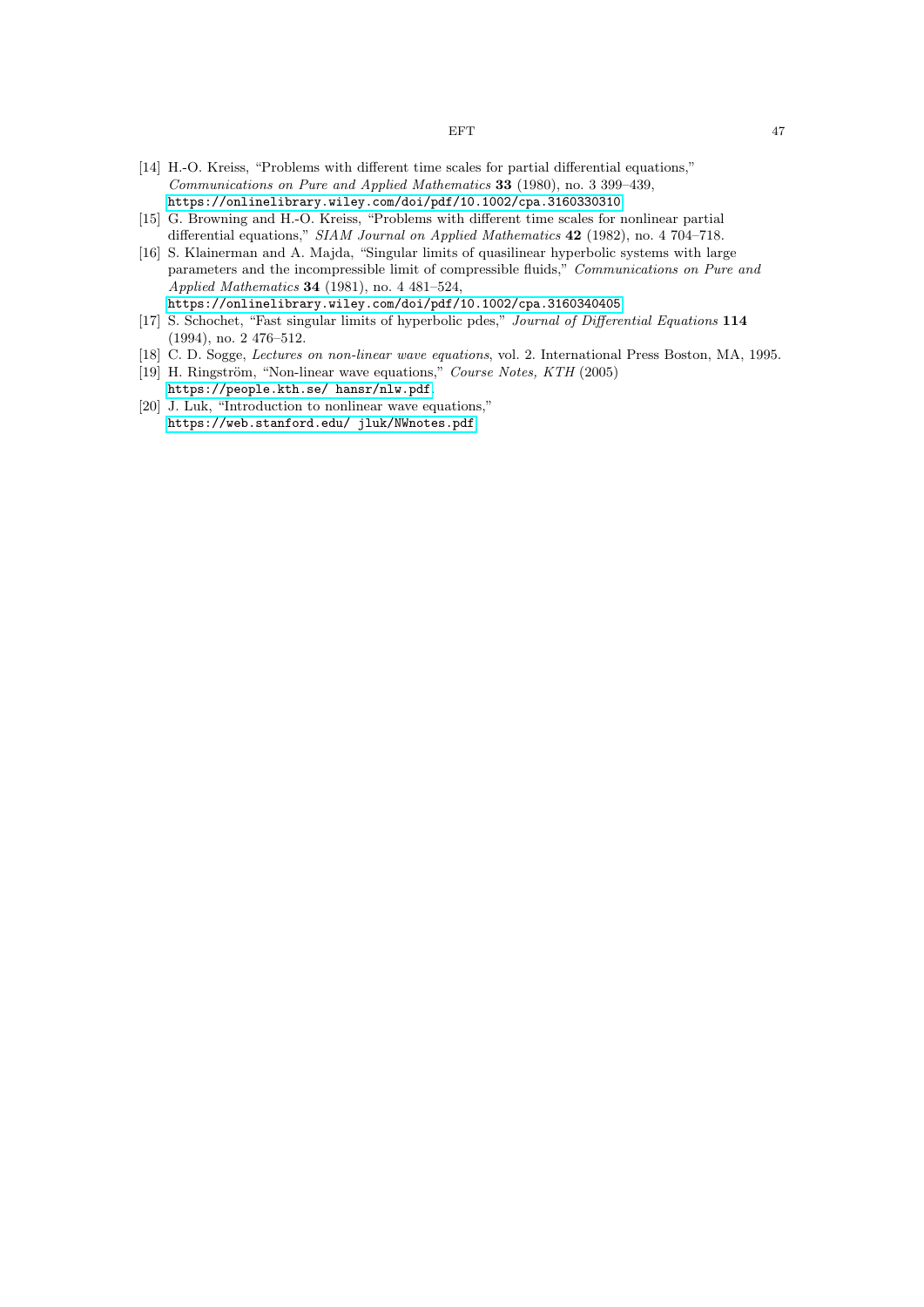[14] H.-O. Kreiss, "Problems with different time scales for partial differential equations," *Communications on Pure and Applied Mathematics* **33** (1980), no. 3 399–439, https://onlinelibrary.wiley.com/doi/pdf/10.1002/cpa.3160330310.

[15] G. Browning and H.-O. Kreiss, "Problems with different time scales for nonlinear partial differential equations," *SIAM Journal on Applied Mathematics* **42** (1982), no. 4 704–718.

[16] S. Klainerman and A. Majda, "Singular limits of quasilinear hyperbolic systems with large parameters and the incompressible limit of compressible fluids," *Communications on Pure and Applied Mathematics* **34** (1981), no. 4 481–524, https://onlinelibrary.wiley.com/doi/pdf/10.1002/cpa.3160340405.

[17] S. Schochet, "Fast singular limits of hyperbolic pdes," *Journal of Differential Equations* **114** (1994), no. 2 476–512.

[18] C. D. Sogge, *Lectures on non-linear wave equations*, vol. 2. International Press Boston, MA, 1995.

[19] H. Ringström, "Non-linear wave equations," *Course Notes, KTH* (2005) https://people.kth.se/ hansr/nlw.pdf.

[20] J. Luk, "Introduction to nonlinear wave equations," https://web.stanford.edu/ jluk/NWnotes.pdf.